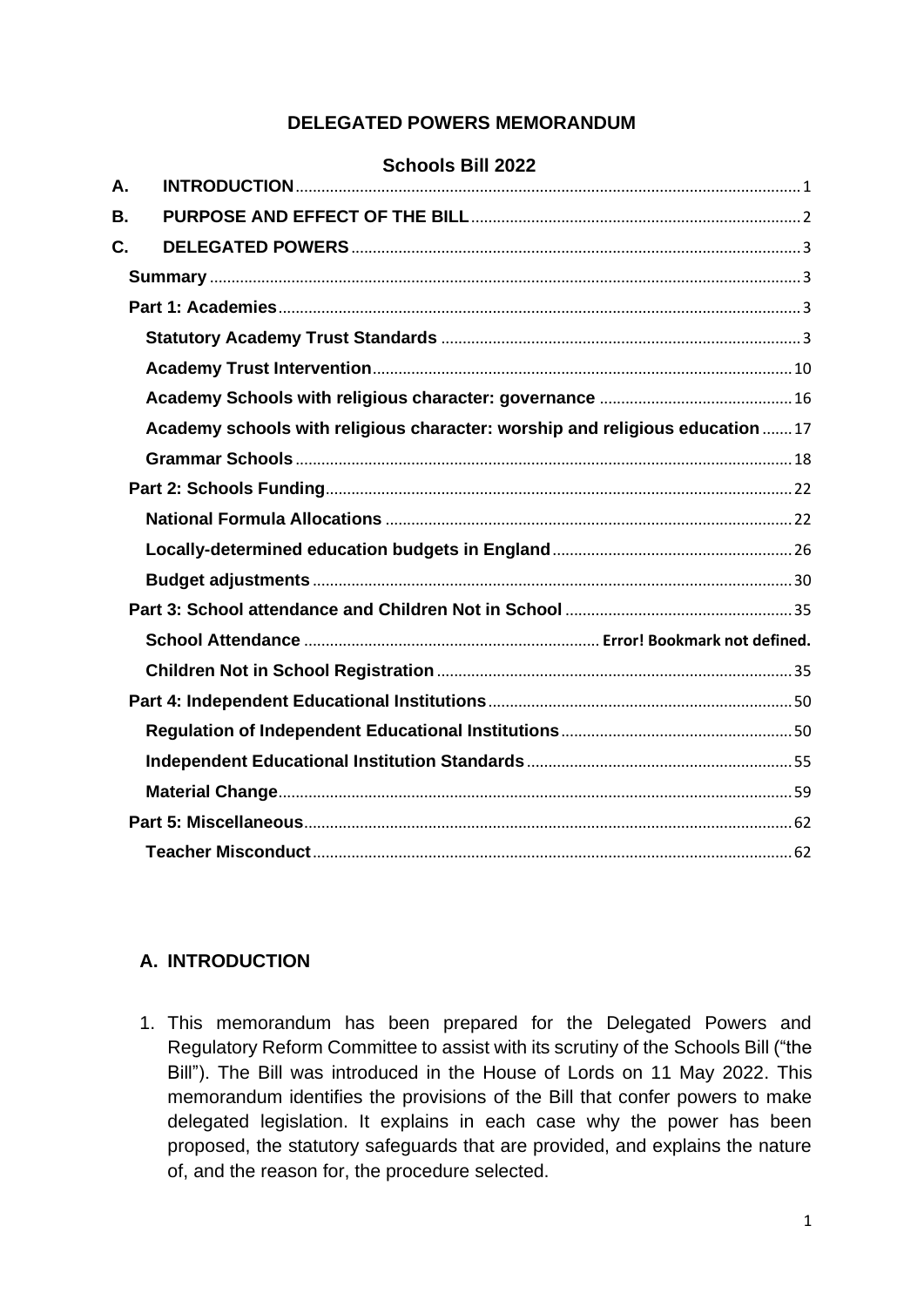# DELEGATED POWERS MEMORANDUM

## Schools Bill 2022

| | | |
|---|---|---|
| A. | INTRODUCTION | 1 |
| B. | PURPOSE AND EFFECT OF THE BILL | 2 |
| C. | DELEGATED POWERS | 3 |
| | Summary | 3 |
| | Part 1: Academies | 3 |
| | Statutory Academy Trust Standards | 3 |
| | Academy Trust Intervention | 10 |
| | Academy Schools with religious character: governance | 16 |
| | Academy schools with religious character: worship and religious education | 17 |
| | Grammar Schools | 18 |
| | Part 2: Schools Funding | 22 |
| | National Formula Allocations | 22 |
| | Locally-determined education budgets in England | 26 |
| | Budget adjustments | 30 |
| | Part 3: School attendance and Children Not in School | 35 |
| | School Attendance | Error! Bookmark not defined. |
| | Children Not in School Registration | 35 |
| | Part 4: Independent Educational Institutions | 50 |
| | Regulation of Independent Educational Institutions | 50 |
| | Independent Educational Institution Standards | 55 |
| | Material Change | 59 |
| | Part 5: Miscellaneous | 62 |
| | Teacher Misconduct | 62 |

## A. INTRODUCTION

1. This memorandum has been prepared for the Delegated Powers and Regulatory Reform Committee to assist with its scrutiny of the Schools Bill ("the Bill"). The Bill was introduced in the House of Lords on 11 May 2022. This memorandum identifies the provisions of the Bill that confer powers to make delegated legislation. It explains in each case why the power has been proposed, the statutory safeguards that are provided, and explains the nature of, and the reason for, the procedure selected.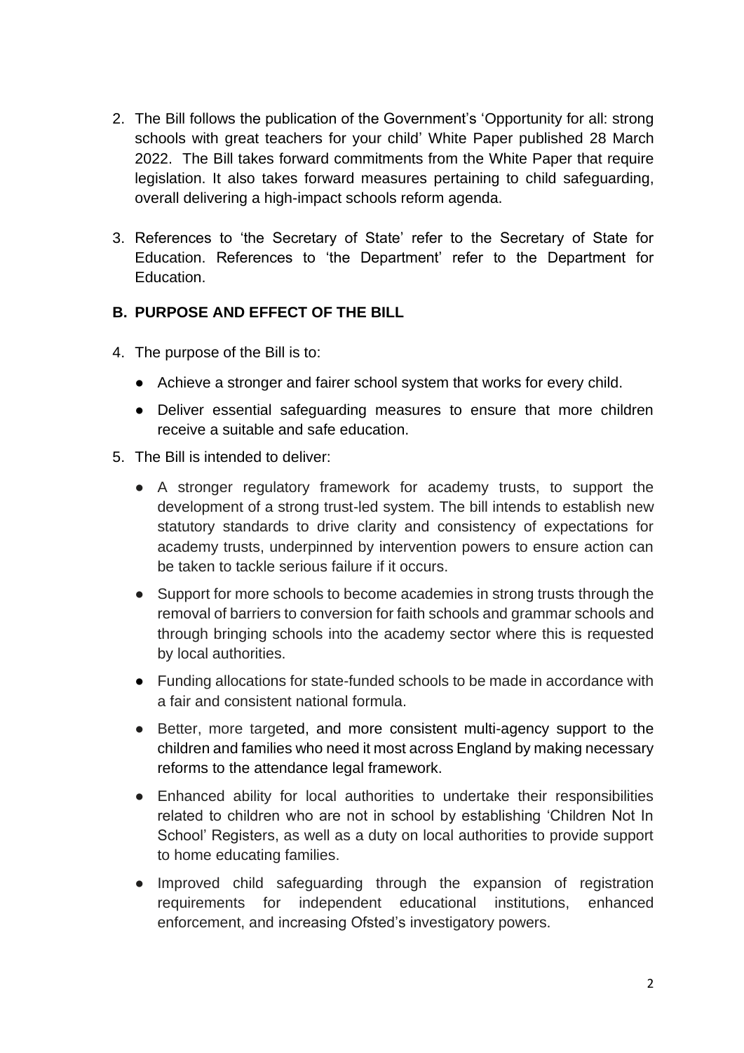2. The Bill follows the publication of the Government's 'Opportunity for all: strong schools with great teachers for your child' White Paper published 28 March 2022. The Bill takes forward commitments from the White Paper that require legislation. It also takes forward measures pertaining to child safeguarding, overall delivering a high-impact schools reform agenda.

3. References to 'the Secretary of State' refer to the Secretary of State for Education. References to 'the Department' refer to the Department for Education.

## B. PURPOSE AND EFFECT OF THE BILL

4. The purpose of the Bill is to:

    - Achieve a stronger and fairer school system that works for every child.
    - Deliver essential safeguarding measures to ensure that more children receive a suitable and safe education.

5. The Bill is intended to deliver:

    - A stronger regulatory framework for academy trusts, to support the development of a strong trust-led system. The bill intends to establish new statutory standards to drive clarity and consistency of expectations for academy trusts, underpinned by intervention powers to ensure action can be taken to tackle serious failure if it occurs.
    - Support for more schools to become academies in strong trusts through the removal of barriers to conversion for faith schools and grammar schools and through bringing schools into the academy sector where this is requested by local authorities.
    - Funding allocations for state-funded schools to be made in accordance with a fair and consistent national formula.
    - Better, more targeted, and more consistent multi-agency support to the children and families who need it most across England by making necessary reforms to the attendance legal framework.
    - Enhanced ability for local authorities to undertake their responsibilities related to children who are not in school by establishing 'Children Not In School' Registers, as well as a duty on local authorities to provide support to home educating families.
    - Improved child safeguarding through the expansion of registration requirements for independent educational institutions, enhanced enforcement, and increasing Ofsted's investigatory powers.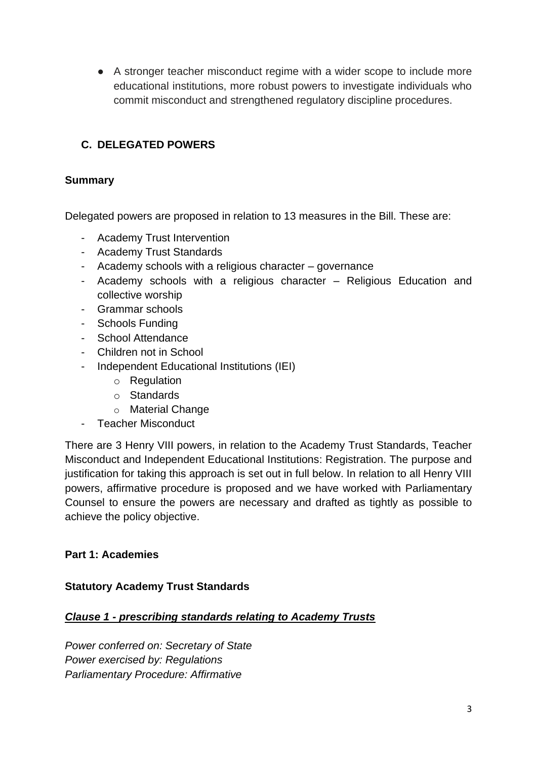- A stronger teacher misconduct regime with a wider scope to include more educational institutions, more robust powers to investigate individuals who commit misconduct and strengthened regulatory discipline procedures.

## C. DELEGATED POWERS

### Summary

Delegated powers are proposed in relation to 13 measures in the Bill. These are:

- Academy Trust Intervention
- Academy Trust Standards
- Academy schools with a religious character – governance
- Academy schools with a religious character – Religious Education and collective worship
- Grammar schools
- Schools Funding
- School Attendance
- Children not in School
- Independent Educational Institutions (IEI)
    - Regulation
    - Standards
    - Material Change
- Teacher Misconduct

There are 3 Henry VIII powers, in relation to the Academy Trust Standards, Teacher Misconduct and Independent Educational Institutions: Registration. The purpose and justification for taking this approach is set out in full below. In relation to all Henry VIII powers, affirmative procedure is proposed and we have worked with Parliamentary Counsel to ensure the powers are necessary and drafted as tightly as possible to achieve the policy objective.

### Part 1: Academies

### Statutory Academy Trust Standards

***Clause 1 - prescribing standards relating to Academy Trusts***

*Power conferred on: Secretary of State*
*Power exercised by: Regulations*
*Parliamentary Procedure: Affirmative*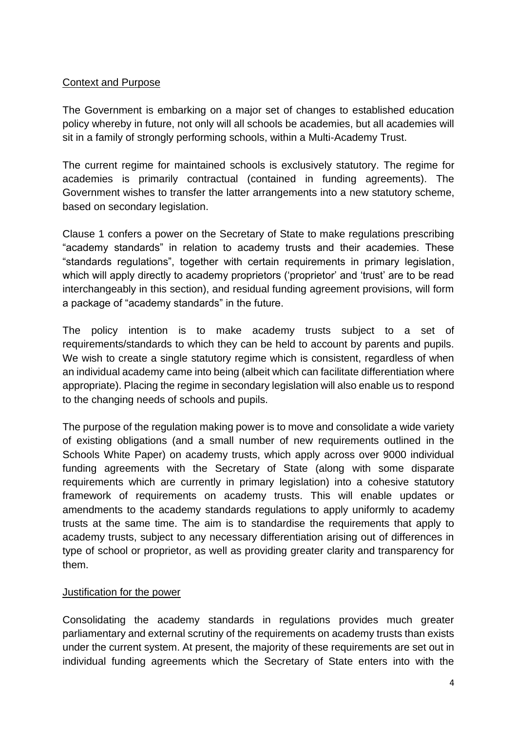## Context and Purpose

The Government is embarking on a major set of changes to established education policy whereby in future, not only will all schools be academies, but all academies will sit in a family of strongly performing schools, within a Multi-Academy Trust.

The current regime for maintained schools is exclusively statutory. The regime for academies is primarily contractual (contained in funding agreements). The Government wishes to transfer the latter arrangements into a new statutory scheme, based on secondary legislation.

Clause 1 confers a power on the Secretary of State to make regulations prescribing "academy standards" in relation to academy trusts and their academies. These "standards regulations", together with certain requirements in primary legislation, which will apply directly to academy proprietors ('proprietor' and 'trust' are to be read interchangeably in this section), and residual funding agreement provisions, will form a package of "academy standards" in the future.

The policy intention is to make academy trusts subject to a set of requirements/standards to which they can be held to account by parents and pupils. We wish to create a single statutory regime which is consistent, regardless of when an individual academy came into being (albeit which can facilitate differentiation where appropriate). Placing the regime in secondary legislation will also enable us to respond to the changing needs of schools and pupils.

The purpose of the regulation making power is to move and consolidate a wide variety of existing obligations (and a small number of new requirements outlined in the Schools White Paper) on academy trusts, which apply across over 9000 individual funding agreements with the Secretary of State (along with some disparate requirements which are currently in primary legislation) into a cohesive statutory framework of requirements on academy trusts. This will enable updates or amendments to the academy standards regulations to apply uniformly to academy trusts at the same time. The aim is to standardise the requirements that apply to academy trusts, subject to any necessary differentiation arising out of differences in type of school or proprietor, as well as providing greater clarity and transparency for them.

## Justification for the power

Consolidating the academy standards in regulations provides much greater parliamentary and external scrutiny of the requirements on academy trusts than exists under the current system. At present, the majority of these requirements are set out in individual funding agreements which the Secretary of State enters into with the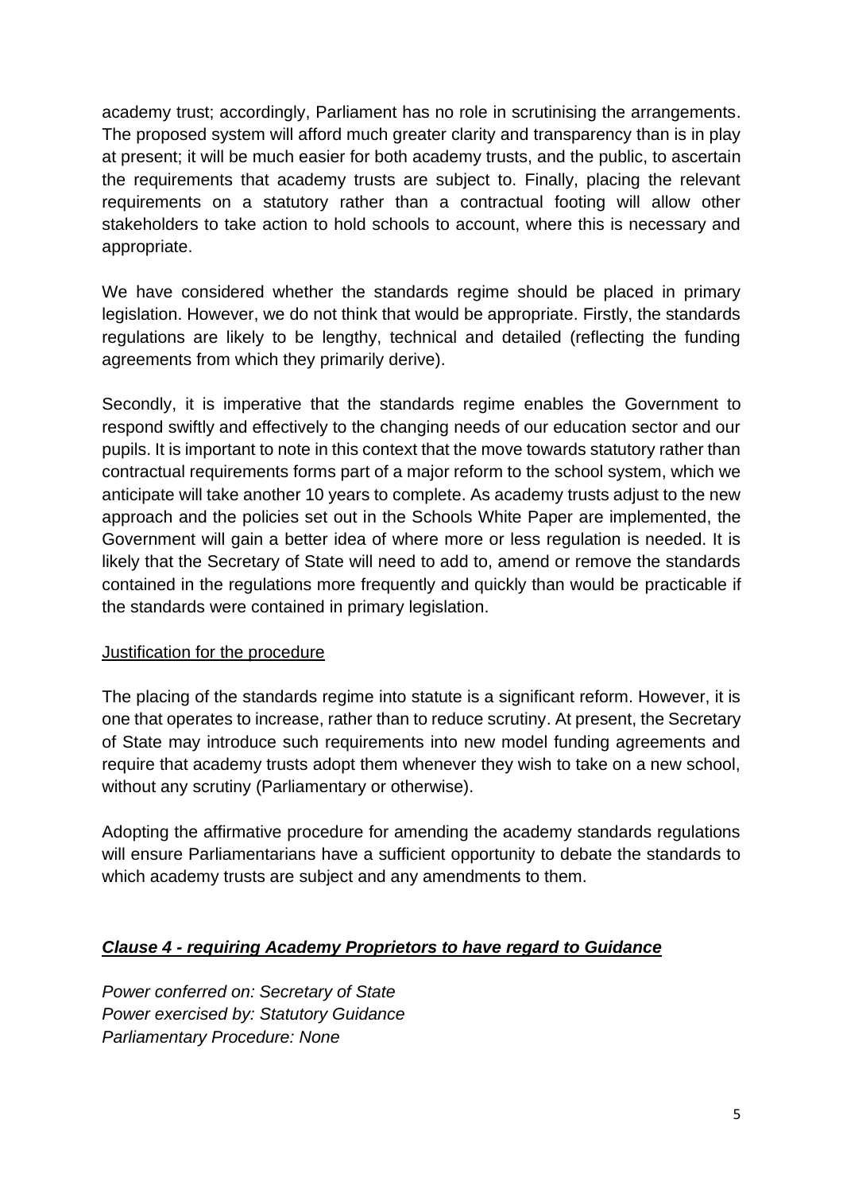academy trust; accordingly, Parliament has no role in scrutinising the arrangements. The proposed system will afford much greater clarity and transparency than is in play at present; it will be much easier for both academy trusts, and the public, to ascertain the requirements that academy trusts are subject to. Finally, placing the relevant requirements on a statutory rather than a contractual footing will allow other stakeholders to take action to hold schools to account, where this is necessary and appropriate.

We have considered whether the standards regime should be placed in primary legislation. However, we do not think that would be appropriate. Firstly, the standards regulations are likely to be lengthy, technical and detailed (reflecting the funding agreements from which they primarily derive).

Secondly, it is imperative that the standards regime enables the Government to respond swiftly and effectively to the changing needs of our education sector and our pupils. It is important to note in this context that the move towards statutory rather than contractual requirements forms part of a major reform to the school system, which we anticipate will take another 10 years to complete. As academy trusts adjust to the new approach and the policies set out in the Schools White Paper are implemented, the Government will gain a better idea of where more or less regulation is needed. It is likely that the Secretary of State will need to add to, amend or remove the standards contained in the regulations more frequently and quickly than would be practicable if the standards were contained in primary legislation.

Justification for the procedure

The placing of the standards regime into statute is a significant reform. However, it is one that operates to increase, rather than to reduce scrutiny. At present, the Secretary of State may introduce such requirements into new model funding agreements and require that academy trusts adopt them whenever they wish to take on a new school, without any scrutiny (Parliamentary or otherwise).

Adopting the affirmative procedure for amending the academy standards regulations will ensure Parliamentarians have a sufficient opportunity to debate the standards to which academy trusts are subject and any amendments to them.

### ***Clause 4 - requiring Academy Proprietors to have regard to Guidance***

*Power conferred on: Secretary of State*
*Power exercised by: Statutory Guidance*
*Parliamentary Procedure: None*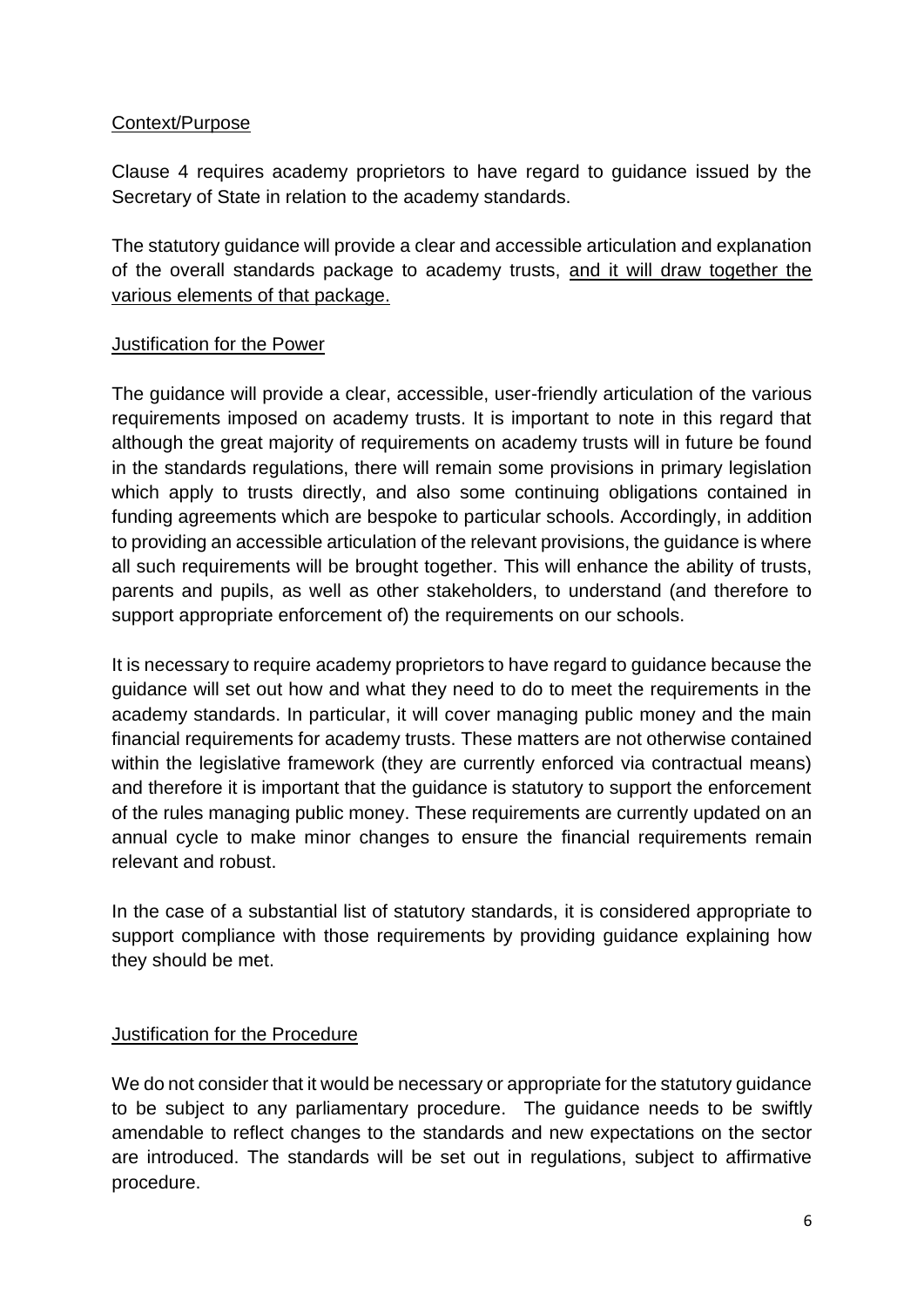Context/Purpose

Clause 4 requires academy proprietors to have regard to guidance issued by the Secretary of State in relation to the academy standards.

The statutory guidance will provide a clear and accessible articulation and explanation of the overall standards package to academy trusts, <u>and it will draw together the various elements of that package.</u>

Justification for the Power

The guidance will provide a clear, accessible, user-friendly articulation of the various requirements imposed on academy trusts. It is important to note in this regard that although the great majority of requirements on academy trusts will in future be found in the standards regulations, there will remain some provisions in primary legislation which apply to trusts directly, and also some continuing obligations contained in funding agreements which are bespoke to particular schools. Accordingly, in addition to providing an accessible articulation of the relevant provisions, the guidance is where all such requirements will be brought together. This will enhance the ability of trusts, parents and pupils, as well as other stakeholders, to understand (and therefore to support appropriate enforcement of) the requirements on our schools.

It is necessary to require academy proprietors to have regard to guidance because the guidance will set out how and what they need to do to meet the requirements in the academy standards. In particular, it will cover managing public money and the main financial requirements for academy trusts. These matters are not otherwise contained within the legislative framework (they are currently enforced via contractual means) and therefore it is important that the guidance is statutory to support the enforcement of the rules managing public money. These requirements are currently updated on an annual cycle to make minor changes to ensure the financial requirements remain relevant and robust.

In the case of a substantial list of statutory standards, it is considered appropriate to support compliance with those requirements by providing guidance explaining how they should be met.

Justification for the Procedure

We do not consider that it would be necessary or appropriate for the statutory guidance to be subject to any parliamentary procedure. The guidance needs to be swiftly amendable to reflect changes to the standards and new expectations on the sector are introduced. The standards will be set out in regulations, subject to affirmative procedure.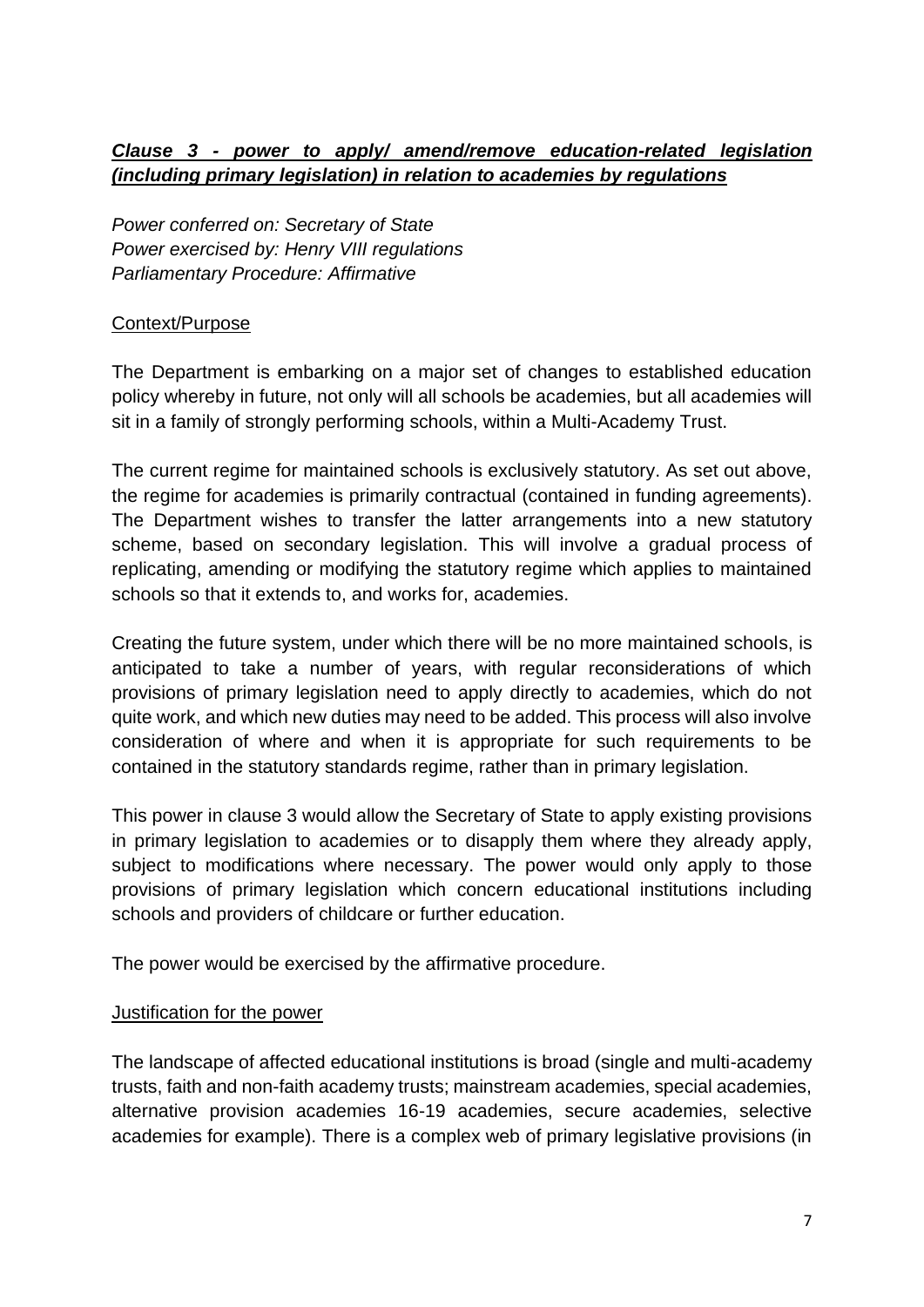***<u>Clause 3 - power to apply/ amend/remove education-related legislation (including primary legislation) in relation to academies by regulations</u>***

*Power conferred on: Secretary of State*
*Power exercised by: Henry VIII regulations*
*Parliamentary Procedure: Affirmative*

<u>Context/Purpose</u>

The Department is embarking on a major set of changes to established education policy whereby in future, not only will all schools be academies, but all academies will sit in a family of strongly performing schools, within a Multi-Academy Trust.

The current regime for maintained schools is exclusively statutory. As set out above, the regime for academies is primarily contractual (contained in funding agreements). The Department wishes to transfer the latter arrangements into a new statutory scheme, based on secondary legislation. This will involve a gradual process of replicating, amending or modifying the statutory regime which applies to maintained schools so that it extends to, and works for, academies.

Creating the future system, under which there will be no more maintained schools, is anticipated to take a number of years, with regular reconsiderations of which provisions of primary legislation need to apply directly to academies, which do not quite work, and which new duties may need to be added. This process will also involve consideration of where and when it is appropriate for such requirements to be contained in the statutory standards regime, rather than in primary legislation.

This power in clause 3 would allow the Secretary of State to apply existing provisions in primary legislation to academies or to disapply them where they already apply, subject to modifications where necessary. The power would only apply to those provisions of primary legislation which concern educational institutions including schools and providers of childcare or further education.

The power would be exercised by the affirmative procedure.

<u>Justification for the power</u>

The landscape of affected educational institutions is broad (single and multi-academy trusts, faith and non-faith academy trusts; mainstream academies, special academies, alternative provision academies 16-19 academies, secure academies, selective academies for example). There is a complex web of primary legislative provisions (in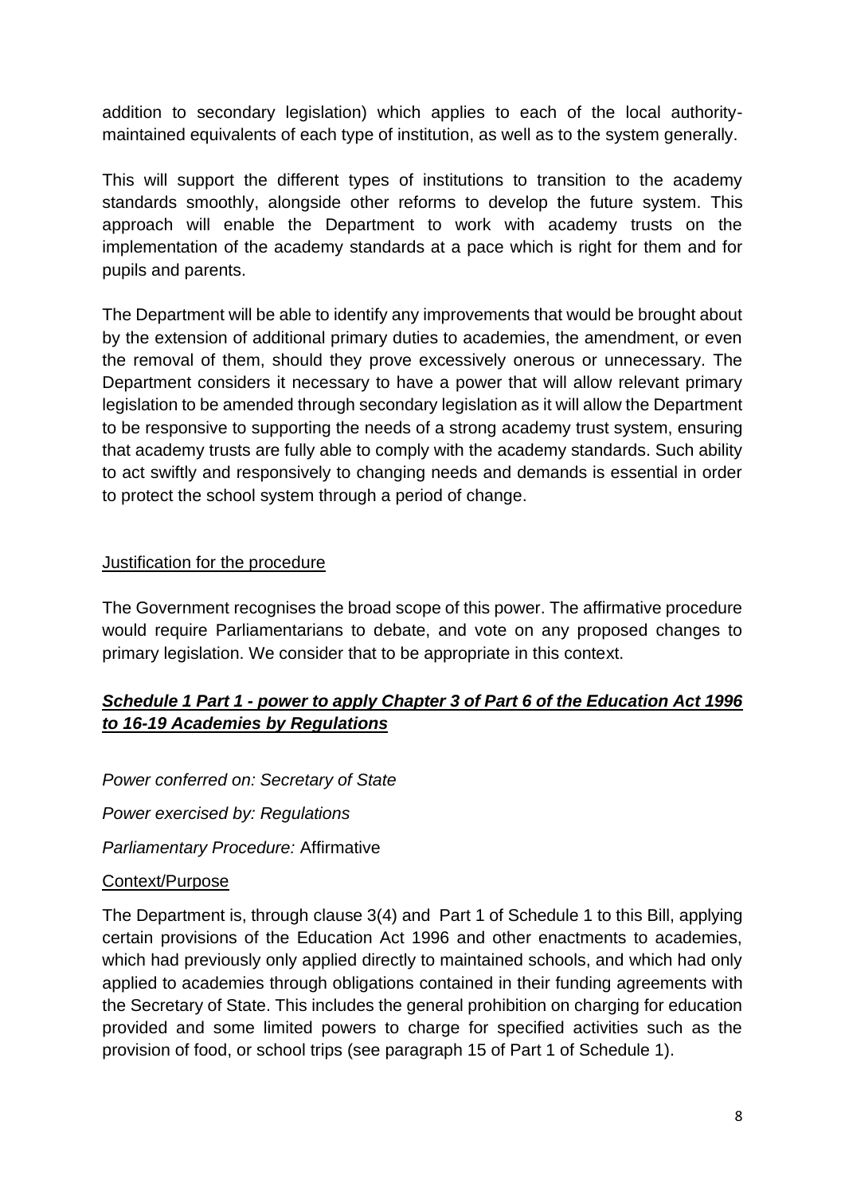addition to secondary legislation) which applies to each of the local authority-maintained equivalents of each type of institution, as well as to the system generally.

This will support the different types of institutions to transition to the academy standards smoothly, alongside other reforms to develop the future system. This approach will enable the Department to work with academy trusts on the implementation of the academy standards at a pace which is right for them and for pupils and parents.

The Department will be able to identify any improvements that would be brought about by the extension of additional primary duties to academies, the amendment, or even the removal of them, should they prove excessively onerous or unnecessary. The Department considers it necessary to have a power that will allow relevant primary legislation to be amended through secondary legislation as it will allow the Department to be responsive to supporting the needs of a strong academy trust system, ensuring that academy trusts are fully able to comply with the academy standards. Such ability to act swiftly and responsively to changing needs and demands is essential in order to protect the school system through a period of change.

<u>Justification for the procedure</u>

The Government recognises the broad scope of this power. The affirmative procedure would require Parliamentarians to debate, and vote on any proposed changes to primary legislation. We consider that to be appropriate in this context.

### ***<u>Schedule 1 Part 1 - power to apply Chapter 3 of Part 6 of the Education Act 1996 to 16-19 Academies by Regulations</u>***

*Power conferred on: Secretary of State*

*Power exercised by: Regulations*

*Parliamentary Procedure:* Affirmative

<u>Context/Purpose</u>

The Department is, through clause 3(4) and Part 1 of Schedule 1 to this Bill, applying certain provisions of the Education Act 1996 and other enactments to academies, which had previously only applied directly to maintained schools, and which had only applied to academies through obligations contained in their funding agreements with the Secretary of State. This includes the general prohibition on charging for education provided and some limited powers to charge for specified activities such as the provision of food, or school trips (see paragraph 15 of Part 1 of Schedule 1).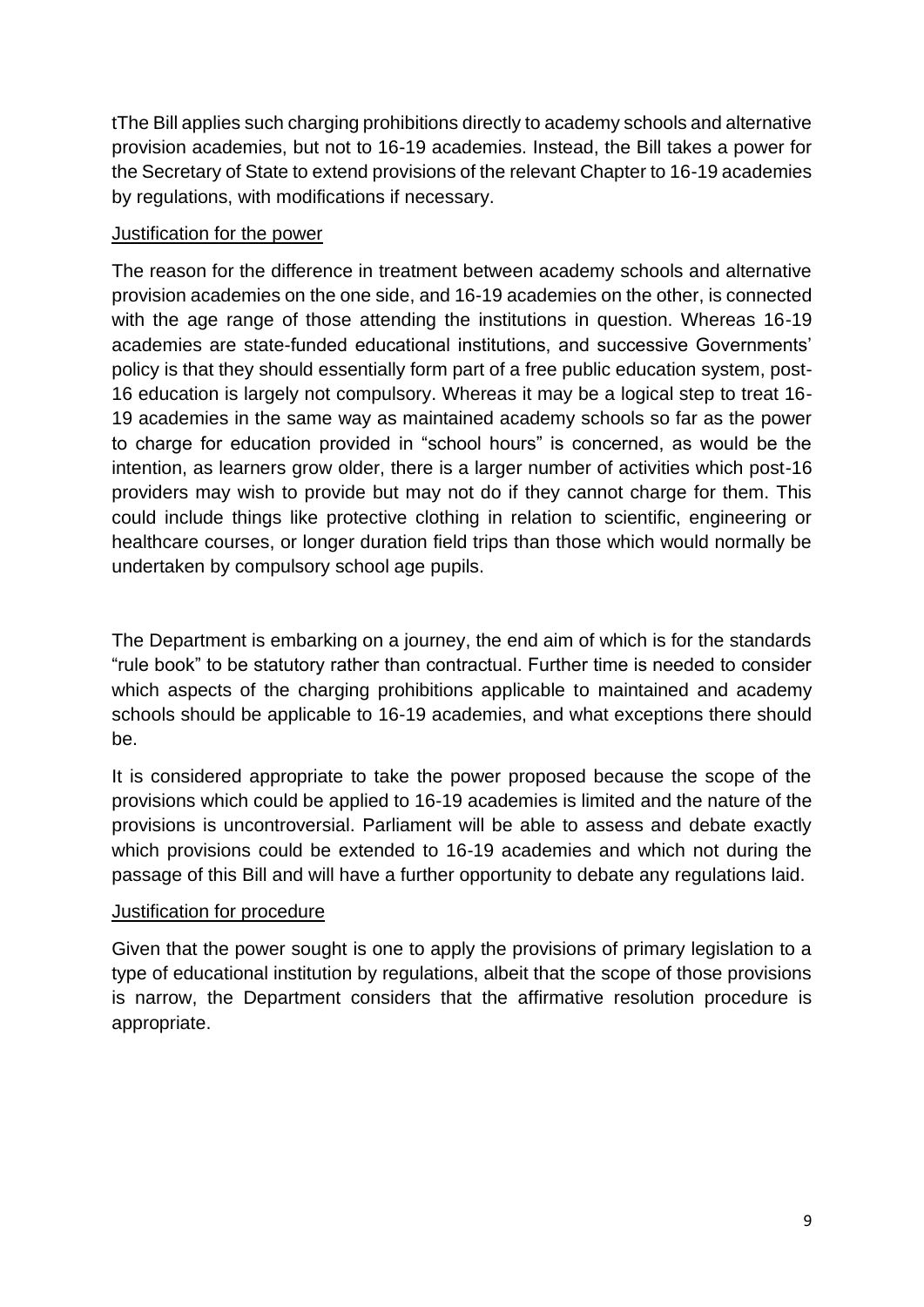tThe Bill applies such charging prohibitions directly to academy schools and alternative provision academies, but not to 16-19 academies. Instead, the Bill takes a power for the Secretary of State to extend provisions of the relevant Chapter to 16-19 academies by regulations, with modifications if necessary.

Justification for the power

The reason for the difference in treatment between academy schools and alternative provision academies on the one side, and 16-19 academies on the other, is connected with the age range of those attending the institutions in question. Whereas 16-19 academies are state-funded educational institutions, and successive Governments' policy is that they should essentially form part of a free public education system, post-16 education is largely not compulsory. Whereas it may be a logical step to treat 16-19 academies in the same way as maintained academy schools so far as the power to charge for education provided in "school hours" is concerned, as would be the intention, as learners grow older, there is a larger number of activities which post-16 providers may wish to provide but may not do if they cannot charge for them. This could include things like protective clothing in relation to scientific, engineering or healthcare courses, or longer duration field trips than those which would normally be undertaken by compulsory school age pupils.

The Department is embarking on a journey, the end aim of which is for the standards "rule book" to be statutory rather than contractual. Further time is needed to consider which aspects of the charging prohibitions applicable to maintained and academy schools should be applicable to 16-19 academies, and what exceptions there should be.

It is considered appropriate to take the power proposed because the scope of the provisions which could be applied to 16-19 academies is limited and the nature of the provisions is uncontroversial. Parliament will be able to assess and debate exactly which provisions could be extended to 16-19 academies and which not during the passage of this Bill and will have a further opportunity to debate any regulations laid.

Justification for procedure

Given that the power sought is one to apply the provisions of primary legislation to a type of educational institution by regulations, albeit that the scope of those provisions is narrow, the Department considers that the affirmative resolution procedure is appropriate.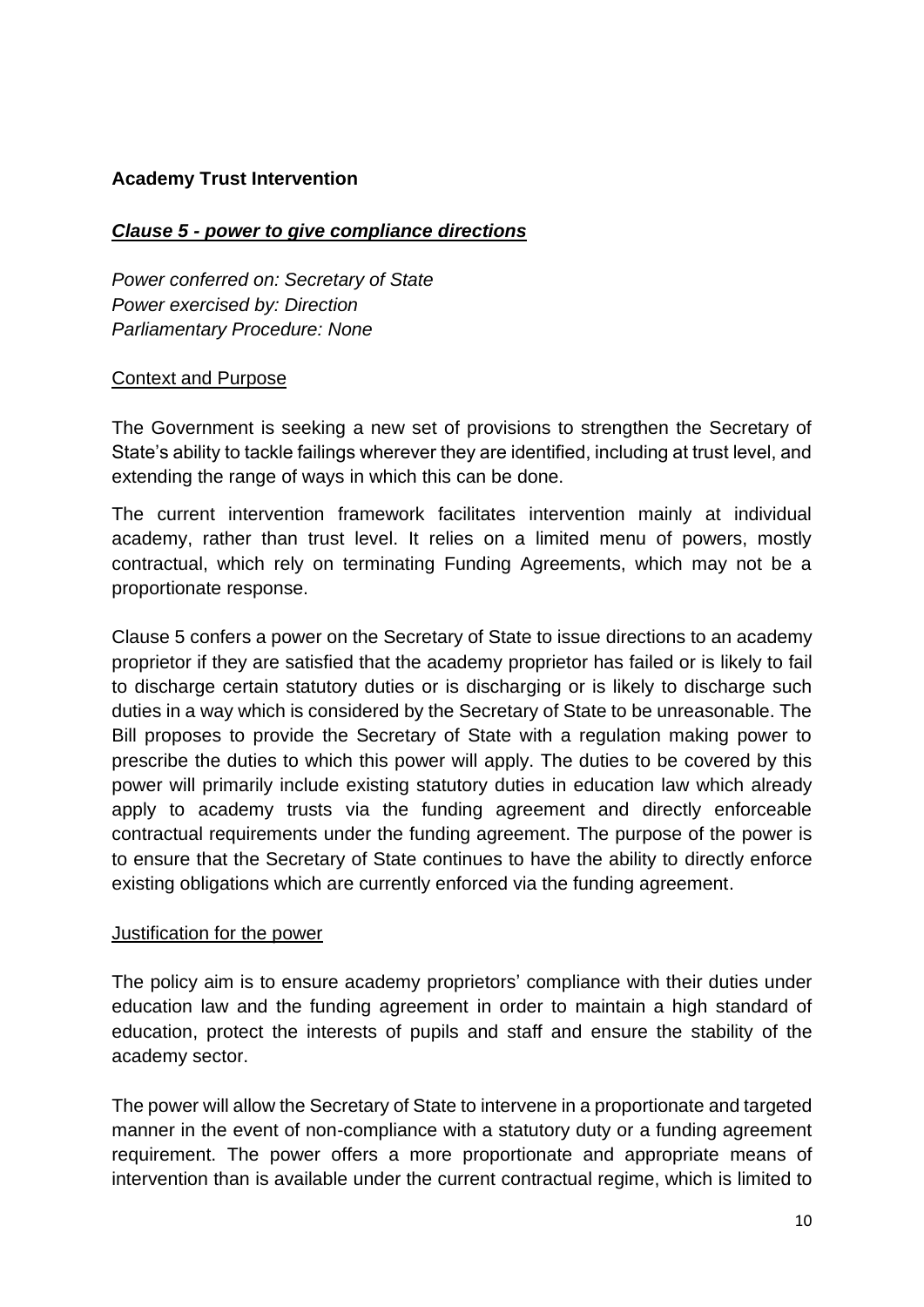## Academy Trust Intervention

### ***Clause 5 - power to give compliance directions***

*Power conferred on: Secretary of State*
*Power exercised by: Direction*
*Parliamentary Procedure: None*

#### Context and Purpose

The Government is seeking a new set of provisions to strengthen the Secretary of State's ability to tackle failings wherever they are identified, including at trust level, and extending the range of ways in which this can be done.

The current intervention framework facilitates intervention mainly at individual academy, rather than trust level. It relies on a limited menu of powers, mostly contractual, which rely on terminating Funding Agreements, which may not be a proportionate response.

Clause 5 confers a power on the Secretary of State to issue directions to an academy proprietor if they are satisfied that the academy proprietor has failed or is likely to fail to discharge certain statutory duties or is discharging or is likely to discharge such duties in a way which is considered by the Secretary of State to be unreasonable. The Bill proposes to provide the Secretary of State with a regulation making power to prescribe the duties to which this power will apply. The duties to be covered by this power will primarily include existing statutory duties in education law which already apply to academy trusts via the funding agreement and directly enforceable contractual requirements under the funding agreement. The purpose of the power is to ensure that the Secretary of State continues to have the ability to directly enforce existing obligations which are currently enforced via the funding agreement.

#### Justification for the power

The policy aim is to ensure academy proprietors' compliance with their duties under education law and the funding agreement in order to maintain a high standard of education, protect the interests of pupils and staff and ensure the stability of the academy sector.

The power will allow the Secretary of State to intervene in a proportionate and targeted manner in the event of non-compliance with a statutory duty or a funding agreement requirement. The power offers a more proportionate and appropriate means of intervention than is available under the current contractual regime, which is limited to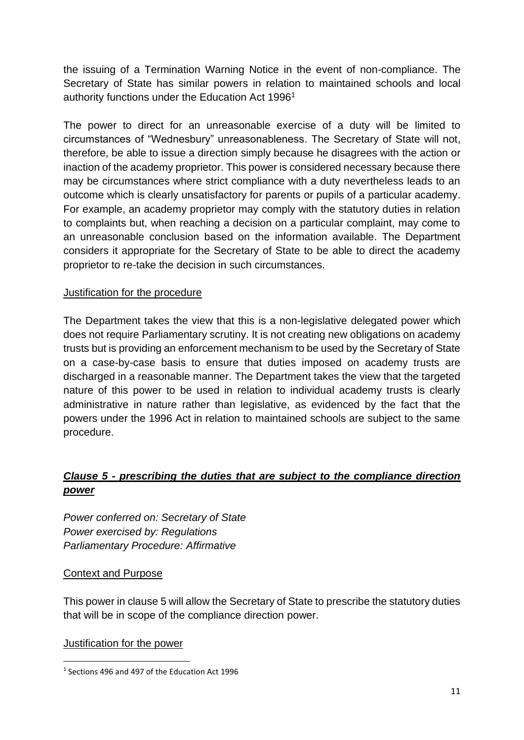the issuing of a Termination Warning Notice in the event of non-compliance. The Secretary of State has similar powers in relation to maintained schools and local authority functions under the Education Act 1996[1]

The power to direct for an unreasonable exercise of a duty will be limited to circumstances of "Wednesbury" unreasonableness. The Secretary of State will not, therefore, be able to issue a direction simply because he disagrees with the action or inaction of the academy proprietor. This power is considered necessary because there may be circumstances where strict compliance with a duty nevertheless leads to an outcome which is clearly unsatisfactory for parents or pupils of a particular academy. For example, an academy proprietor may comply with the statutory duties in relation to complaints but, when reaching a decision on a particular complaint, may come to an unreasonable conclusion based on the information available. The Department considers it appropriate for the Secretary of State to be able to direct the academy proprietor to re-take the decision in such circumstances.

Justification for the procedure

The Department takes the view that this is a non-legislative delegated power which does not require Parliamentary scrutiny. It is not creating new obligations on academy trusts but is providing an enforcement mechanism to be used by the Secretary of State on a case-by-case basis to ensure that duties imposed on academy trusts are discharged in a reasonable manner. The Department takes the view that the targeted nature of this power to be used in relation to individual academy trusts is clearly administrative in nature rather than legislative, as evidenced by the fact that the powers under the 1996 Act in relation to maintained schools are subject to the same procedure.

### ***Clause 5 - prescribing the duties that are subject to the compliance direction power***

*Power conferred on: Secretary of State*
*Power exercised by: Regulations*
*Parliamentary Procedure: Affirmative*

Context and Purpose

This power in clause 5 will allow the Secretary of State to prescribe the statutory duties that will be in scope of the compliance direction power.

Justification for the power

[1] Sections 496 and 497 of the Education Act 1996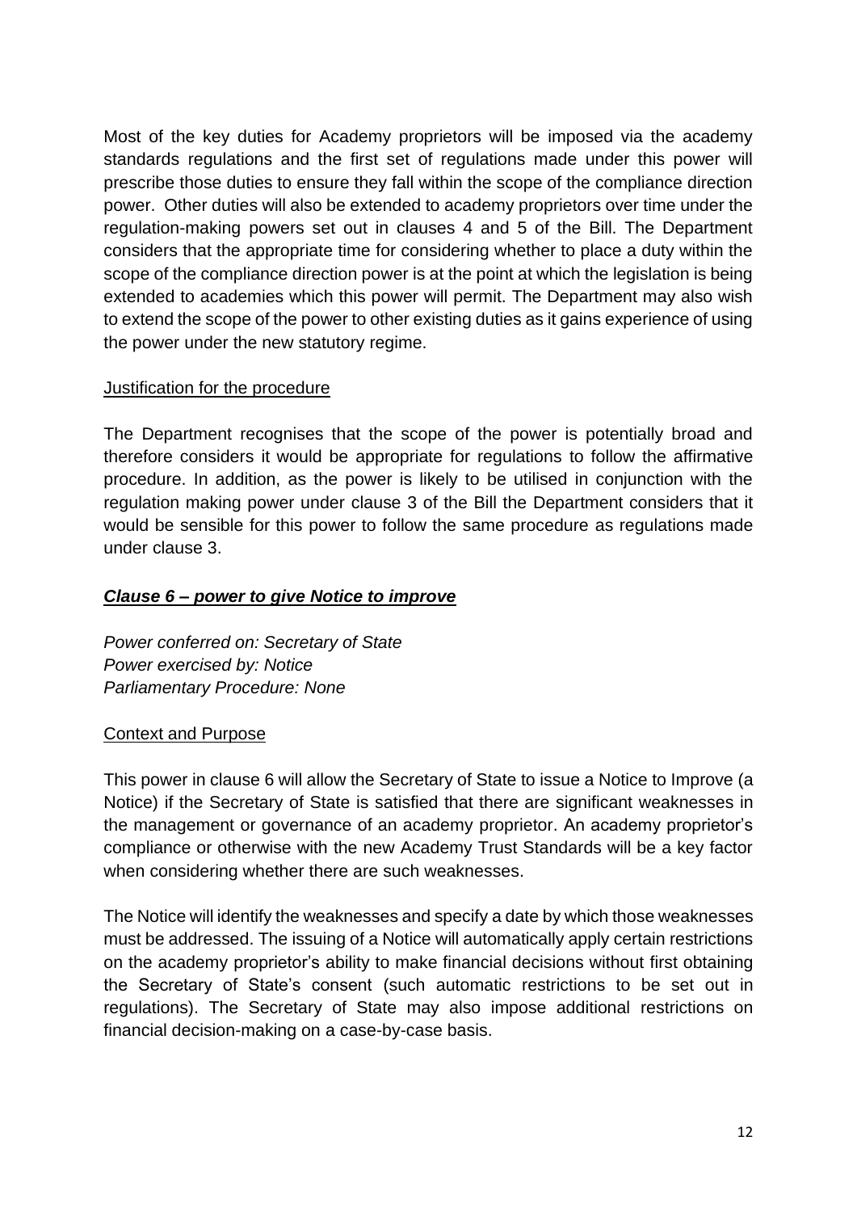Most of the key duties for Academy proprietors will be imposed via the academy standards regulations and the first set of regulations made under this power will prescribe those duties to ensure they fall within the scope of the compliance direction power. Other duties will also be extended to academy proprietors over time under the regulation-making powers set out in clauses 4 and 5 of the Bill. The Department considers that the appropriate time for considering whether to place a duty within the scope of the compliance direction power is at the point at which the legislation is being extended to academies which this power will permit. The Department may also wish to extend the scope of the power to other existing duties as it gains experience of using the power under the new statutory regime.

Justification for the procedure

The Department recognises that the scope of the power is potentially broad and therefore considers it would be appropriate for regulations to follow the affirmative procedure. In addition, as the power is likely to be utilised in conjunction with the regulation making power under clause 3 of the Bill the Department considers that it would be sensible for this power to follow the same procedure as regulations made under clause 3.

### ***Clause 6 – power to give Notice to improve***

*Power conferred on: Secretary of State*
*Power exercised by: Notice*
*Parliamentary Procedure: None*

Context and Purpose

This power in clause 6 will allow the Secretary of State to issue a Notice to Improve (a Notice) if the Secretary of State is satisfied that there are significant weaknesses in the management or governance of an academy proprietor. An academy proprietor's compliance or otherwise with the new Academy Trust Standards will be a key factor when considering whether there are such weaknesses.

The Notice will identify the weaknesses and specify a date by which those weaknesses must be addressed. The issuing of a Notice will automatically apply certain restrictions on the academy proprietor's ability to make financial decisions without first obtaining the Secretary of State's consent (such automatic restrictions to be set out in regulations). The Secretary of State may also impose additional restrictions on financial decision-making on a case-by-case basis.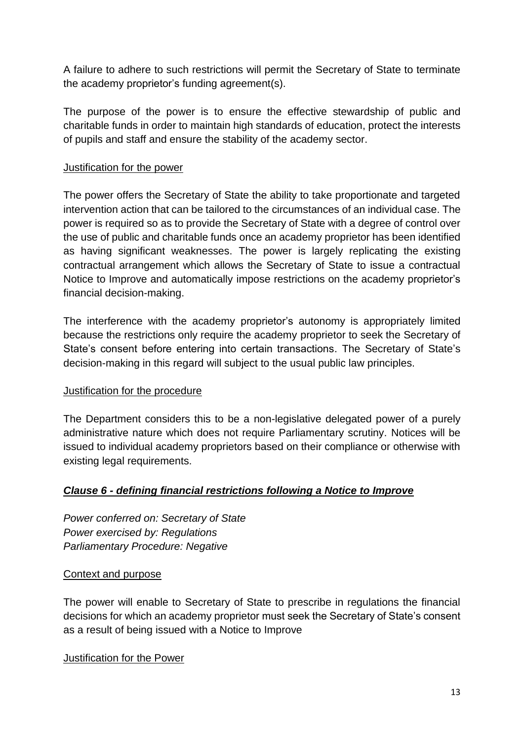A failure to adhere to such restrictions will permit the Secretary of State to terminate the academy proprietor's funding agreement(s).

The purpose of the power is to ensure the effective stewardship of public and charitable funds in order to maintain high standards of education, protect the interests of pupils and staff and ensure the stability of the academy sector.

<u>Justification for the power</u>

The power offers the Secretary of State the ability to take proportionate and targeted intervention action that can be tailored to the circumstances of an individual case. The power is required so as to provide the Secretary of State with a degree of control over the use of public and charitable funds once an academy proprietor has been identified as having significant weaknesses. The power is largely replicating the existing contractual arrangement which allows the Secretary of State to issue a contractual Notice to Improve and automatically impose restrictions on the academy proprietor's financial decision-making.

The interference with the academy proprietor's autonomy is appropriately limited because the restrictions only require the academy proprietor to seek the Secretary of State's consent before entering into certain transactions. The Secretary of State's decision-making in this regard will subject to the usual public law principles.

<u>Justification for the procedure</u>

The Department considers this to be a non-legislative delegated power of a purely administrative nature which does not require Parliamentary scrutiny. Notices will be issued to individual academy proprietors based on their compliance or otherwise with existing legal requirements.

### ***Clause 6 - defining financial restrictions following a Notice to Improve***

*Power conferred on: Secretary of State*
*Power exercised by: Regulations*
*Parliamentary Procedure: Negative*

<u>Context and purpose</u>

The power will enable to Secretary of State to prescribe in regulations the financial decisions for which an academy proprietor must seek the Secretary of State's consent as a result of being issued with a Notice to Improve

<u>Justification for the Power</u>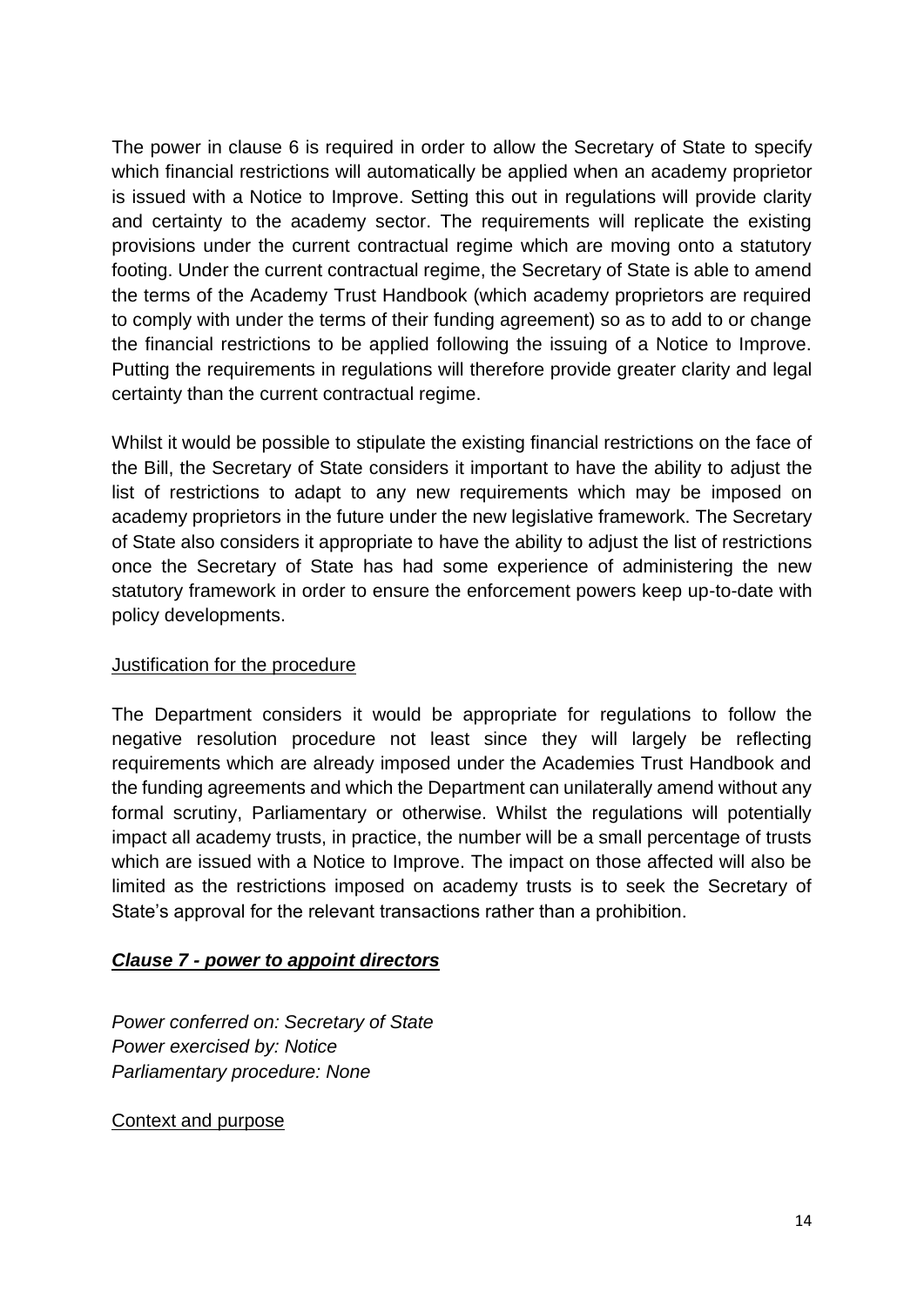The power in clause 6 is required in order to allow the Secretary of State to specify which financial restrictions will automatically be applied when an academy proprietor is issued with a Notice to Improve. Setting this out in regulations will provide clarity and certainty to the academy sector. The requirements will replicate the existing provisions under the current contractual regime which are moving onto a statutory footing. Under the current contractual regime, the Secretary of State is able to amend the terms of the Academy Trust Handbook (which academy proprietors are required to comply with under the terms of their funding agreement) so as to add to or change the financial restrictions to be applied following the issuing of a Notice to Improve. Putting the requirements in regulations will therefore provide greater clarity and legal certainty than the current contractual regime.

Whilst it would be possible to stipulate the existing financial restrictions on the face of the Bill, the Secretary of State considers it important to have the ability to adjust the list of restrictions to adapt to any new requirements which may be imposed on academy proprietors in the future under the new legislative framework. The Secretary of State also considers it appropriate to have the ability to adjust the list of restrictions once the Secretary of State has had some experience of administering the new statutory framework in order to ensure the enforcement powers keep up-to-date with policy developments.

Justification for the procedure

The Department considers it would be appropriate for regulations to follow the negative resolution procedure not least since they will largely be reflecting requirements which are already imposed under the Academies Trust Handbook and the funding agreements and which the Department can unilaterally amend without any formal scrutiny, Parliamentary or otherwise. Whilst the regulations will potentially impact all academy trusts, in practice, the number will be a small percentage of trusts which are issued with a Notice to Improve. The impact on those affected will also be limited as the restrictions imposed on academy trusts is to seek the Secretary of State's approval for the relevant transactions rather than a prohibition.

### ***Clause 7 - power to appoint directors***

*Power conferred on: Secretary of State*
*Power exercised by: Notice*
*Parliamentary procedure: None*

Context and purpose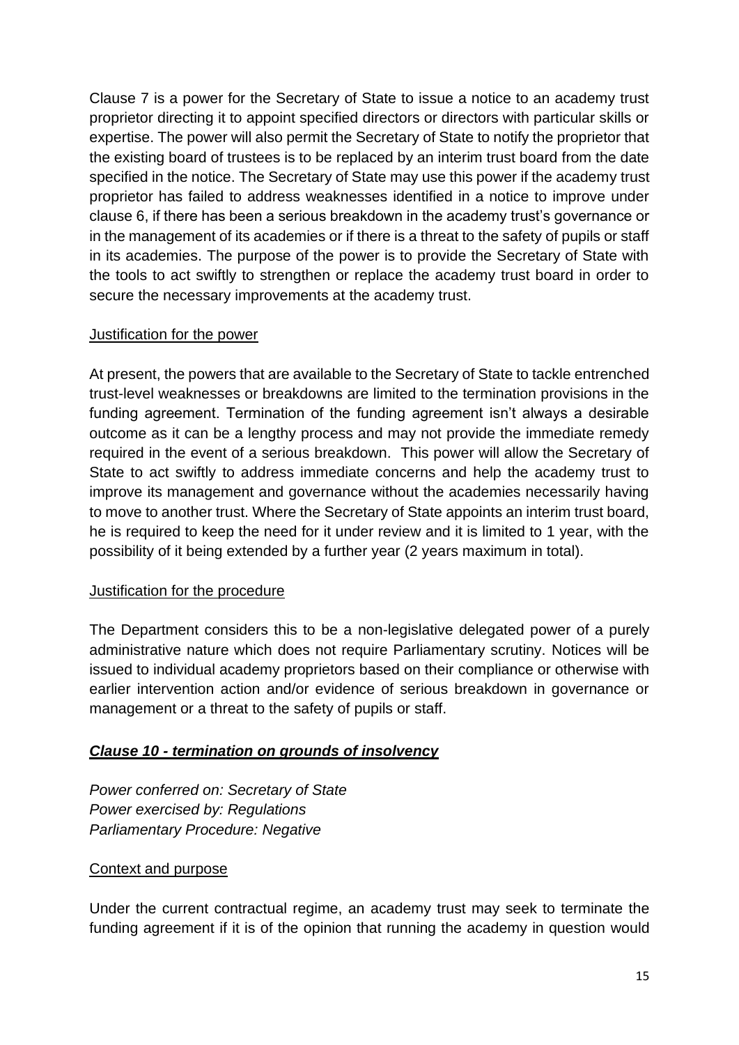Clause 7 is a power for the Secretary of State to issue a notice to an academy trust proprietor directing it to appoint specified directors or directors with particular skills or expertise. The power will also permit the Secretary of State to notify the proprietor that the existing board of trustees is to be replaced by an interim trust board from the date specified in the notice. The Secretary of State may use this power if the academy trust proprietor has failed to address weaknesses identified in a notice to improve under clause 6, if there has been a serious breakdown in the academy trust's governance or in the management of its academies or if there is a threat to the safety of pupils or staff in its academies. The purpose of the power is to provide the Secretary of State with the tools to act swiftly to strengthen or replace the academy trust board in order to secure the necessary improvements at the academy trust.

<u>Justification for the power</u>

At present, the powers that are available to the Secretary of State to tackle entrenched trust-level weaknesses or breakdowns are limited to the termination provisions in the funding agreement. Termination of the funding agreement isn't always a desirable outcome as it can be a lengthy process and may not provide the immediate remedy required in the event of a serious breakdown. This power will allow the Secretary of State to act swiftly to address immediate concerns and help the academy trust to improve its management and governance without the academies necessarily having to move to another trust. Where the Secretary of State appoints an interim trust board, he is required to keep the need for it under review and it is limited to 1 year, with the possibility of it being extended by a further year (2 years maximum in total).

<u>Justification for the procedure</u>

The Department considers this to be a non-legislative delegated power of a purely administrative nature which does not require Parliamentary scrutiny. Notices will be issued to individual academy proprietors based on their compliance or otherwise with earlier intervention action and/or evidence of serious breakdown in governance or management or a threat to the safety of pupils or staff.

### ***Clause 10 - termination on grounds of insolvency***

*Power conferred on: Secretary of State*
*Power exercised by: Regulations*
*Parliamentary Procedure: Negative*

<u>Context and purpose</u>

Under the current contractual regime, an academy trust may seek to terminate the funding agreement if it is of the opinion that running the academy in question would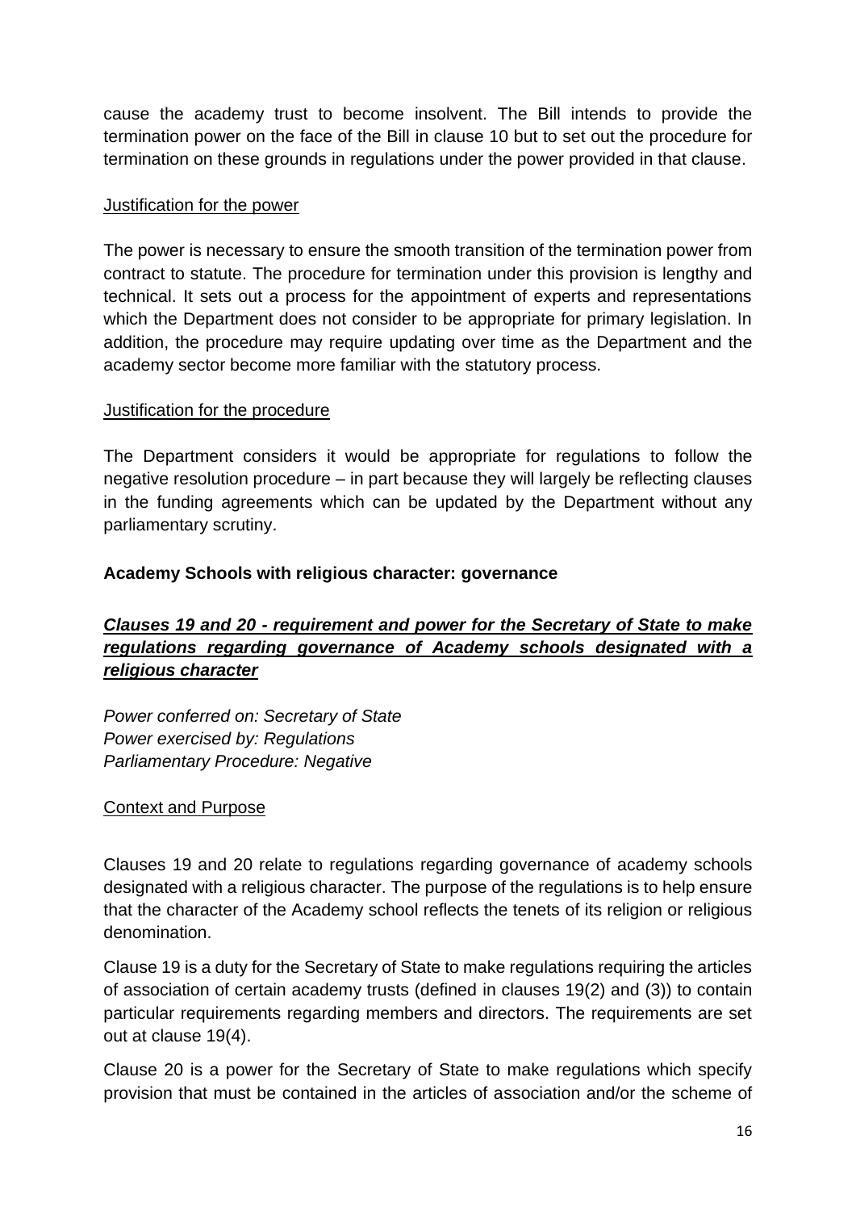cause the academy trust to become insolvent. The Bill intends to provide the termination power on the face of the Bill in clause 10 but to set out the procedure for termination on these grounds in regulations under the power provided in that clause.

Justification for the power

The power is necessary to ensure the smooth transition of the termination power from contract to statute. The procedure for termination under this provision is lengthy and technical. It sets out a process for the appointment of experts and representations which the Department does not consider to be appropriate for primary legislation. In addition, the procedure may require updating over time as the Department and the academy sector become more familiar with the statutory process.

Justification for the procedure

The Department considers it would be appropriate for regulations to follow the negative resolution procedure – in part because they will largely be reflecting clauses in the funding agreements which can be updated by the Department without any parliamentary scrutiny.

**Academy Schools with religious character: governance**

***Clauses 19 and 20 - requirement and power for the Secretary of State to make regulations regarding governance of Academy schools designated with a religious character***

*Power conferred on: Secretary of State*
*Power exercised by: Regulations*
*Parliamentary Procedure: Negative*

Context and Purpose

Clauses 19 and 20 relate to regulations regarding governance of academy schools designated with a religious character. The purpose of the regulations is to help ensure that the character of the Academy school reflects the tenets of its religion or religious denomination.

Clause 19 is a duty for the Secretary of State to make regulations requiring the articles of association of certain academy trusts (defined in clauses 19(2) and (3)) to contain particular requirements regarding members and directors. The requirements are set out at clause 19(4).

Clause 20 is a power for the Secretary of State to make regulations which specify provision that must be contained in the articles of association and/or the scheme of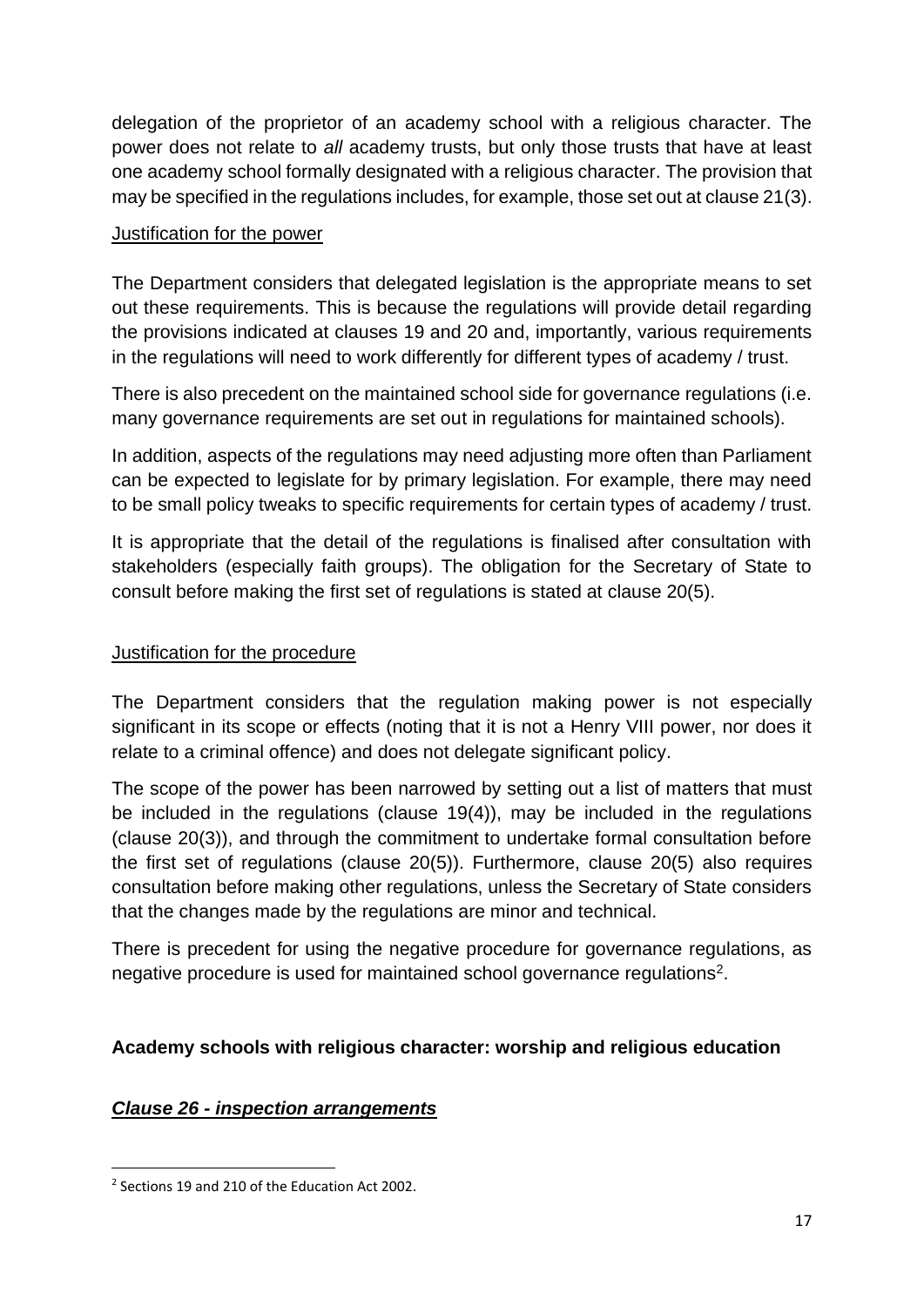delegation of the proprietor of an academy school with a religious character. The power does not relate to *all* academy trusts, but only those trusts that have at least one academy school formally designated with a religious character. The provision that may be specified in the regulations includes, for example, those set out at clause 21(3).

<u>Justification for the power</u>

The Department considers that delegated legislation is the appropriate means to set out these requirements. This is because the regulations will provide detail regarding the provisions indicated at clauses 19 and 20 and, importantly, various requirements in the regulations will need to work differently for different types of academy / trust.

There is also precedent on the maintained school side for governance regulations (i.e. many governance requirements are set out in regulations for maintained schools).

In addition, aspects of the regulations may need adjusting more often than Parliament can be expected to legislate for by primary legislation. For example, there may need to be small policy tweaks to specific requirements for certain types of academy / trust.

It is appropriate that the detail of the regulations is finalised after consultation with stakeholders (especially faith groups). The obligation for the Secretary of State to consult before making the first set of regulations is stated at clause 20(5).

<u>Justification for the procedure</u>

The Department considers that the regulation making power is not especially significant in its scope or effects (noting that it is not a Henry VIII power, nor does it relate to a criminal offence) and does not delegate significant policy.

The scope of the power has been narrowed by setting out a list of matters that must be included in the regulations (clause 19(4)), may be included in the regulations (clause 20(3)), and through the commitment to undertake formal consultation before the first set of regulations (clause 20(5)). Furthermore, clause 20(5) also requires consultation before making other regulations, unless the Secretary of State considers that the changes made by the regulations are minor and technical.

There is precedent for using the negative procedure for governance regulations, as negative procedure is used for maintained school governance regulations[2].

**Academy schools with religious character: worship and religious education**

***<u>Clause 26 - inspection arrangements</u>***

[2] Sections 19 and 210 of the Education Act 2002.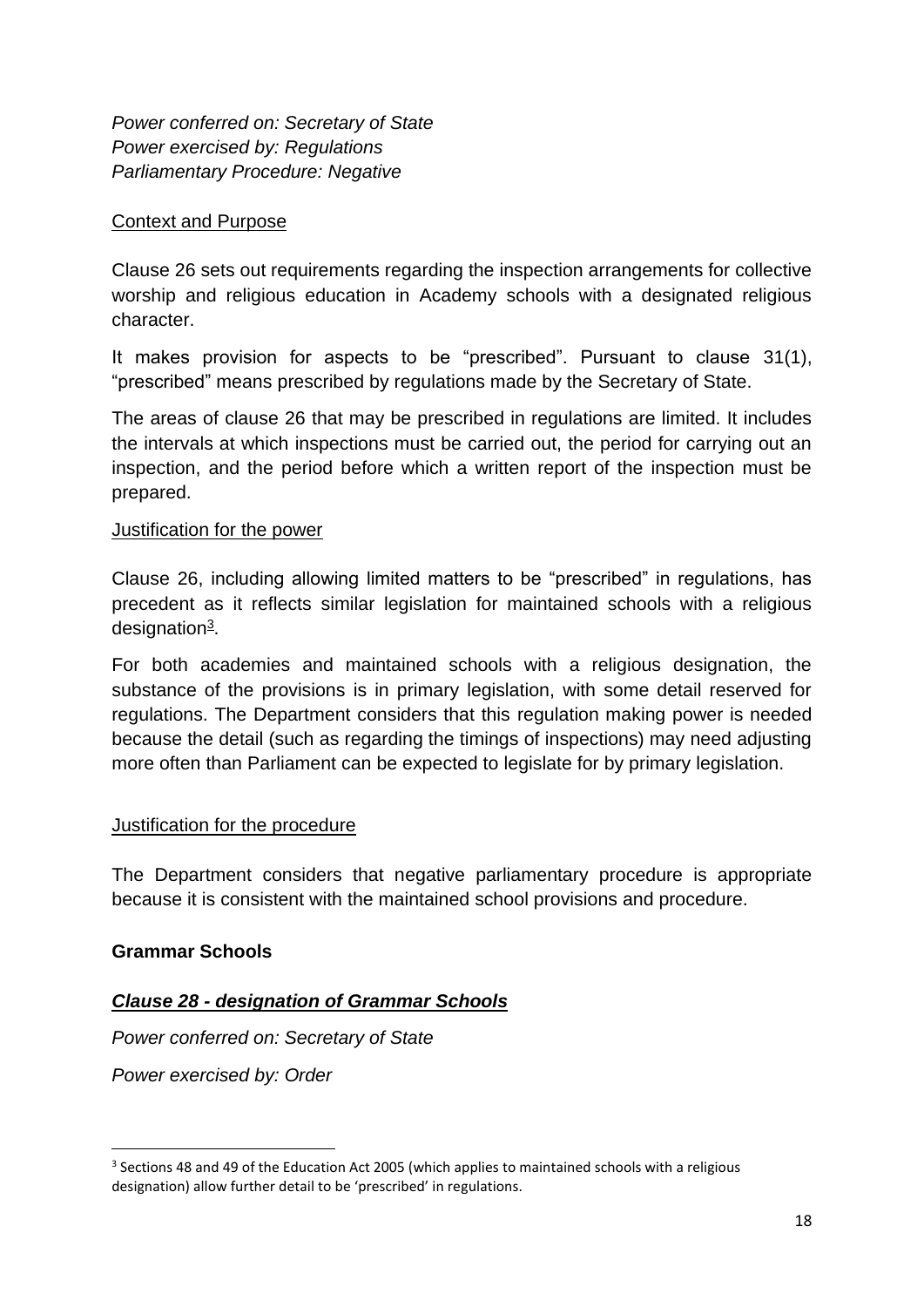*Power conferred on: Secretary of State*
*Power exercised by: Regulations*
*Parliamentary Procedure: Negative*

Context and Purpose

Clause 26 sets out requirements regarding the inspection arrangements for collective worship and religious education in Academy schools with a designated religious character.

It makes provision for aspects to be "prescribed". Pursuant to clause 31(1), "prescribed" means prescribed by regulations made by the Secretary of State.

The areas of clause 26 that may be prescribed in regulations are limited. It includes the intervals at which inspections must be carried out, the period for carrying out an inspection, and the period before which a written report of the inspection must be prepared.

Justification for the power

Clause 26, including allowing limited matters to be "prescribed" in regulations, has precedent as it reflects similar legislation for maintained schools with a religious designation[3].

For both academies and maintained schools with a religious designation, the substance of the provisions is in primary legislation, with some detail reserved for regulations. The Department considers that this regulation making power is needed because the detail (such as regarding the timings of inspections) may need adjusting more often than Parliament can be expected to legislate for by primary legislation.

Justification for the procedure

The Department considers that negative parliamentary procedure is appropriate because it is consistent with the maintained school provisions and procedure.

**Grammar Schools**

***Clause 28 - designation of Grammar Schools***

*Power conferred on: Secretary of State*

*Power exercised by: Order*

[3] Sections 48 and 49 of the Education Act 2005 (which applies to maintained schools with a religious designation) allow further detail to be 'prescribed' in regulations.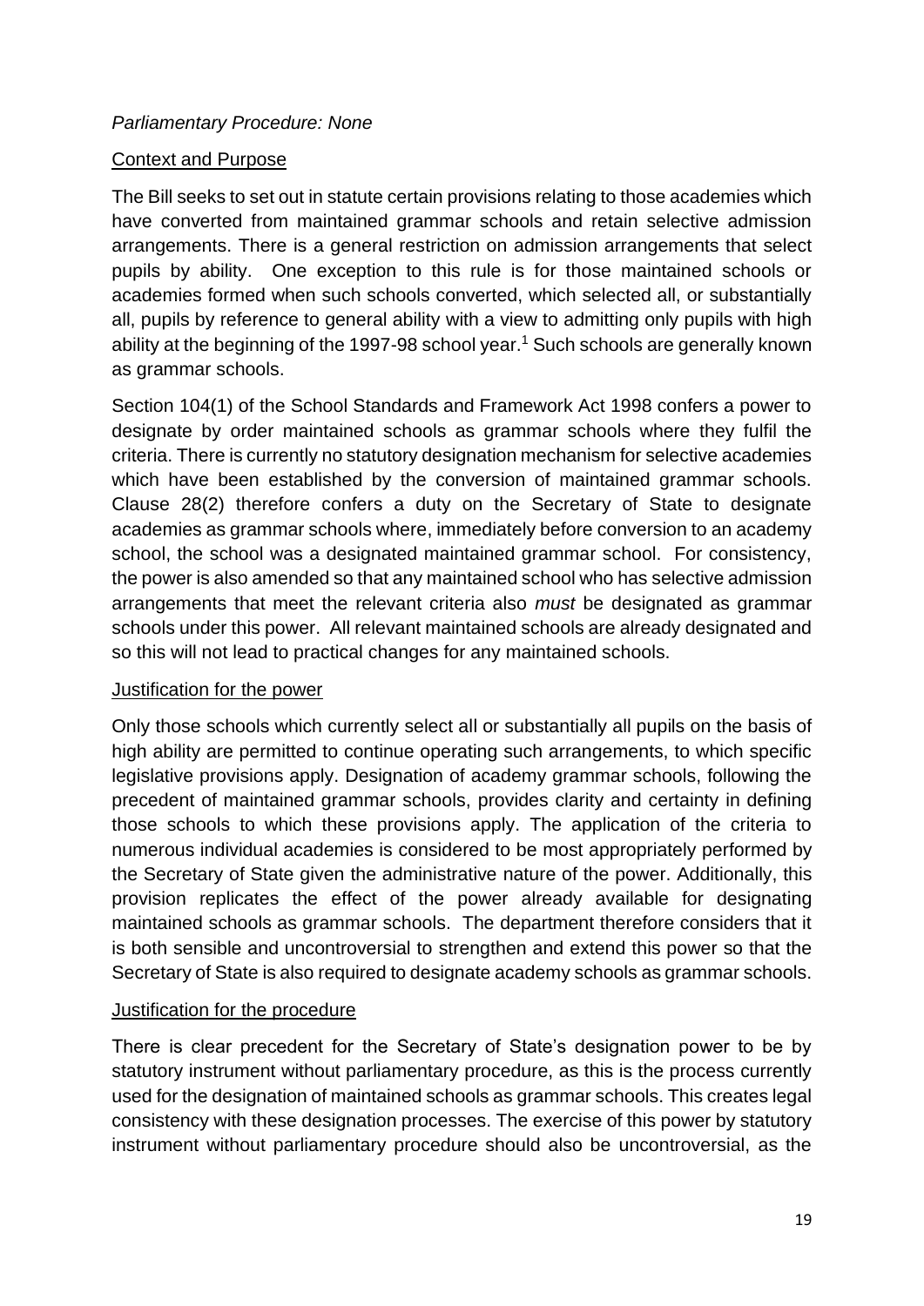*Parliamentary Procedure: None*

Context and Purpose

The Bill seeks to set out in statute certain provisions relating to those academies which have converted from maintained grammar schools and retain selective admission arrangements. There is a general restriction on admission arrangements that select pupils by ability. One exception to this rule is for those maintained schools or academies formed when such schools converted, which selected all, or substantially all, pupils by reference to general ability with a view to admitting only pupils with high ability at the beginning of the 1997-98 school year.[1] Such schools are generally known as grammar schools.

Section 104(1) of the School Standards and Framework Act 1998 confers a power to designate by order maintained schools as grammar schools where they fulfil the criteria. There is currently no statutory designation mechanism for selective academies which have been established by the conversion of maintained grammar schools. Clause 28(2) therefore confers a duty on the Secretary of State to designate academies as grammar schools where, immediately before conversion to an academy school, the school was a designated maintained grammar school. For consistency, the power is also amended so that any maintained school who has selective admission arrangements that meet the relevant criteria also *must* be designated as grammar schools under this power. All relevant maintained schools are already designated and so this will not lead to practical changes for any maintained schools.

Justification for the power

Only those schools which currently select all or substantially all pupils on the basis of high ability are permitted to continue operating such arrangements, to which specific legislative provisions apply. Designation of academy grammar schools, following the precedent of maintained grammar schools, provides clarity and certainty in defining those schools to which these provisions apply. The application of the criteria to numerous individual academies is considered to be most appropriately performed by the Secretary of State given the administrative nature of the power. Additionally, this provision replicates the effect of the power already available for designating maintained schools as grammar schools. The department therefore considers that it is both sensible and uncontroversial to strengthen and extend this power so that the Secretary of State is also required to designate academy schools as grammar schools.

Justification for the procedure

There is clear precedent for the Secretary of State's designation power to be by statutory instrument without parliamentary procedure, as this is the process currently used for the designation of maintained schools as grammar schools. This creates legal consistency with these designation processes. The exercise of this power by statutory instrument without parliamentary procedure should also be uncontroversial, as the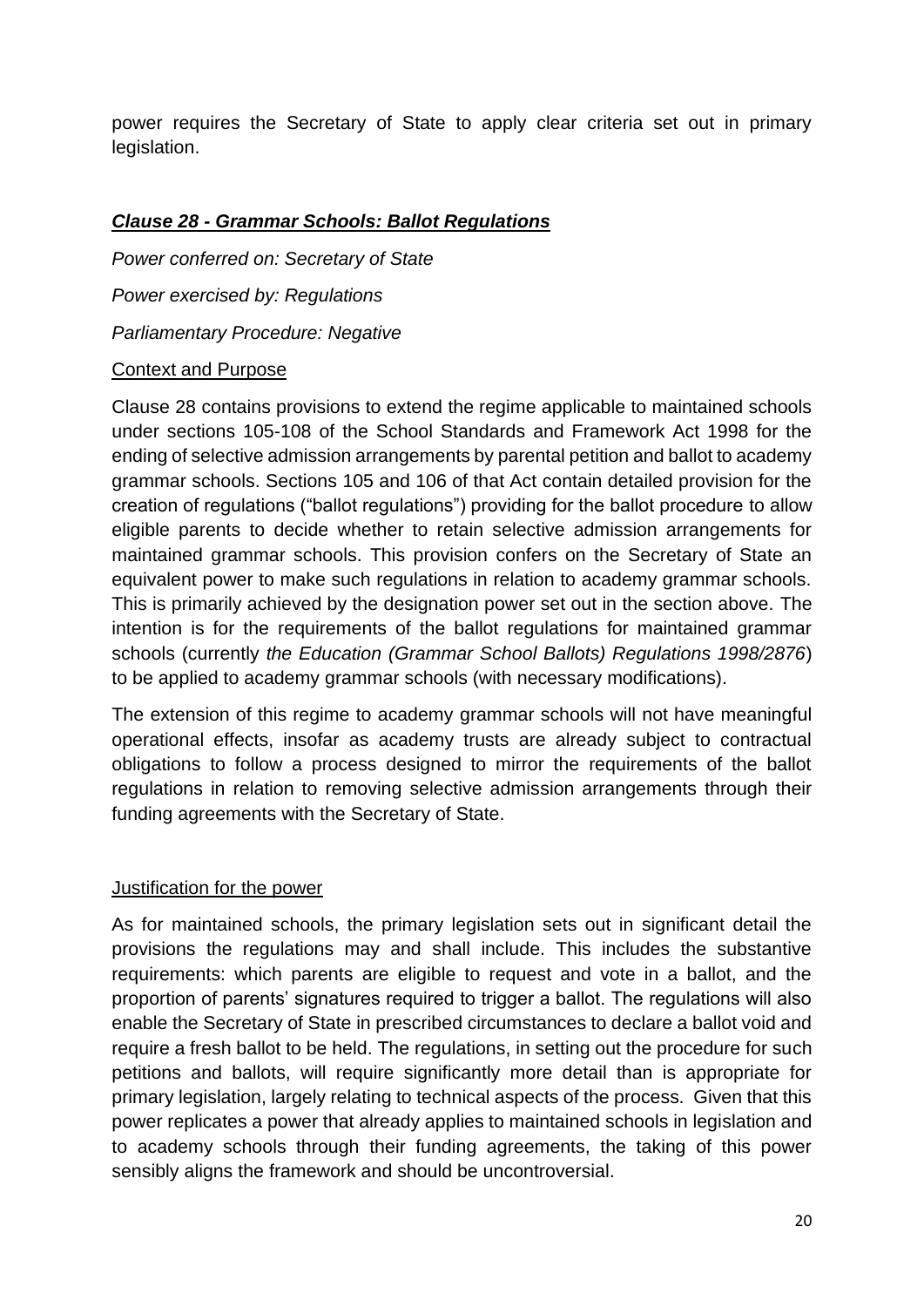power requires the Secretary of State to apply clear criteria set out in primary legislation.

### ***Clause 28 - Grammar Schools: Ballot Regulations***

*Power conferred on: Secretary of State*

*Power exercised by: Regulations*

*Parliamentary Procedure: Negative*

Context and Purpose

Clause 28 contains provisions to extend the regime applicable to maintained schools under sections 105-108 of the School Standards and Framework Act 1998 for the ending of selective admission arrangements by parental petition and ballot to academy grammar schools. Sections 105 and 106 of that Act contain detailed provision for the creation of regulations ("ballot regulations") providing for the ballot procedure to allow eligible parents to decide whether to retain selective admission arrangements for maintained grammar schools. This provision confers on the Secretary of State an equivalent power to make such regulations in relation to academy grammar schools. This is primarily achieved by the designation power set out in the section above. The intention is for the requirements of the ballot regulations for maintained grammar schools (currently *the Education (Grammar School Ballots) Regulations 1998/2876*) to be applied to academy grammar schools (with necessary modifications).

The extension of this regime to academy grammar schools will not have meaningful operational effects, insofar as academy trusts are already subject to contractual obligations to follow a process designed to mirror the requirements of the ballot regulations in relation to removing selective admission arrangements through their funding agreements with the Secretary of State.

Justification for the power

As for maintained schools, the primary legislation sets out in significant detail the provisions the regulations may and shall include. This includes the substantive requirements: which parents are eligible to request and vote in a ballot, and the proportion of parents' signatures required to trigger a ballot. The regulations will also enable the Secretary of State in prescribed circumstances to declare a ballot void and require a fresh ballot to be held. The regulations, in setting out the procedure for such petitions and ballots, will require significantly more detail than is appropriate for primary legislation, largely relating to technical aspects of the process. Given that this power replicates a power that already applies to maintained schools in legislation and to academy schools through their funding agreements, the taking of this power sensibly aligns the framework and should be uncontroversial.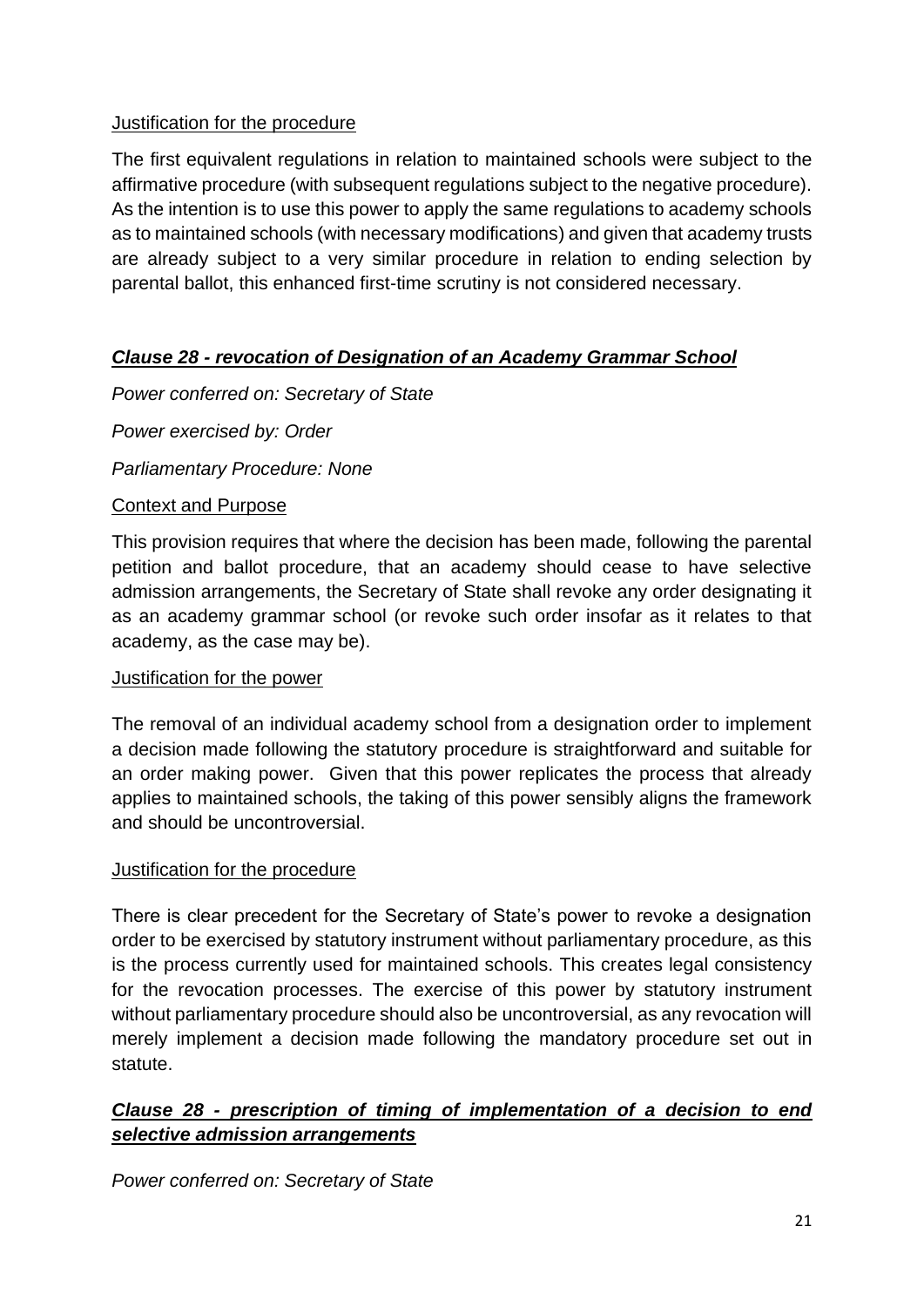Justification for the procedure

The first equivalent regulations in relation to maintained schools were subject to the affirmative procedure (with subsequent regulations subject to the negative procedure). As the intention is to use this power to apply the same regulations to academy schools as to maintained schools (with necessary modifications) and given that academy trusts are already subject to a very similar procedure in relation to ending selection by parental ballot, this enhanced first-time scrutiny is not considered necessary.

### ***Clause 28 - revocation of Designation of an Academy Grammar School***

*Power conferred on: Secretary of State*

*Power exercised by: Order*

*Parliamentary Procedure: None*

Context and Purpose

This provision requires that where the decision has been made, following the parental petition and ballot procedure, that an academy should cease to have selective admission arrangements, the Secretary of State shall revoke any order designating it as an academy grammar school (or revoke such order insofar as it relates to that academy, as the case may be).

Justification for the power

The removal of an individual academy school from a designation order to implement a decision made following the statutory procedure is straightforward and suitable for an order making power. Given that this power replicates the process that already applies to maintained schools, the taking of this power sensibly aligns the framework and should be uncontroversial.

Justification for the procedure

There is clear precedent for the Secretary of State's power to revoke a designation order to be exercised by statutory instrument without parliamentary procedure, as this is the process currently used for maintained schools. This creates legal consistency for the revocation processes. The exercise of this power by statutory instrument without parliamentary procedure should also be uncontroversial, as any revocation will merely implement a decision made following the mandatory procedure set out in statute.

### ***Clause 28 - prescription of timing of implementation of a decision to end selective admission arrangements***

*Power conferred on: Secretary of State*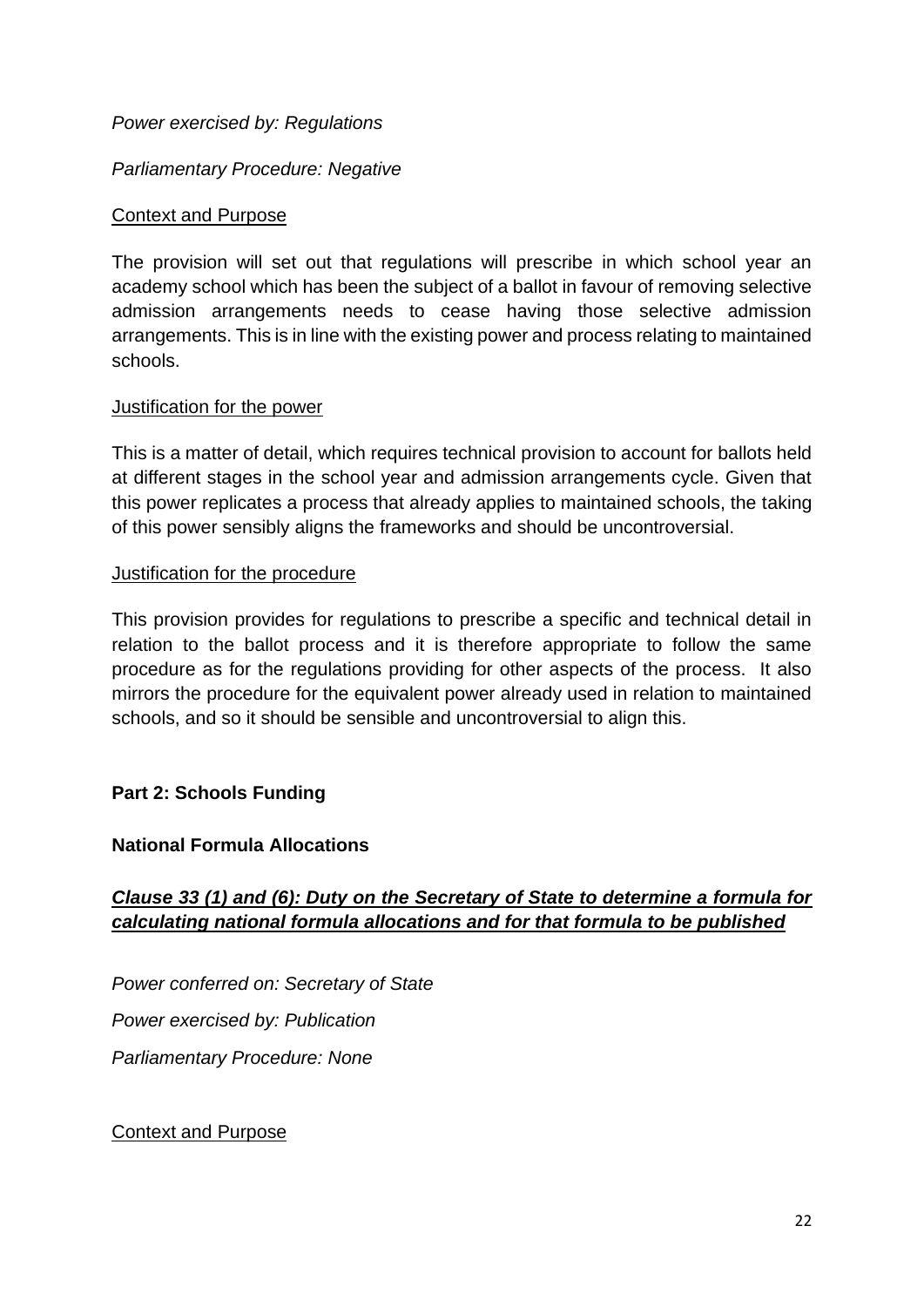*Power exercised by: Regulations*

*Parliamentary Procedure: Negative*

Context and Purpose

The provision will set out that regulations will prescribe in which school year an academy school which has been the subject of a ballot in favour of removing selective admission arrangements needs to cease having those selective admission arrangements. This is in line with the existing power and process relating to maintained schools.

Justification for the power

This is a matter of detail, which requires technical provision to account for ballots held at different stages in the school year and admission arrangements cycle. Given that this power replicates a process that already applies to maintained schools, the taking of this power sensibly aligns the frameworks and should be uncontroversial.

Justification for the procedure

This provision provides for regulations to prescribe a specific and technical detail in relation to the ballot process and it is therefore appropriate to follow the same procedure as for the regulations providing for other aspects of the process. It also mirrors the procedure for the equivalent power already used in relation to maintained schools, and so it should be sensible and uncontroversial to align this.

**Part 2: Schools Funding**

**National Formula Allocations**

***Clause 33 (1) and (6): Duty on the Secretary of State to determine a formula for calculating national formula allocations and for that formula to be published***

*Power conferred on: Secretary of State*

*Power exercised by: Publication*

*Parliamentary Procedure: None*

Context and Purpose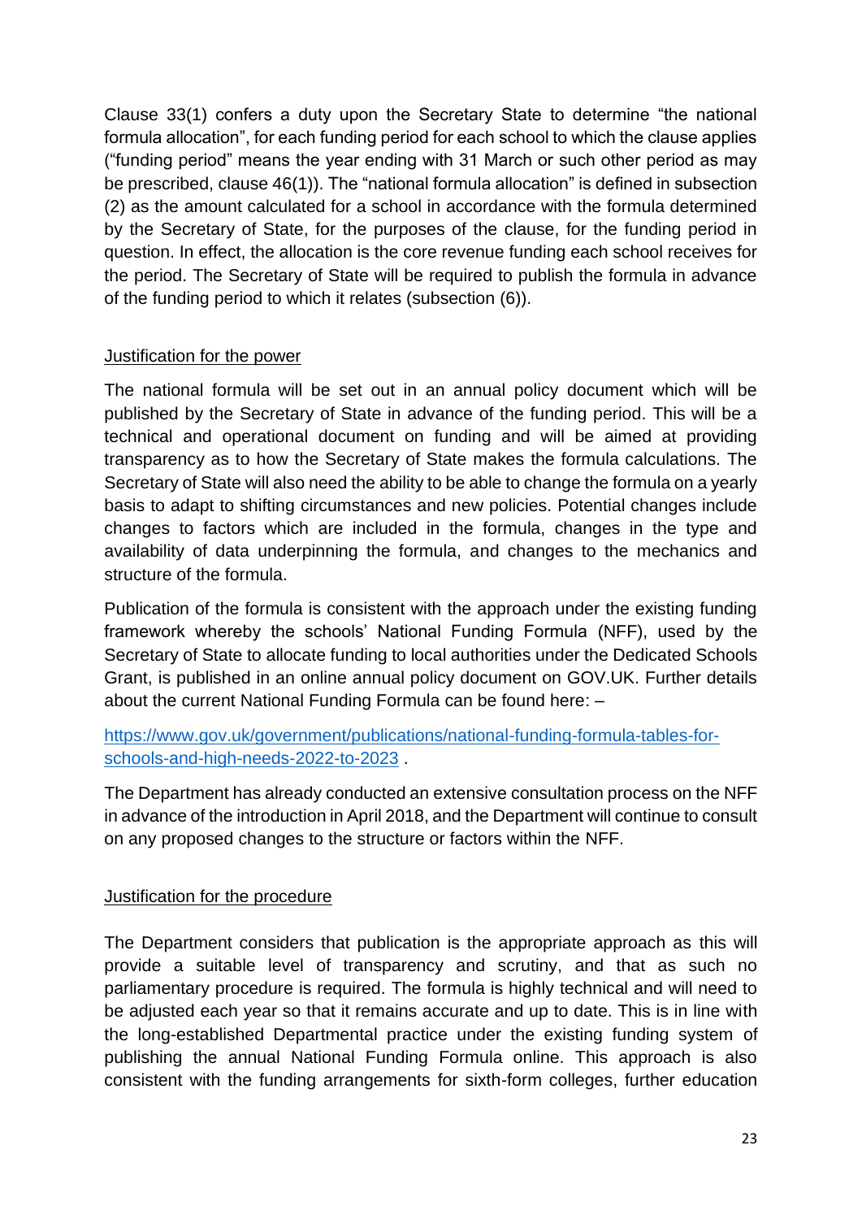Clause 33(1) confers a duty upon the Secretary State to determine "the national formula allocation", for each funding period for each school to which the clause applies ("funding period" means the year ending with 31 March or such other period as may be prescribed, clause 46(1)). The "national formula allocation" is defined in subsection (2) as the amount calculated for a school in accordance with the formula determined by the Secretary of State, for the purposes of the clause, for the funding period in question. In effect, the allocation is the core revenue funding each school receives for the period. The Secretary of State will be required to publish the formula in advance of the funding period to which it relates (subsection (6)).

Justification for the power

The national formula will be set out in an annual policy document which will be published by the Secretary of State in advance of the funding period. This will be a technical and operational document on funding and will be aimed at providing transparency as to how the Secretary of State makes the formula calculations. The Secretary of State will also need the ability to be able to change the formula on a yearly basis to adapt to shifting circumstances and new policies. Potential changes include changes to factors which are included in the formula, changes in the type and availability of data underpinning the formula, and changes to the mechanics and structure of the formula.

Publication of the formula is consistent with the approach under the existing funding framework whereby the schools' National Funding Formula (NFF), used by the Secretary of State to allocate funding to local authorities under the Dedicated Schools Grant, is published in an online annual policy document on GOV.UK. Further details about the current National Funding Formula can be found here: –

[https://www.gov.uk/government/publications/national-funding-formula-tables-for-schools-and-high-needs-2022-to-2023](https://www.gov.uk/government/publications/national-funding-formula-tables-for-schools-and-high-needs-2022-to-2023) .

The Department has already conducted an extensive consultation process on the NFF in advance of the introduction in April 2018, and the Department will continue to consult on any proposed changes to the structure or factors within the NFF.

Justification for the procedure

The Department considers that publication is the appropriate approach as this will provide a suitable level of transparency and scrutiny, and that as such no parliamentary procedure is required. The formula is highly technical and will need to be adjusted each year so that it remains accurate and up to date. This is in line with the long-established Departmental practice under the existing funding system of publishing the annual National Funding Formula online. This approach is also consistent with the funding arrangements for sixth-form colleges, further education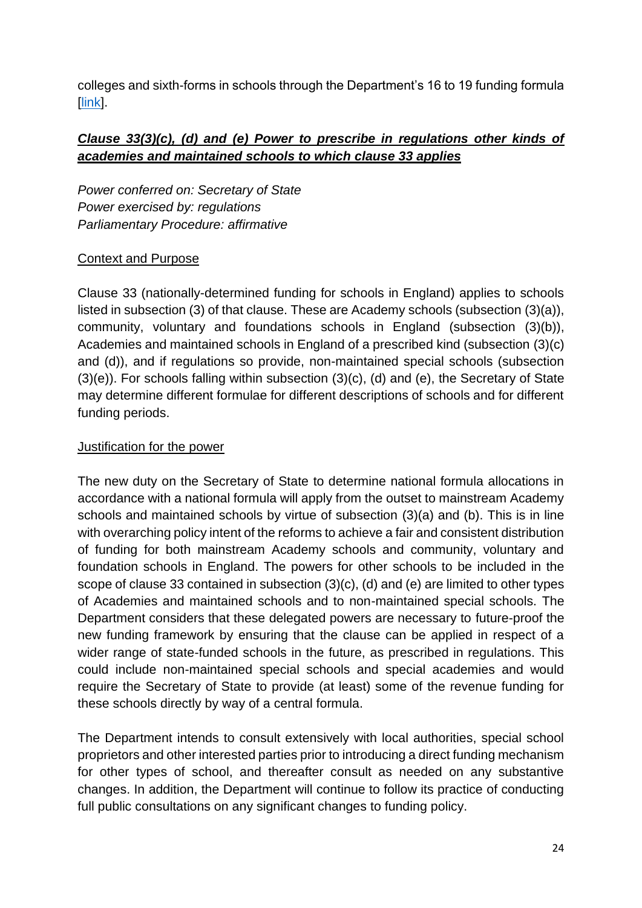colleges and sixth-forms in schools through the Department's 16 to 19 funding formula [link].

***Clause 33(3)(c), (d) and (e) Power to prescribe in regulations other kinds of academies and maintained schools to which clause 33 applies***

*Power conferred on: Secretary of State*
*Power exercised by: regulations*
*Parliamentary Procedure: affirmative*

Context and Purpose

Clause 33 (nationally-determined funding for schools in England) applies to schools listed in subsection (3) of that clause. These are Academy schools (subsection (3)(a)), community, voluntary and foundations schools in England (subsection (3)(b)), Academies and maintained schools in England of a prescribed kind (subsection (3)(c) and (d)), and if regulations so provide, non-maintained special schools (subsection (3)(e)). For schools falling within subsection (3)(c), (d) and (e), the Secretary of State may determine different formulae for different descriptions of schools and for different funding periods.

Justification for the power

The new duty on the Secretary of State to determine national formula allocations in accordance with a national formula will apply from the outset to mainstream Academy schools and maintained schools by virtue of subsection (3)(a) and (b). This is in line with overarching policy intent of the reforms to achieve a fair and consistent distribution of funding for both mainstream Academy schools and community, voluntary and foundation schools in England. The powers for other schools to be included in the scope of clause 33 contained in subsection (3)(c), (d) and (e) are limited to other types of Academies and maintained schools and to non-maintained special schools. The Department considers that these delegated powers are necessary to future-proof the new funding framework by ensuring that the clause can be applied in respect of a wider range of state-funded schools in the future, as prescribed in regulations. This could include non-maintained special schools and special academies and would require the Secretary of State to provide (at least) some of the revenue funding for these schools directly by way of a central formula.

The Department intends to consult extensively with local authorities, special school proprietors and other interested parties prior to introducing a direct funding mechanism for other types of school, and thereafter consult as needed on any substantive changes. In addition, the Department will continue to follow its practice of conducting full public consultations on any significant changes to funding policy.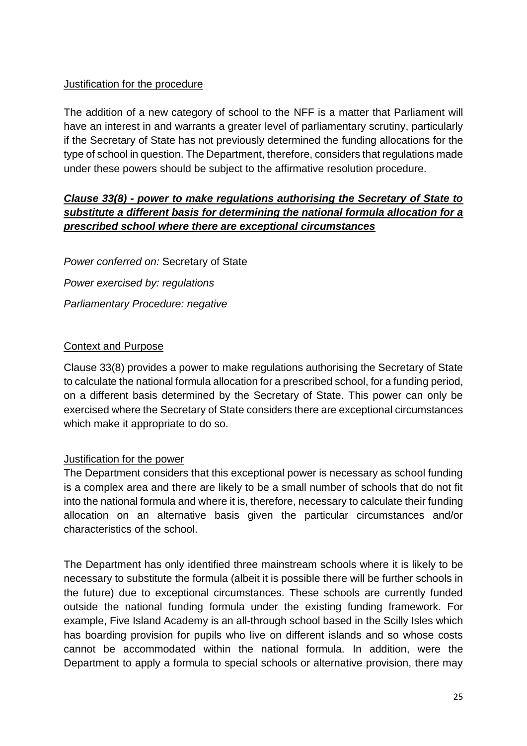Justification for the procedure

The addition of a new category of school to the NFF is a matter that Parliament will have an interest in and warrants a greater level of parliamentary scrutiny, particularly if the Secretary of State has not previously determined the funding allocations for the type of school in question. The Department, therefore, considers that regulations made under these powers should be subject to the affirmative resolution procedure.

***Clause 33(8) - power to make regulations authorising the Secretary of State to substitute a different basis for determining the national formula allocation for a prescribed school where there are exceptional circumstances***

*Power conferred on:* Secretary of State

*Power exercised by: regulations*

*Parliamentary Procedure: negative*

Context and Purpose

Clause 33(8) provides a power to make regulations authorising the Secretary of State to calculate the national formula allocation for a prescribed school, for a funding period, on a different basis determined by the Secretary of State. This power can only be exercised where the Secretary of State considers there are exceptional circumstances which make it appropriate to do so.

Justification for the power

The Department considers that this exceptional power is necessary as school funding is a complex area and there are likely to be a small number of schools that do not fit into the national formula and where it is, therefore, necessary to calculate their funding allocation on an alternative basis given the particular circumstances and/or characteristics of the school.

The Department has only identified three mainstream schools where it is likely to be necessary to substitute the formula (albeit it is possible there will be further schools in the future) due to exceptional circumstances. These schools are currently funded outside the national funding formula under the existing funding framework. For example, Five Island Academy is an all-through school based in the Scilly Isles which has boarding provision for pupils who live on different islands and so whose costs cannot be accommodated within the national formula. In addition, were the Department to apply a formula to special schools or alternative provision, there may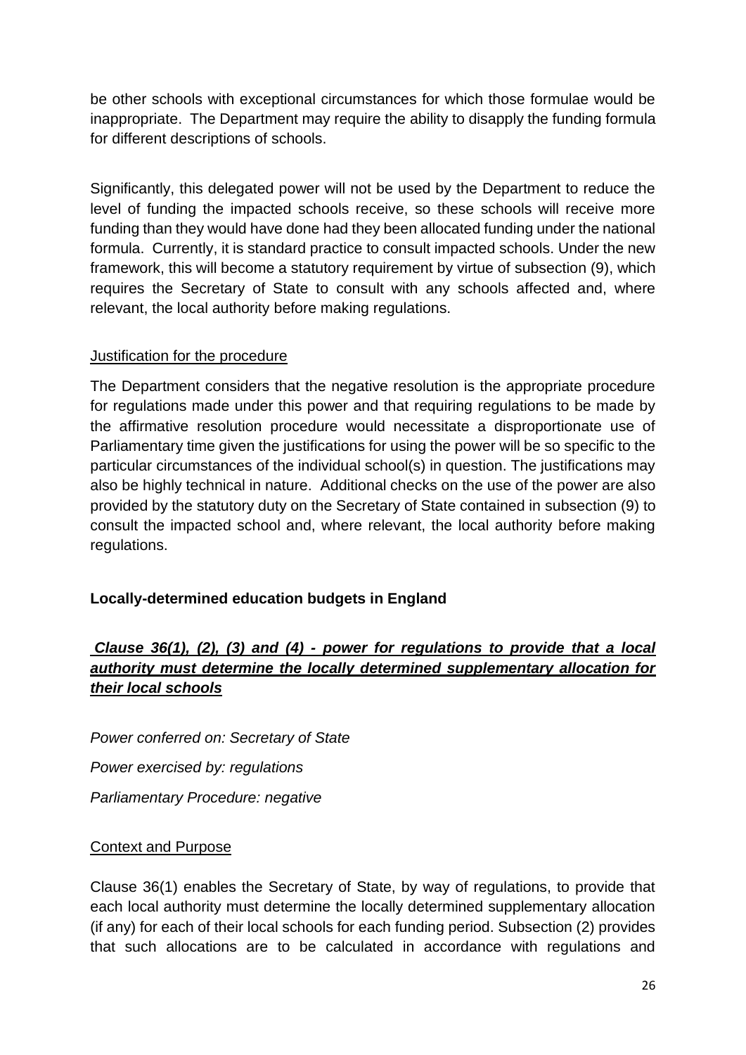be other schools with exceptional circumstances for which those formulae would be inappropriate. The Department may require the ability to disapply the funding formula for different descriptions of schools.

Significantly, this delegated power will not be used by the Department to reduce the level of funding the impacted schools receive, so these schools will receive more funding than they would have done had they been allocated funding under the national formula. Currently, it is standard practice to consult impacted schools. Under the new framework, this will become a statutory requirement by virtue of subsection (9), which requires the Secretary of State to consult with any schools affected and, where relevant, the local authority before making regulations.

Justification for the procedure

The Department considers that the negative resolution is the appropriate procedure for regulations made under this power and that requiring regulations to be made by the affirmative resolution procedure would necessitate a disproportionate use of Parliamentary time given the justifications for using the power will be so specific to the particular circumstances of the individual school(s) in question. The justifications may also be highly technical in nature. Additional checks on the use of the power are also provided by the statutory duty on the Secretary of State contained in subsection (9) to consult the impacted school and, where relevant, the local authority before making regulations.

**Locally-determined education budgets in England**

***Clause 36(1), (2), (3) and (4) - power for regulations to provide that a local authority must determine the locally determined supplementary allocation for their local schools***

*Power conferred on: Secretary of State*

*Power exercised by: regulations*

*Parliamentary Procedure: negative*

Context and Purpose

Clause 36(1) enables the Secretary of State, by way of regulations, to provide that each local authority must determine the locally determined supplementary allocation (if any) for each of their local schools for each funding period. Subsection (2) provides that such allocations are to be calculated in accordance with regulations and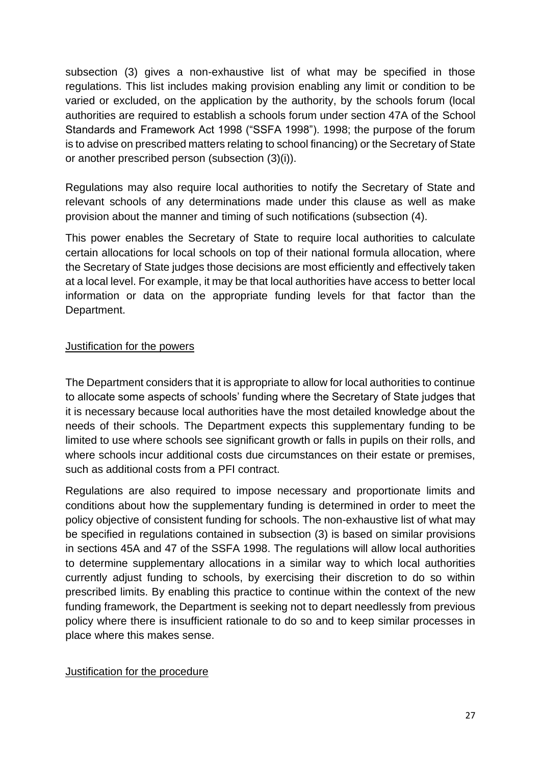subsection (3) gives a non-exhaustive list of what may be specified in those regulations. This list includes making provision enabling any limit or condition to be varied or excluded, on the application by the authority, by the schools forum (local authorities are required to establish a schools forum under section 47A of the School Standards and Framework Act 1998 ("SSFA 1998"). 1998; the purpose of the forum is to advise on prescribed matters relating to school financing) or the Secretary of State or another prescribed person (subsection (3)(i)).

Regulations may also require local authorities to notify the Secretary of State and relevant schools of any determinations made under this clause as well as make provision about the manner and timing of such notifications (subsection (4).

This power enables the Secretary of State to require local authorities to calculate certain allocations for local schools on top of their national formula allocation, where the Secretary of State judges those decisions are most efficiently and effectively taken at a local level. For example, it may be that local authorities have access to better local information or data on the appropriate funding levels for that factor than the Department.

Justification for the powers

The Department considers that it is appropriate to allow for local authorities to continue to allocate some aspects of schools' funding where the Secretary of State judges that it is necessary because local authorities have the most detailed knowledge about the needs of their schools. The Department expects this supplementary funding to be limited to use where schools see significant growth or falls in pupils on their rolls, and where schools incur additional costs due circumstances on their estate or premises, such as additional costs from a PFI contract.

Regulations are also required to impose necessary and proportionate limits and conditions about how the supplementary funding is determined in order to meet the policy objective of consistent funding for schools. The non-exhaustive list of what may be specified in regulations contained in subsection (3) is based on similar provisions in sections 45A and 47 of the SSFA 1998. The regulations will allow local authorities to determine supplementary allocations in a similar way to which local authorities currently adjust funding to schools, by exercising their discretion to do so within prescribed limits. By enabling this practice to continue within the context of the new funding framework, the Department is seeking not to depart needlessly from previous policy where there is insufficient rationale to do so and to keep similar processes in place where this makes sense.

Justification for the procedure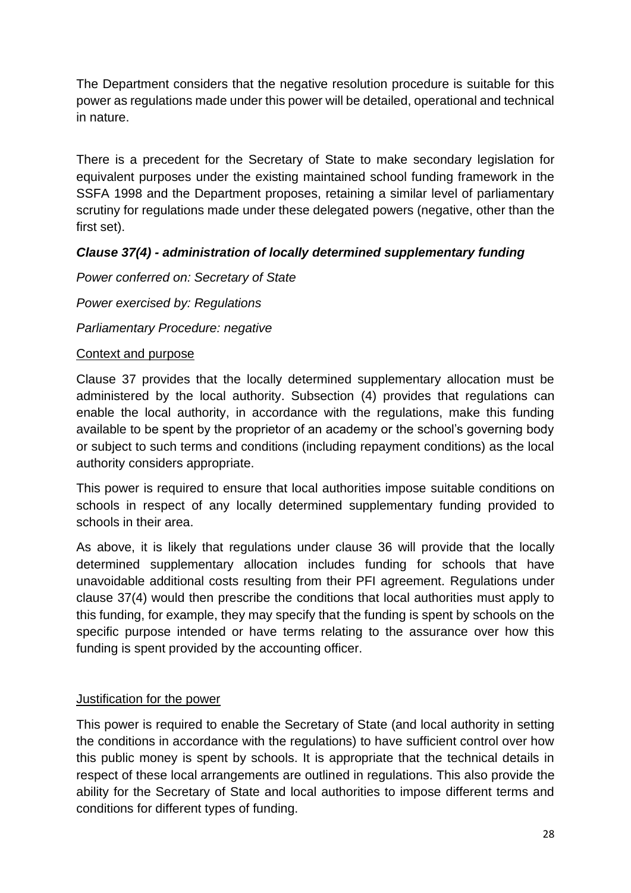The Department considers that the negative resolution procedure is suitable for this power as regulations made under this power will be detailed, operational and technical in nature.

There is a precedent for the Secretary of State to make secondary legislation for equivalent purposes under the existing maintained school funding framework in the SSFA 1998 and the Department proposes, retaining a similar level of parliamentary scrutiny for regulations made under these delegated powers (negative, other than the first set).

### *Clause 37(4) - administration of locally determined supplementary funding*

*Power conferred on: Secretary of State*

*Power exercised by: Regulations*

*Parliamentary Procedure: negative*

Context and purpose

Clause 37 provides that the locally determined supplementary allocation must be administered by the local authority. Subsection (4) provides that regulations can enable the local authority, in accordance with the regulations, make this funding available to be spent by the proprietor of an academy or the school's governing body or subject to such terms and conditions (including repayment conditions) as the local authority considers appropriate.

This power is required to ensure that local authorities impose suitable conditions on schools in respect of any locally determined supplementary funding provided to schools in their area.

As above, it is likely that regulations under clause 36 will provide that the locally determined supplementary allocation includes funding for schools that have unavoidable additional costs resulting from their PFI agreement. Regulations under clause 37(4) would then prescribe the conditions that local authorities must apply to this funding, for example, they may specify that the funding is spent by schools on the specific purpose intended or have terms relating to the assurance over how this funding is spent provided by the accounting officer.

Justification for the power

This power is required to enable the Secretary of State (and local authority in setting the conditions in accordance with the regulations) to have sufficient control over how this public money is spent by schools. It is appropriate that the technical details in respect of these local arrangements are outlined in regulations. This also provide the ability for the Secretary of State and local authorities to impose different terms and conditions for different types of funding.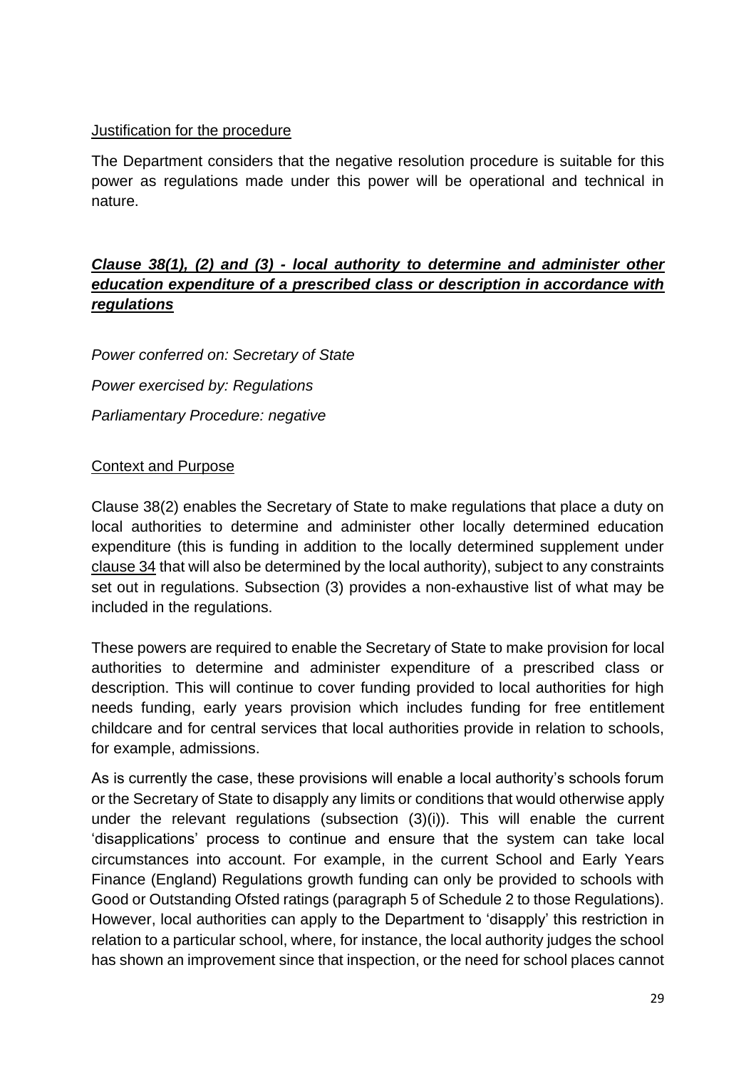Justification for the procedure

The Department considers that the negative resolution procedure is suitable for this power as regulations made under this power will be operational and technical in nature.

### ***Clause 38(1), (2) and (3) - local authority to determine and administer other education expenditure of a prescribed class or description in accordance with regulations***

*Power conferred on: Secretary of State*

*Power exercised by: Regulations*

*Parliamentary Procedure: negative*

Context and Purpose

Clause 38(2) enables the Secretary of State to make regulations that place a duty on local authorities to determine and administer other locally determined education expenditure (this is funding in addition to the locally determined supplement under clause 34 that will also be determined by the local authority), subject to any constraints set out in regulations. Subsection (3) provides a non-exhaustive list of what may be included in the regulations.

These powers are required to enable the Secretary of State to make provision for local authorities to determine and administer expenditure of a prescribed class or description. This will continue to cover funding provided to local authorities for high needs funding, early years provision which includes funding for free entitlement childcare and for central services that local authorities provide in relation to schools, for example, admissions.

As is currently the case, these provisions will enable a local authority's schools forum or the Secretary of State to disapply any limits or conditions that would otherwise apply under the relevant regulations (subsection (3)(i)). This will enable the current 'disapplications' process to continue and ensure that the system can take local circumstances into account. For example, in the current School and Early Years Finance (England) Regulations growth funding can only be provided to schools with Good or Outstanding Ofsted ratings (paragraph 5 of Schedule 2 to those Regulations). However, local authorities can apply to the Department to 'disapply' this restriction in relation to a particular school, where, for instance, the local authority judges the school has shown an improvement since that inspection, or the need for school places cannot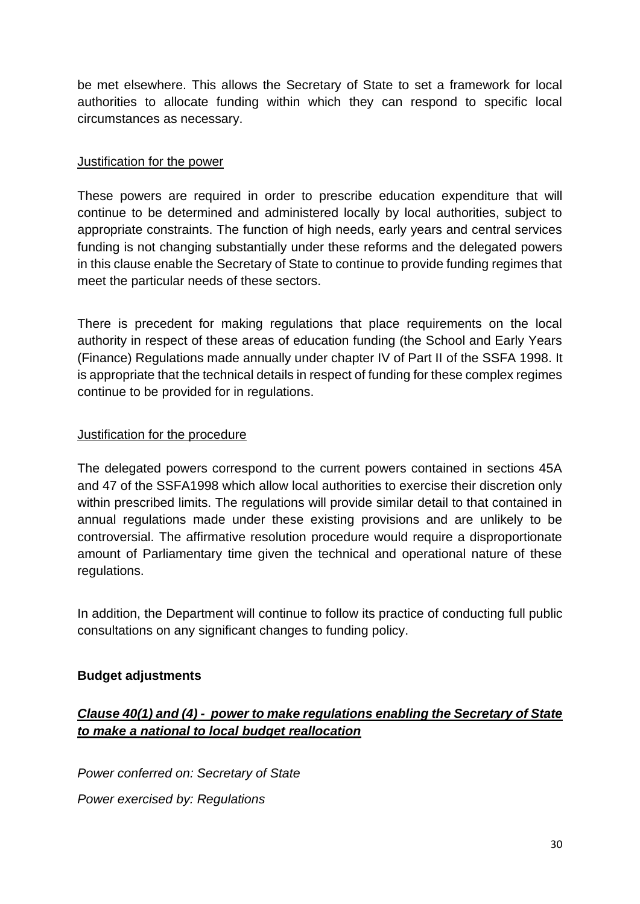be met elsewhere. This allows the Secretary of State to set a framework for local authorities to allocate funding within which they can respond to specific local circumstances as necessary.

<u>Justification for the power</u>

These powers are required in order to prescribe education expenditure that will continue to be determined and administered locally by local authorities, subject to appropriate constraints. The function of high needs, early years and central services funding is not changing substantially under these reforms and the delegated powers in this clause enable the Secretary of State to continue to provide funding regimes that meet the particular needs of these sectors.

There is precedent for making regulations that place requirements on the local authority in respect of these areas of education funding (the School and Early Years (Finance) Regulations made annually under chapter IV of Part II of the SSFA 1998. It is appropriate that the technical details in respect of funding for these complex regimes continue to be provided for in regulations.

<u>Justification for the procedure</u>

The delegated powers correspond to the current powers contained in sections 45A and 47 of the SSFA1998 which allow local authorities to exercise their discretion only within prescribed limits. The regulations will provide similar detail to that contained in annual regulations made under these existing provisions and are unlikely to be controversial. The affirmative resolution procedure would require a disproportionate amount of Parliamentary time given the technical and operational nature of these regulations.

In addition, the Department will continue to follow its practice of conducting full public consultations on any significant changes to funding policy.

**Budget adjustments**

***<u>Clause 40(1) and (4) - power to make regulations enabling the Secretary of State to make a national to local budget reallocation</u>***

*Power conferred on: Secretary of State*

*Power exercised by: Regulations*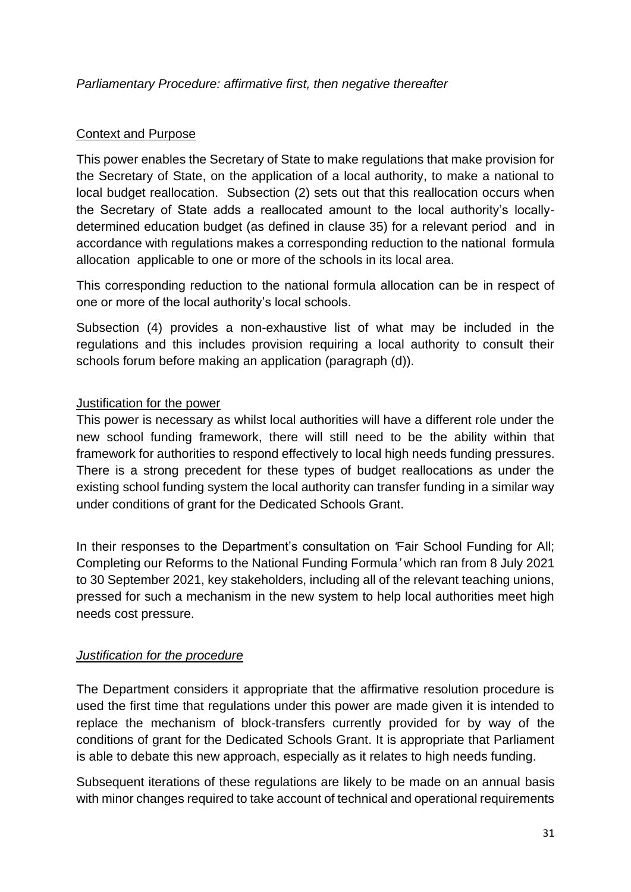*Parliamentary Procedure: affirmative first, then negative thereafter*

Context and Purpose

This power enables the Secretary of State to make regulations that make provision for the Secretary of State, on the application of a local authority, to make a national to local budget reallocation. Subsection (2) sets out that this reallocation occurs when the Secretary of State adds a reallocated amount to the local authority's locally-determined education budget (as defined in clause 35) for a relevant period and in accordance with regulations makes a corresponding reduction to the national formula allocation applicable to one or more of the schools in its local area.

This corresponding reduction to the national formula allocation can be in respect of one or more of the local authority's local schools.

Subsection (4) provides a non-exhaustive list of what may be included in the regulations and this includes provision requiring a local authority to consult their schools forum before making an application (paragraph (d)).

Justification for the power

This power is necessary as whilst local authorities will have a different role under the new school funding framework, there will still need to be the ability within that framework for authorities to respond effectively to local high needs funding pressures. There is a strong precedent for these types of budget reallocations as under the existing school funding system the local authority can transfer funding in a similar way under conditions of grant for the Dedicated Schools Grant.

In their responses to the Department's consultation on *'Fair School Funding for All; Completing our Reforms to the National Funding Formula'* which ran from 8 July 2021 to 30 September 2021, key stakeholders, including all of the relevant teaching unions, pressed for such a mechanism in the new system to help local authorities meet high needs cost pressure.

*Justification for the procedure*

The Department considers it appropriate that the affirmative resolution procedure is used the first time that regulations under this power are made given it is intended to replace the mechanism of block-transfers currently provided for by way of the conditions of grant for the Dedicated Schools Grant. It is appropriate that Parliament is able to debate this new approach, especially as it relates to high needs funding.

Subsequent iterations of these regulations are likely to be made on an annual basis with minor changes required to take account of technical and operational requirements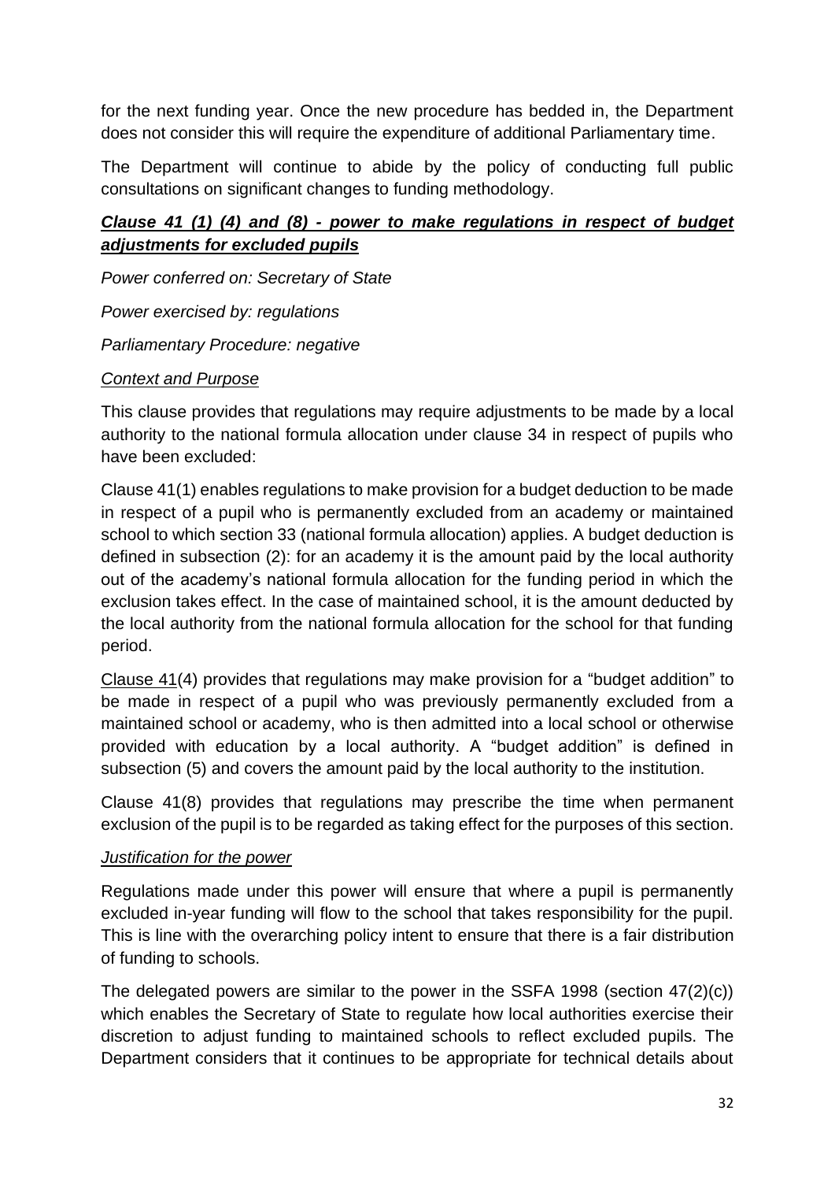for the next funding year. Once the new procedure has bedded in, the Department does not consider this will require the expenditure of additional Parliamentary time.

The Department will continue to abide by the policy of conducting full public consultations on significant changes to funding methodology.

### ***Clause 41 (1) (4) and (8) - power to make regulations in respect of budget adjustments for excluded pupils***

*Power conferred on: Secretary of State*

*Power exercised by: regulations*

*Parliamentary Procedure: negative*

*Context and Purpose*

This clause provides that regulations may require adjustments to be made by a local authority to the national formula allocation under clause 34 in respect of pupils who have been excluded:

Clause 41(1) enables regulations to make provision for a budget deduction to be made in respect of a pupil who is permanently excluded from an academy or maintained school to which section 33 (national formula allocation) applies. A budget deduction is defined in subsection (2): for an academy it is the amount paid by the local authority out of the academy's national formula allocation for the funding period in which the exclusion takes effect. In the case of maintained school, it is the amount deducted by the local authority from the national formula allocation for the school for that funding period.

Clause 41(4) provides that regulations may make provision for a "budget addition" to be made in respect of a pupil who was previously permanently excluded from a maintained school or academy, who is then admitted into a local school or otherwise provided with education by a local authority. A "budget addition" is defined in subsection (5) and covers the amount paid by the local authority to the institution.

Clause 41(8) provides that regulations may prescribe the time when permanent exclusion of the pupil is to be regarded as taking effect for the purposes of this section.

*Justification for the power*

Regulations made under this power will ensure that where a pupil is permanently excluded in-year funding will flow to the school that takes responsibility for the pupil. This is line with the overarching policy intent to ensure that there is a fair distribution of funding to schools.

The delegated powers are similar to the power in the SSFA 1998 (section 47(2)(c)) which enables the Secretary of State to regulate how local authorities exercise their discretion to adjust funding to maintained schools to reflect excluded pupils. The Department considers that it continues to be appropriate for technical details about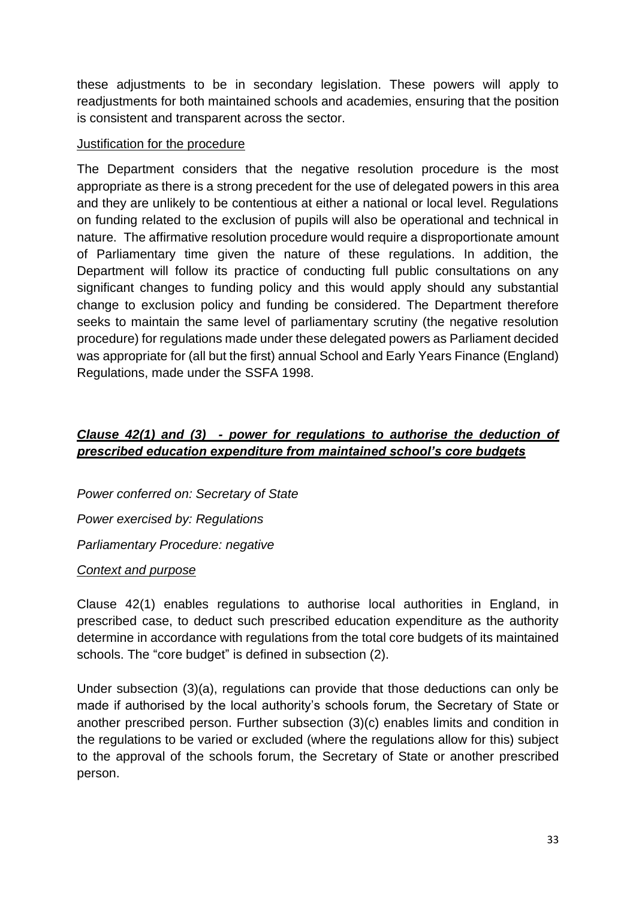these adjustments to be in secondary legislation. These powers will apply to readjustments for both maintained schools and academies, ensuring that the position is consistent and transparent across the sector.

<u>Justification for the procedure</u>

The Department considers that the negative resolution procedure is the most appropriate as there is a strong precedent for the use of delegated powers in this area and they are unlikely to be contentious at either a national or local level. Regulations on funding related to the exclusion of pupils will also be operational and technical in nature. The affirmative resolution procedure would require a disproportionate amount of Parliamentary time given the nature of these regulations. In addition, the Department will follow its practice of conducting full public consultations on any significant changes to funding policy and this would apply should any substantial change to exclusion policy and funding be considered. The Department therefore seeks to maintain the same level of parliamentary scrutiny (the negative resolution procedure) for regulations made under these delegated powers as Parliament decided was appropriate for (all but the first) annual School and Early Years Finance (England) Regulations, made under the SSFA 1998.

### ***<u>Clause 42(1) and (3) - power for regulations to authorise the deduction of prescribed education expenditure from maintained school's core budgets</u>***

*Power conferred on: Secretary of State*

*Power exercised by: Regulations*

*Parliamentary Procedure: negative*

*<u>Context and purpose</u>*

Clause 42(1) enables regulations to authorise local authorities in England, in prescribed case, to deduct such prescribed education expenditure as the authority determine in accordance with regulations from the total core budgets of its maintained schools. The "core budget" is defined in subsection (2).

Under subsection (3)(a), regulations can provide that those deductions can only be made if authorised by the local authority's schools forum, the Secretary of State or another prescribed person. Further subsection (3)(c) enables limits and condition in the regulations to be varied or excluded (where the regulations allow for this) subject to the approval of the schools forum, the Secretary of State or another prescribed person.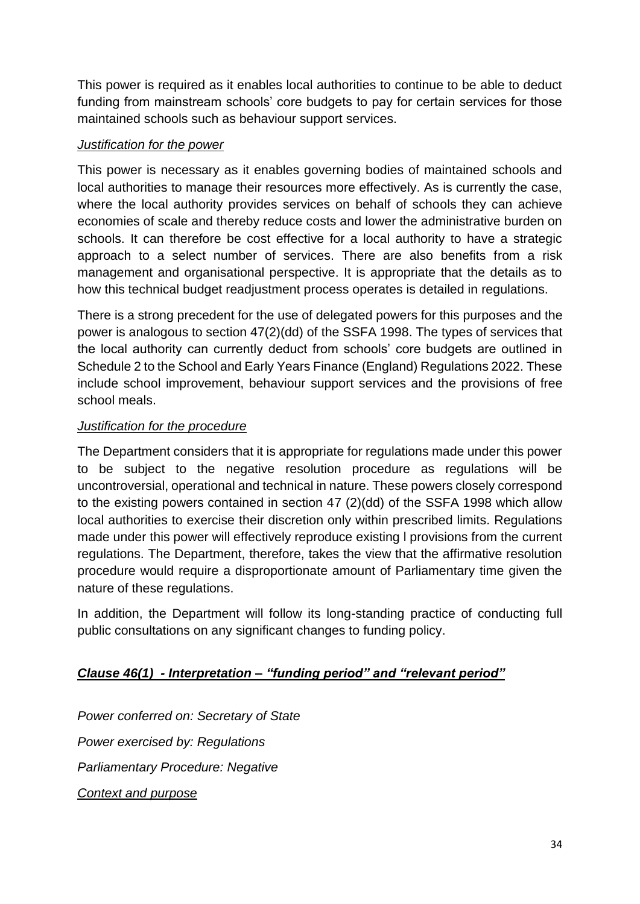This power is required as it enables local authorities to continue to be able to deduct funding from mainstream schools' core budgets to pay for certain services for those maintained schools such as behaviour support services.

*Justification for the power*

This power is necessary as it enables governing bodies of maintained schools and local authorities to manage their resources more effectively. As is currently the case, where the local authority provides services on behalf of schools they can achieve economies of scale and thereby reduce costs and lower the administrative burden on schools. It can therefore be cost effective for a local authority to have a strategic approach to a select number of services. There are also benefits from a risk management and organisational perspective. It is appropriate that the details as to how this technical budget readjustment process operates is detailed in regulations.

There is a strong precedent for the use of delegated powers for this purposes and the power is analogous to section 47(2)(dd) of the SSFA 1998. The types of services that the local authority can currently deduct from schools' core budgets are outlined in Schedule 2 to the School and Early Years Finance (England) Regulations 2022. These include school improvement, behaviour support services and the provisions of free school meals.

*Justification for the procedure*

The Department considers that it is appropriate for regulations made under this power to be subject to the negative resolution procedure as regulations will be uncontroversial, operational and technical in nature. These powers closely correspond to the existing powers contained in section 47 (2)(dd) of the SSFA 1998 which allow local authorities to exercise their discretion only within prescribed limits. Regulations made under this power will effectively reproduce existing l provisions from the current regulations. The Department, therefore, takes the view that the affirmative resolution procedure would require a disproportionate amount of Parliamentary time given the nature of these regulations.

In addition, the Department will follow its long-standing practice of conducting full public consultations on any significant changes to funding policy.

### ***Clause 46(1) - Interpretation – "funding period" and "relevant period"***

*Power conferred on: Secretary of State*

*Power exercised by: Regulations*

*Parliamentary Procedure: Negative*

*Context and purpose*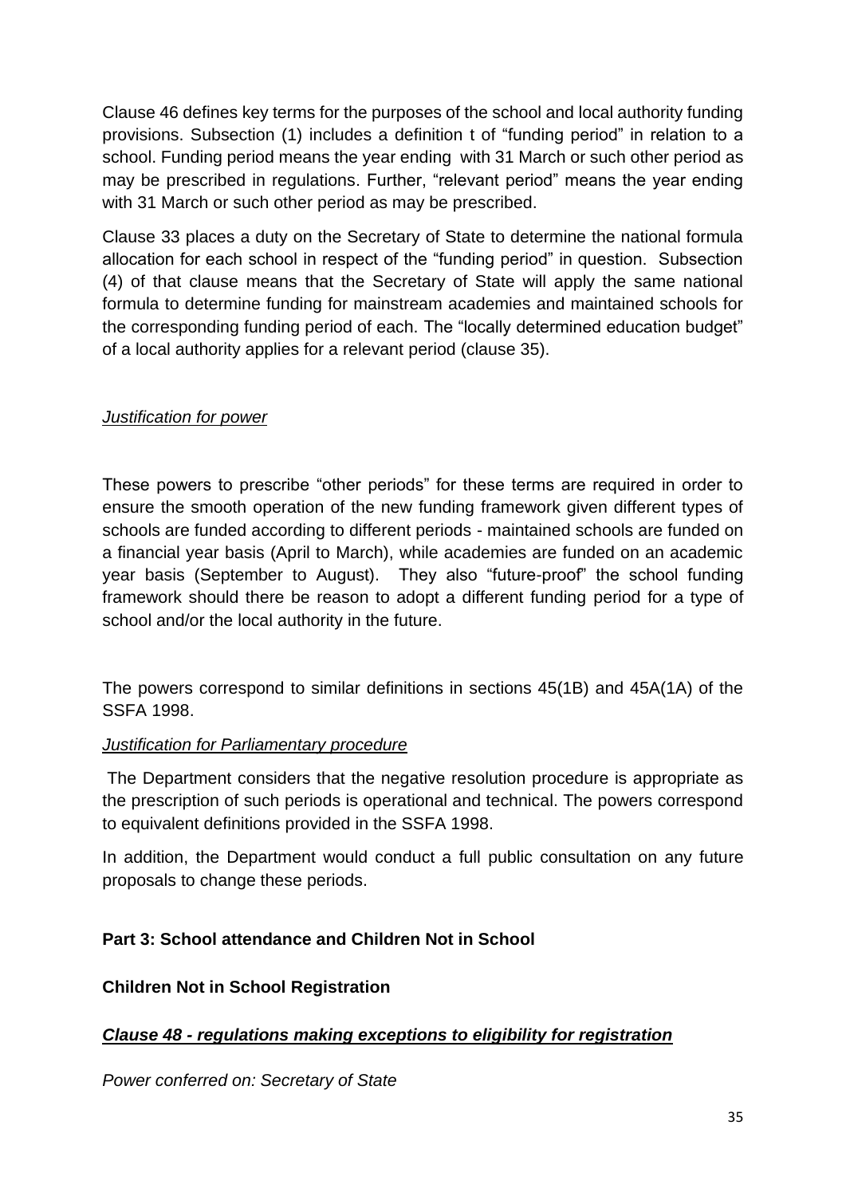Clause 46 defines key terms for the purposes of the school and local authority funding provisions. Subsection (1) includes a definition t of "funding period" in relation to a school. Funding period means the year ending with 31 March or such other period as may be prescribed in regulations. Further, "relevant period" means the year ending with 31 March or such other period as may be prescribed.

Clause 33 places a duty on the Secretary of State to determine the national formula allocation for each school in respect of the "funding period" in question. Subsection (4) of that clause means that the Secretary of State will apply the same national formula to determine funding for mainstream academies and maintained schools for the corresponding funding period of each. The "locally determined education budget" of a local authority applies for a relevant period (clause 35).

*Justification for power*

These powers to prescribe "other periods" for these terms are required in order to ensure the smooth operation of the new funding framework given different types of schools are funded according to different periods - maintained schools are funded on a financial year basis (April to March), while academies are funded on an academic year basis (September to August). They also "future-proof" the school funding framework should there be reason to adopt a different funding period for a type of school and/or the local authority in the future.

The powers correspond to similar definitions in sections 45(1B) and 45A(1A) of the SSFA 1998.

*Justification for Parliamentary procedure*

The Department considers that the negative resolution procedure is appropriate as the prescription of such periods is operational and technical. The powers correspond to equivalent definitions provided in the SSFA 1998.

In addition, the Department would conduct a full public consultation on any future proposals to change these periods.

**Part 3: School attendance and Children Not in School**

**Children Not in School Registration**

***Clause 48 - regulations making exceptions to eligibility for registration***

*Power conferred on: Secretary of State*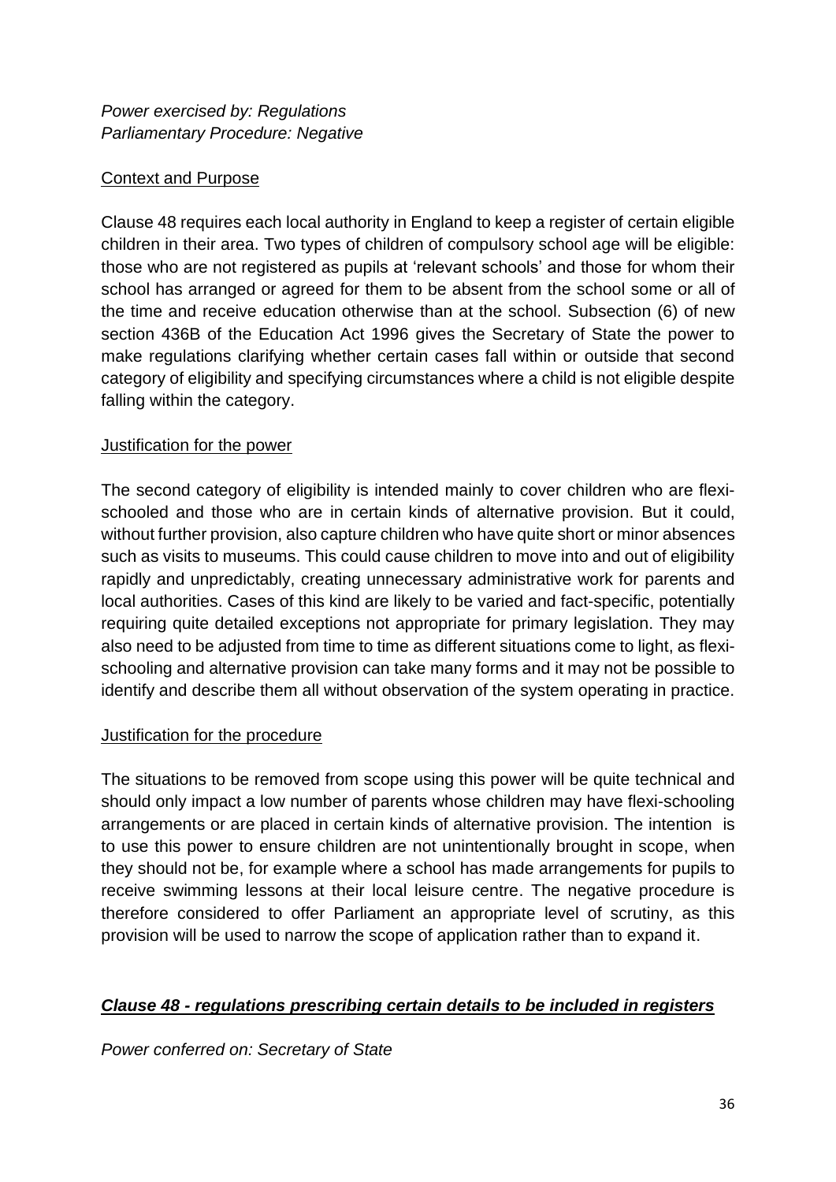*Power exercised by: Regulations*
*Parliamentary Procedure: Negative*

Context and Purpose

Clause 48 requires each local authority in England to keep a register of certain eligible children in their area. Two types of children of compulsory school age will be eligible: those who are not registered as pupils at 'relevant schools' and those for whom their school has arranged or agreed for them to be absent from the school some or all of the time and receive education otherwise than at the school. Subsection (6) of new section 436B of the Education Act 1996 gives the Secretary of State the power to make regulations clarifying whether certain cases fall within or outside that second category of eligibility and specifying circumstances where a child is not eligible despite falling within the category.

Justification for the power

The second category of eligibility is intended mainly to cover children who are flexi-schooled and those who are in certain kinds of alternative provision. But it could, without further provision, also capture children who have quite short or minor absences such as visits to museums. This could cause children to move into and out of eligibility rapidly and unpredictably, creating unnecessary administrative work for parents and local authorities. Cases of this kind are likely to be varied and fact-specific, potentially requiring quite detailed exceptions not appropriate for primary legislation. They may also need to be adjusted from time to time as different situations come to light, as flexi-schooling and alternative provision can take many forms and it may not be possible to identify and describe them all without observation of the system operating in practice.

Justification for the procedure

The situations to be removed from scope using this power will be quite technical and should only impact a low number of parents whose children may have flexi-schooling arrangements or are placed in certain kinds of alternative provision. The intention is to use this power to ensure children are not unintentionally brought in scope, when they should not be, for example where a school has made arrangements for pupils to receive swimming lessons at their local leisure centre. The negative procedure is therefore considered to offer Parliament an appropriate level of scrutiny, as this provision will be used to narrow the scope of application rather than to expand it.

### ***Clause 48 - regulations prescribing certain details to be included in registers***

*Power conferred on: Secretary of State*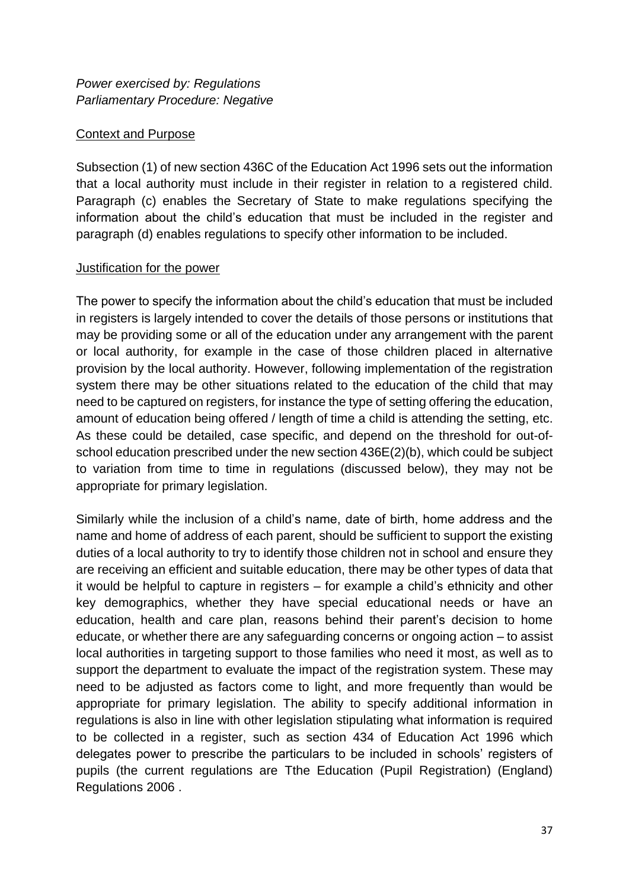*Power exercised by: Regulations*
*Parliamentary Procedure: Negative*

Context and Purpose

Subsection (1) of new section 436C of the Education Act 1996 sets out the information that a local authority must include in their register in relation to a registered child. Paragraph (c) enables the Secretary of State to make regulations specifying the information about the child's education that must be included in the register and paragraph (d) enables regulations to specify other information to be included.

Justification for the power

The power to specify the information about the child's education that must be included in registers is largely intended to cover the details of those persons or institutions that may be providing some or all of the education under any arrangement with the parent or local authority, for example in the case of those children placed in alternative provision by the local authority. However, following implementation of the registration system there may be other situations related to the education of the child that may need to be captured on registers, for instance the type of setting offering the education, amount of education being offered / length of time a child is attending the setting, etc. As these could be detailed, case specific, and depend on the threshold for out-of-school education prescribed under the new section 436E(2)(b), which could be subject to variation from time to time in regulations (discussed below), they may not be appropriate for primary legislation.

Similarly while the inclusion of a child's name, date of birth, home address and the name and home of address of each parent, should be sufficient to support the existing duties of a local authority to try to identify those children not in school and ensure they are receiving an efficient and suitable education, there may be other types of data that it would be helpful to capture in registers – for example a child's ethnicity and other key demographics, whether they have special educational needs or have an education, health and care plan, reasons behind their parent's decision to home educate, or whether there are any safeguarding concerns or ongoing action – to assist local authorities in targeting support to those families who need it most, as well as to support the department to evaluate the impact of the registration system. These may need to be adjusted as factors come to light, and more frequently than would be appropriate for primary legislation. The ability to specify additional information in regulations is also in line with other legislation stipulating what information is required to be collected in a register, such as section 434 of Education Act 1996 which delegates power to prescribe the particulars to be included in schools' registers of pupils (the current regulations are Tthe Education (Pupil Registration) (England) Regulations 2006 .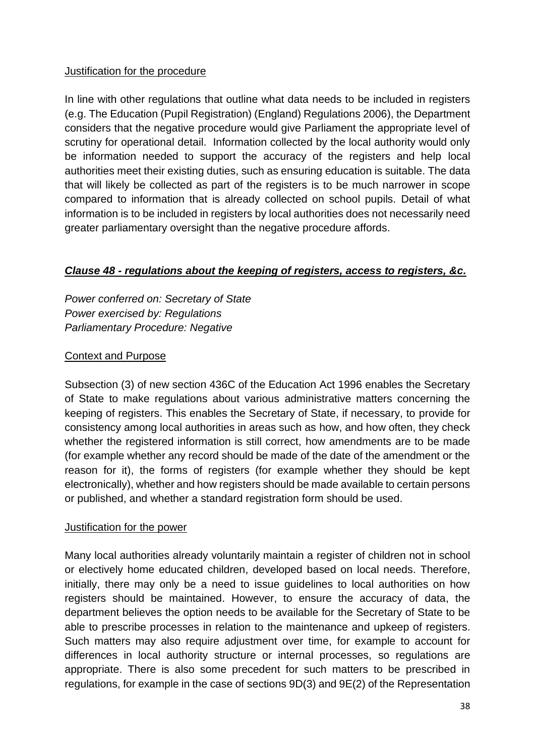Justification for the procedure

In line with other regulations that outline what data needs to be included in registers (e.g. The Education (Pupil Registration) (England) Regulations 2006), the Department considers that the negative procedure would give Parliament the appropriate level of scrutiny for operational detail. Information collected by the local authority would only be information needed to support the accuracy of the registers and help local authorities meet their existing duties, such as ensuring education is suitable. The data that will likely be collected as part of the registers is to be much narrower in scope compared to information that is already collected on school pupils. Detail of what information is to be included in registers by local authorities does not necessarily need greater parliamentary oversight than the negative procedure affords.

### ***Clause 48 - regulations about the keeping of registers, access to registers, &c.***

*Power conferred on: Secretary of State*
*Power exercised by: Regulations*
*Parliamentary Procedure: Negative*

Context and Purpose

Subsection (3) of new section 436C of the Education Act 1996 enables the Secretary of State to make regulations about various administrative matters concerning the keeping of registers. This enables the Secretary of State, if necessary, to provide for consistency among local authorities in areas such as how, and how often, they check whether the registered information is still correct, how amendments are to be made (for example whether any record should be made of the date of the amendment or the reason for it), the forms of registers (for example whether they should be kept electronically), whether and how registers should be made available to certain persons or published, and whether a standard registration form should be used.

Justification for the power

Many local authorities already voluntarily maintain a register of children not in school or electively home educated children, developed based on local needs. Therefore, initially, there may only be a need to issue guidelines to local authorities on how registers should be maintained. However, to ensure the accuracy of data, the department believes the option needs to be available for the Secretary of State to be able to prescribe processes in relation to the maintenance and upkeep of registers. Such matters may also require adjustment over time, for example to account for differences in local authority structure or internal processes, so regulations are appropriate. There is also some precedent for such matters to be prescribed in regulations, for example in the case of sections 9D(3) and 9E(2) of the Representation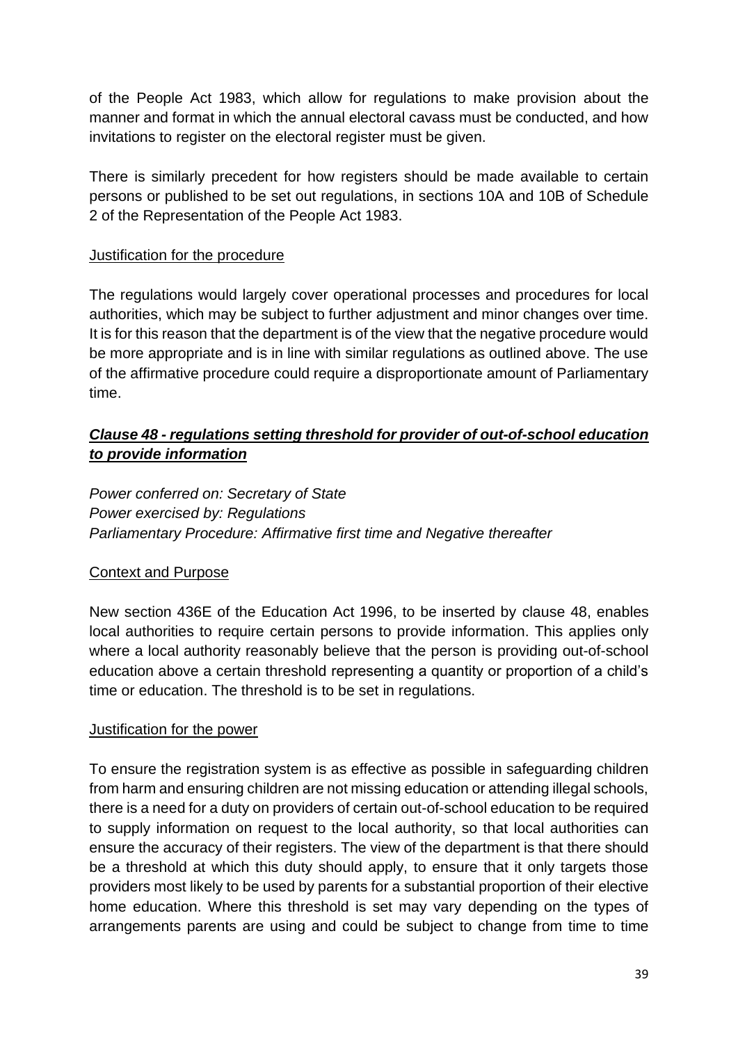of the People Act 1983, which allow for regulations to make provision about the manner and format in which the annual electoral cavass must be conducted, and how invitations to register on the electoral register must be given.

There is similarly precedent for how registers should be made available to certain persons or published to be set out regulations, in sections 10A and 10B of Schedule 2 of the Representation of the People Act 1983.

<u>Justification for the procedure</u>

The regulations would largely cover operational processes and procedures for local authorities, which may be subject to further adjustment and minor changes over time. It is for this reason that the department is of the view that the negative procedure would be more appropriate and is in line with similar regulations as outlined above. The use of the affirmative procedure could require a disproportionate amount of Parliamentary time.

### ***<u>Clause 48 - regulations setting threshold for provider of out-of-school education to provide information</u>***

*Power conferred on: Secretary of State*
*Power exercised by: Regulations*
*Parliamentary Procedure: Affirmative first time and Negative thereafter*

<u>Context and Purpose</u>

New section 436E of the Education Act 1996, to be inserted by clause 48, enables local authorities to require certain persons to provide information. This applies only where a local authority reasonably believe that the person is providing out-of-school education above a certain threshold representing a quantity or proportion of a child's time or education. The threshold is to be set in regulations.

<u>Justification for the power</u>

To ensure the registration system is as effective as possible in safeguarding children from harm and ensuring children are not missing education or attending illegal schools, there is a need for a duty on providers of certain out-of-school education to be required to supply information on request to the local authority, so that local authorities can ensure the accuracy of their registers. The view of the department is that there should be a threshold at which this duty should apply, to ensure that it only targets those providers most likely to be used by parents for a substantial proportion of their elective home education. Where this threshold is set may vary depending on the types of arrangements parents are using and could be subject to change from time to time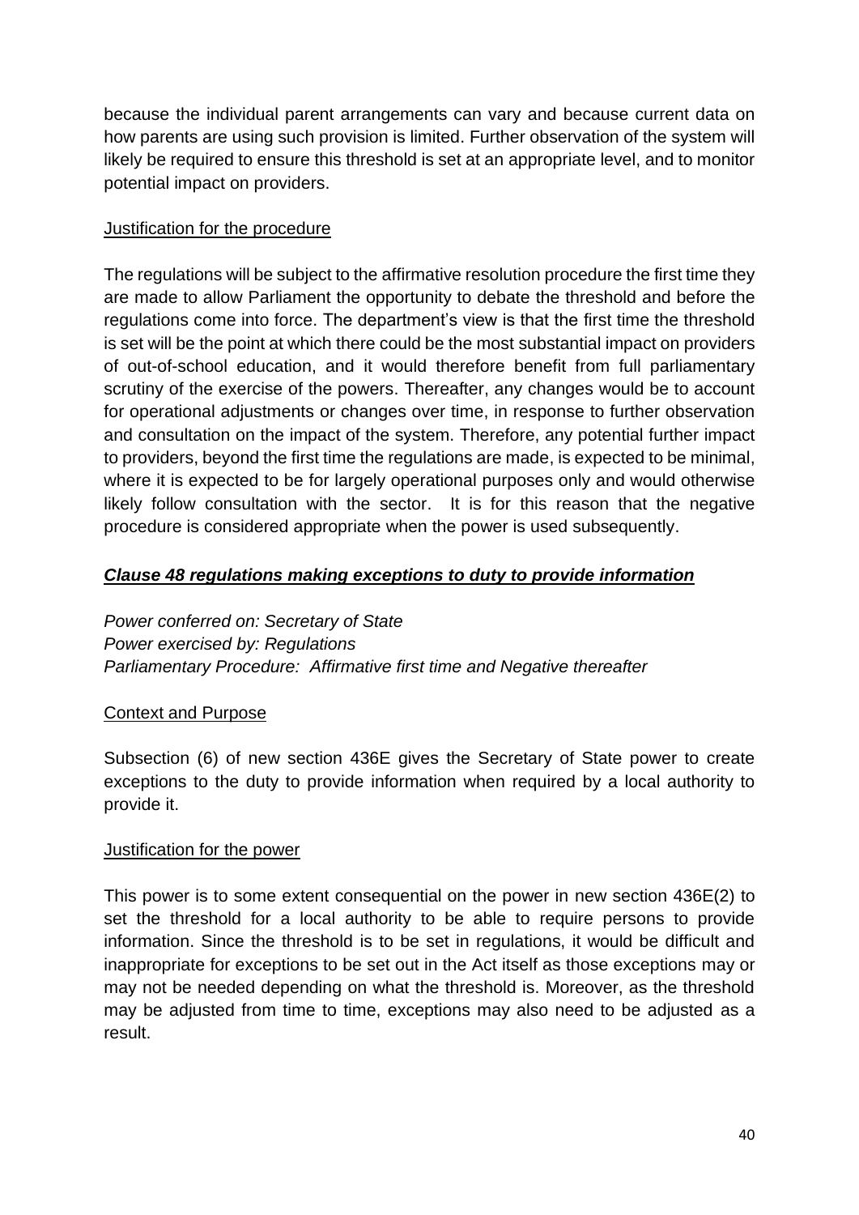because the individual parent arrangements can vary and because current data on how parents are using such provision is limited. Further observation of the system will likely be required to ensure this threshold is set at an appropriate level, and to monitor potential impact on providers.

<u>Justification for the procedure</u>

The regulations will be subject to the affirmative resolution procedure the first time they are made to allow Parliament the opportunity to debate the threshold and before the regulations come into force. The department's view is that the first time the threshold is set will be the point at which there could be the most substantial impact on providers of out-of-school education, and it would therefore benefit from full parliamentary scrutiny of the exercise of the powers. Thereafter, any changes would be to account for operational adjustments or changes over time, in response to further observation and consultation on the impact of the system. Therefore, any potential further impact to providers, beyond the first time the regulations are made, is expected to be minimal, where it is expected to be for largely operational purposes only and would otherwise likely follow consultation with the sector. It is for this reason that the negative procedure is considered appropriate when the power is used subsequently.

### ***<u>Clause 48 regulations making exceptions to duty to provide information</u>***

*Power conferred on: Secretary of State*
*Power exercised by: Regulations*
*Parliamentary Procedure: Affirmative first time and Negative thereafter*

<u>Context and Purpose</u>

Subsection (6) of new section 436E gives the Secretary of State power to create exceptions to the duty to provide information when required by a local authority to provide it.

<u>Justification for the power</u>

This power is to some extent consequential on the power in new section 436E(2) to set the threshold for a local authority to be able to require persons to provide information. Since the threshold is to be set in regulations, it would be difficult and inappropriate for exceptions to be set out in the Act itself as those exceptions may or may not be needed depending on what the threshold is. Moreover, as the threshold may be adjusted from time to time, exceptions may also need to be adjusted as a result.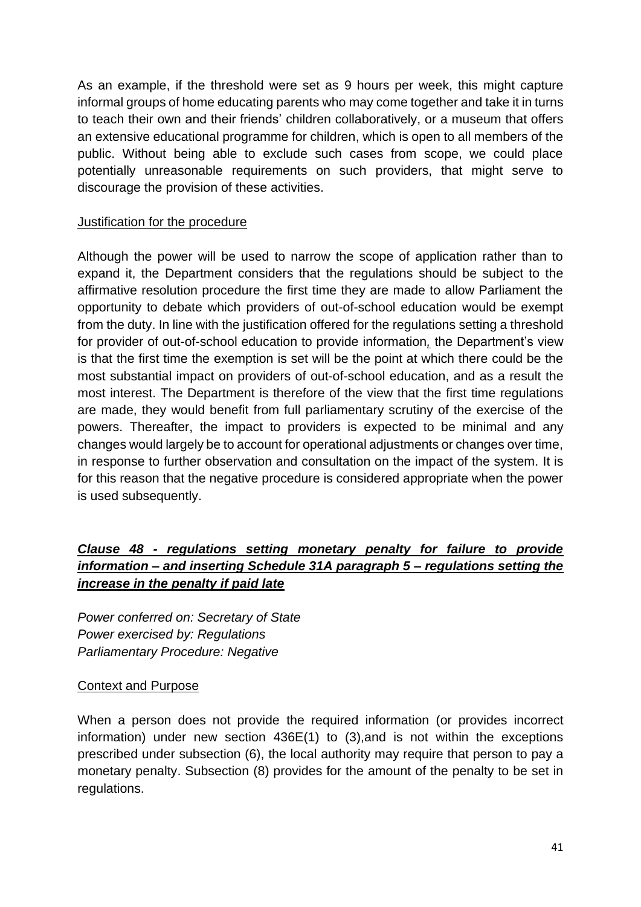As an example, if the threshold were set as 9 hours per week, this might capture informal groups of home educating parents who may come together and take it in turns to teach their own and their friends' children collaboratively, or a museum that offers an extensive educational programme for children, which is open to all members of the public. Without being able to exclude such cases from scope, we could place potentially unreasonable requirements on such providers, that might serve to discourage the provision of these activities.

Justification for the procedure

Although the power will be used to narrow the scope of application rather than to expand it, the Department considers that the regulations should be subject to the affirmative resolution procedure the first time they are made to allow Parliament the opportunity to debate which providers of out-of-school education would be exempt from the duty. In line with the justification offered for the regulations setting a threshold for provider of out-of-school education to provide information, the Department's view is that the first time the exemption is set will be the point at which there could be the most substantial impact on providers of out-of-school education, and as a result the most interest. The Department is therefore of the view that the first time regulations are made, they would benefit from full parliamentary scrutiny of the exercise of the powers. Thereafter, the impact to providers is expected to be minimal and any changes would largely be to account for operational adjustments or changes over time, in response to further observation and consultation on the impact of the system. It is for this reason that the negative procedure is considered appropriate when the power is used subsequently.

### ***Clause 48 - regulations setting monetary penalty for failure to provide information – and inserting Schedule 31A paragraph 5 – regulations setting the increase in the penalty if paid late***

*Power conferred on: Secretary of State*
*Power exercised by: Regulations*
*Parliamentary Procedure: Negative*

Context and Purpose

When a person does not provide the required information (or provides incorrect information) under new section 436E(1) to (3),and is not within the exceptions prescribed under subsection (6), the local authority may require that person to pay a monetary penalty. Subsection (8) provides for the amount of the penalty to be set in regulations.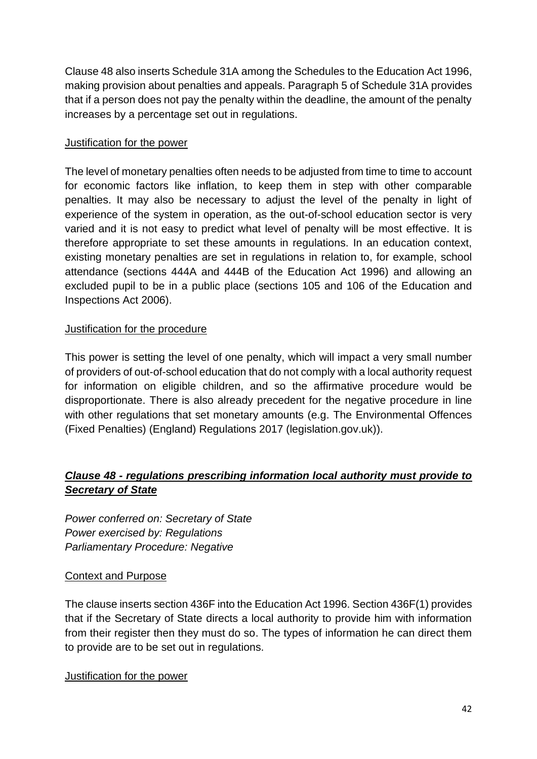Clause 48 also inserts Schedule 31A among the Schedules to the Education Act 1996, making provision about penalties and appeals. Paragraph 5 of Schedule 31A provides that if a person does not pay the penalty within the deadline, the amount of the penalty increases by a percentage set out in regulations.

Justification for the power

The level of monetary penalties often needs to be adjusted from time to time to account for economic factors like inflation, to keep them in step with other comparable penalties. It may also be necessary to adjust the level of the penalty in light of experience of the system in operation, as the out-of-school education sector is very varied and it is not easy to predict what level of penalty will be most effective. It is therefore appropriate to set these amounts in regulations. In an education context, existing monetary penalties are set in regulations in relation to, for example, school attendance (sections 444A and 444B of the Education Act 1996) and allowing an excluded pupil to be in a public place (sections 105 and 106 of the Education and Inspections Act 2006).

Justification for the procedure

This power is setting the level of one penalty, which will impact a very small number of providers of out-of-school education that do not comply with a local authority request for information on eligible children, and so the affirmative procedure would be disproportionate. There is also already precedent for the negative procedure in line with other regulations that set monetary amounts (e.g. The Environmental Offences (Fixed Penalties) (England) Regulations 2017 (legislation.gov.uk)).

### ***Clause 48 - regulations prescribing information local authority must provide to Secretary of State***

*Power conferred on: Secretary of State*
*Power exercised by: Regulations*
*Parliamentary Procedure: Negative*

Context and Purpose

The clause inserts section 436F into the Education Act 1996. Section 436F(1) provides that if the Secretary of State directs a local authority to provide him with information from their register then they must do so. The types of information he can direct them to provide are to be set out in regulations.

Justification for the power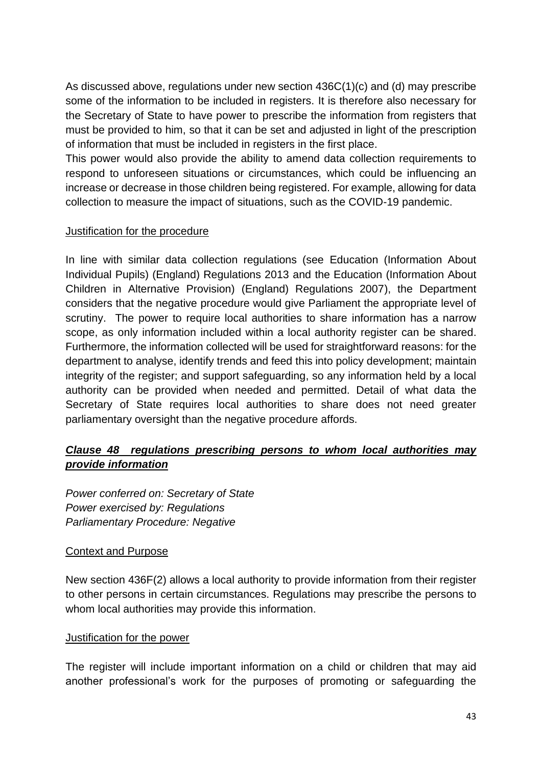As discussed above, regulations under new section 436C(1)(c) and (d) may prescribe some of the information to be included in registers. It is therefore also necessary for the Secretary of State to have power to prescribe the information from registers that must be provided to him, so that it can be set and adjusted in light of the prescription of information that must be included in registers in the first place.

This power would also provide the ability to amend data collection requirements to respond to unforeseen situations or circumstances, which could be influencing an increase or decrease in those children being registered. For example, allowing for data collection to measure the impact of situations, such as the COVID-19 pandemic.

<u>Justification for the procedure</u>

In line with similar data collection regulations (see Education (Information About Individual Pupils) (England) Regulations 2013 and the Education (Information About Children in Alternative Provision) (England) Regulations 2007), the Department considers that the negative procedure would give Parliament the appropriate level of scrutiny. The power to require local authorities to share information has a narrow scope, as only information included within a local authority register can be shared. Furthermore, the information collected will be used for straightforward reasons: for the department to analyse, identify trends and feed this into policy development; maintain integrity of the register; and support safeguarding, so any information held by a local authority can be provided when needed and permitted. Detail of what data the Secretary of State requires local authorities to share does not need greater parliamentary oversight than the negative procedure affords.

### ***<u>Clause 48 regulations prescribing persons to whom local authorities may provide information</u>***

*Power conferred on: Secretary of State*
*Power exercised by: Regulations*
*Parliamentary Procedure: Negative*

<u>Context and Purpose</u>

New section 436F(2) allows a local authority to provide information from their register to other persons in certain circumstances. Regulations may prescribe the persons to whom local authorities may provide this information.

<u>Justification for the power</u>

The register will include important information on a child or children that may aid another professional's work for the purposes of promoting or safeguarding the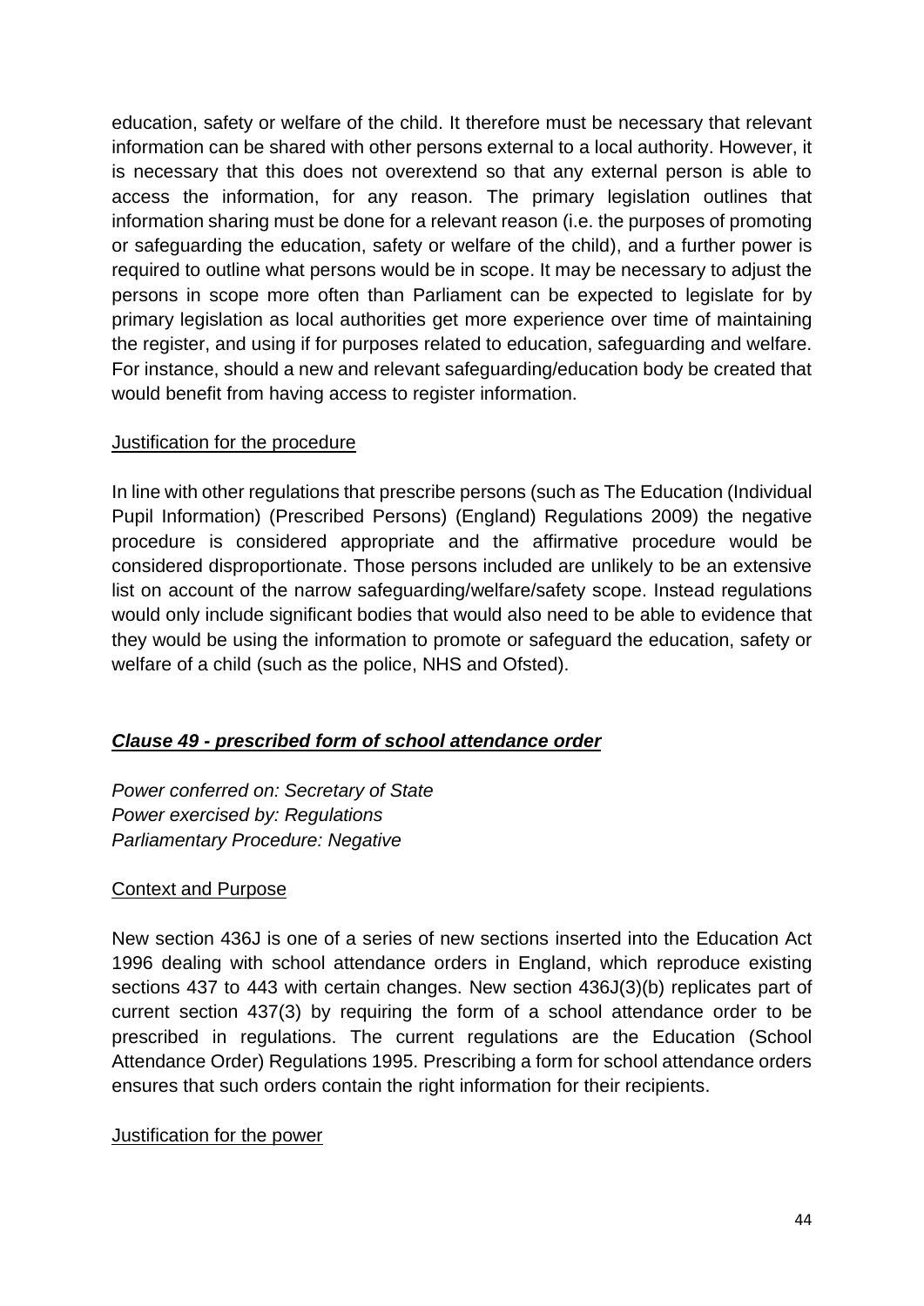education, safety or welfare of the child. It therefore must be necessary that relevant information can be shared with other persons external to a local authority. However, it is necessary that this does not overextend so that any external person is able to access the information, for any reason. The primary legislation outlines that information sharing must be done for a relevant reason (i.e. the purposes of promoting or safeguarding the education, safety or welfare of the child), and a further power is required to outline what persons would be in scope. It may be necessary to adjust the persons in scope more often than Parliament can be expected to legislate for by primary legislation as local authorities get more experience over time of maintaining the register, and using if for purposes related to education, safeguarding and welfare. For instance, should a new and relevant safeguarding/education body be created that would benefit from having access to register information.

Justification for the procedure

In line with other regulations that prescribe persons (such as The Education (Individual Pupil Information) (Prescribed Persons) (England) Regulations 2009) the negative procedure is considered appropriate and the affirmative procedure would be considered disproportionate. Those persons included are unlikely to be an extensive list on account of the narrow safeguarding/welfare/safety scope. Instead regulations would only include significant bodies that would also need to be able to evidence that they would be using the information to promote or safeguard the education, safety or welfare of a child (such as the police, NHS and Ofsted).

### ***Clause 49 - prescribed form of school attendance order***

*Power conferred on: Secretary of State*
*Power exercised by: Regulations*
*Parliamentary Procedure: Negative*

Context and Purpose

New section 436J is one of a series of new sections inserted into the Education Act 1996 dealing with school attendance orders in England, which reproduce existing sections 437 to 443 with certain changes. New section 436J(3)(b) replicates part of current section 437(3) by requiring the form of a school attendance order to be prescribed in regulations. The current regulations are the Education (School Attendance Order) Regulations 1995. Prescribing a form for school attendance orders ensures that such orders contain the right information for their recipients.

Justification for the power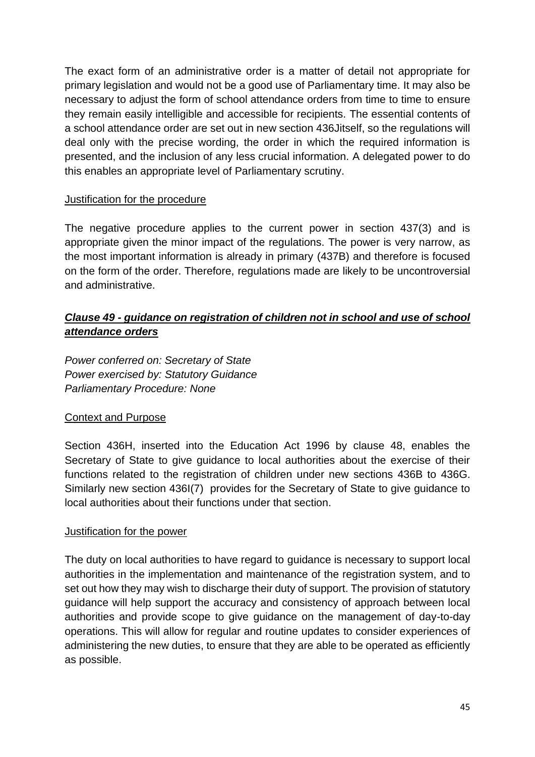The exact form of an administrative order is a matter of detail not appropriate for primary legislation and would not be a good use of Parliamentary time. It may also be necessary to adjust the form of school attendance orders from time to time to ensure they remain easily intelligible and accessible for recipients. The essential contents of a school attendance order are set out in new section 436Jitself, so the regulations will deal only with the precise wording, the order in which the required information is presented, and the inclusion of any less crucial information. A delegated power to do this enables an appropriate level of Parliamentary scrutiny.

Justification for the procedure

The negative procedure applies to the current power in section 437(3) and is appropriate given the minor impact of the regulations. The power is very narrow, as the most important information is already in primary (437B) and therefore is focused on the form of the order. Therefore, regulations made are likely to be uncontroversial and administrative.

### ***Clause 49 - guidance on registration of children not in school and use of school attendance orders***

*Power conferred on: Secretary of State*
*Power exercised by: Statutory Guidance*
*Parliamentary Procedure: None*

Context and Purpose

Section 436H, inserted into the Education Act 1996 by clause 48, enables the Secretary of State to give guidance to local authorities about the exercise of their functions related to the registration of children under new sections 436B to 436G. Similarly new section 436I(7) provides for the Secretary of State to give guidance to local authorities about their functions under that section.

Justification for the power

The duty on local authorities to have regard to guidance is necessary to support local authorities in the implementation and maintenance of the registration system, and to set out how they may wish to discharge their duty of support. The provision of statutory guidance will help support the accuracy and consistency of approach between local authorities and provide scope to give guidance on the management of day-to-day operations. This will allow for regular and routine updates to consider experiences of administering the new duties, to ensure that they are able to be operated as efficiently as possible.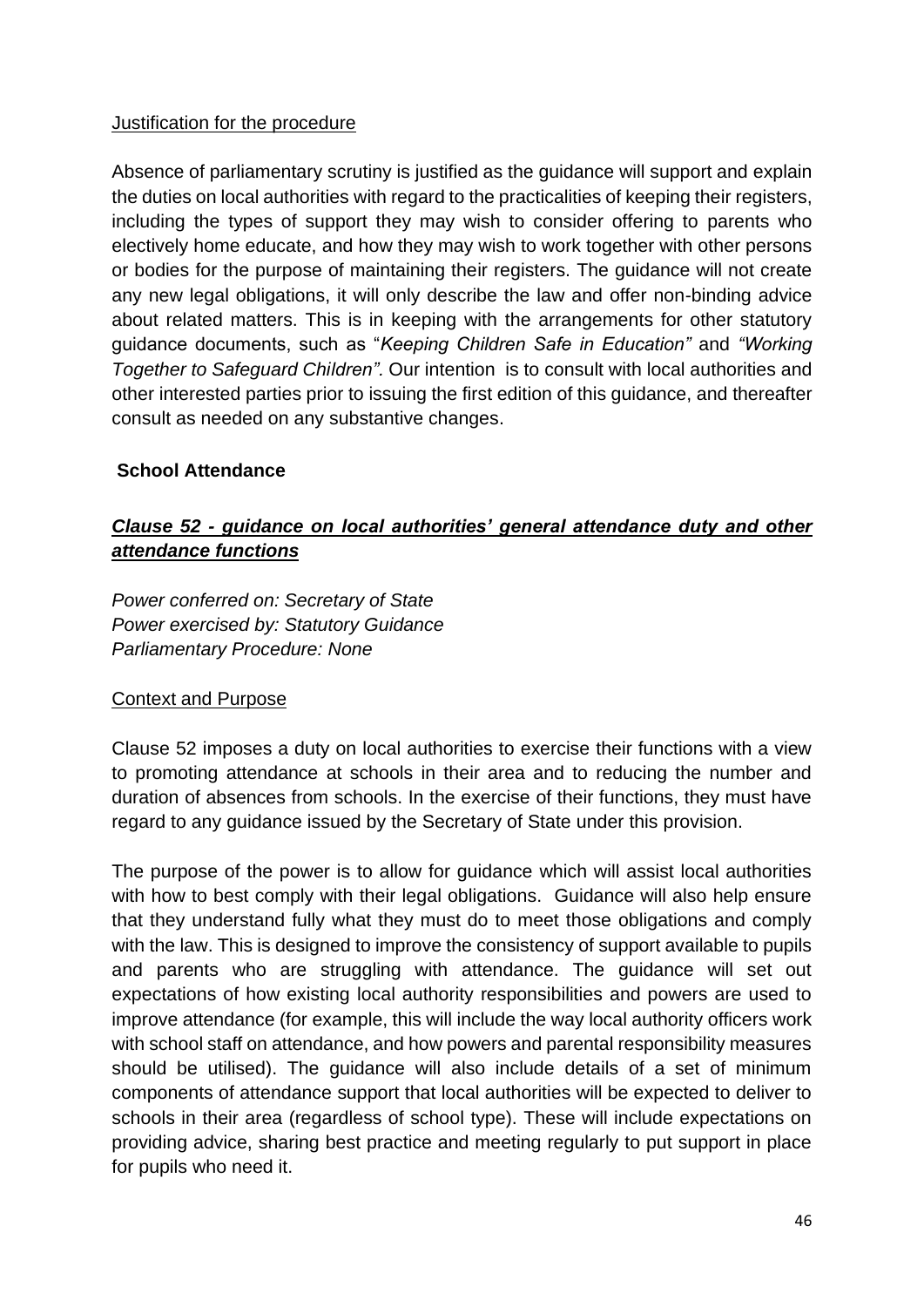Justification for the procedure

Absence of parliamentary scrutiny is justified as the guidance will support and explain the duties on local authorities with regard to the practicalities of keeping their registers, including the types of support they may wish to consider offering to parents who electively home educate, and how they may wish to work together with other persons or bodies for the purpose of maintaining their registers. The guidance will not create any new legal obligations, it will only describe the law and offer non-binding advice about related matters. This is in keeping with the arrangements for other statutory guidance documents, such as "*Keeping Children Safe in Education"* and *"Working Together to Safeguard Children"*. Our intention is to consult with local authorities and other interested parties prior to issuing the first edition of this guidance, and thereafter consult as needed on any substantive changes.

## School Attendance

### ***Clause 52 - guidance on local authorities' general attendance duty and other attendance functions***

*Power conferred on: Secretary of State*
*Power exercised by: Statutory Guidance*
*Parliamentary Procedure: None*

Context and Purpose

Clause 52 imposes a duty on local authorities to exercise their functions with a view to promoting attendance at schools in their area and to reducing the number and duration of absences from schools. In the exercise of their functions, they must have regard to any guidance issued by the Secretary of State under this provision.

The purpose of the power is to allow for guidance which will assist local authorities with how to best comply with their legal obligations. Guidance will also help ensure that they understand fully what they must do to meet those obligations and comply with the law. This is designed to improve the consistency of support available to pupils and parents who are struggling with attendance. The guidance will set out expectations of how existing local authority responsibilities and powers are used to improve attendance (for example, this will include the way local authority officers work with school staff on attendance, and how powers and parental responsibility measures should be utilised). The guidance will also include details of a set of minimum components of attendance support that local authorities will be expected to deliver to schools in their area (regardless of school type). These will include expectations on providing advice, sharing best practice and meeting regularly to put support in place for pupils who need it.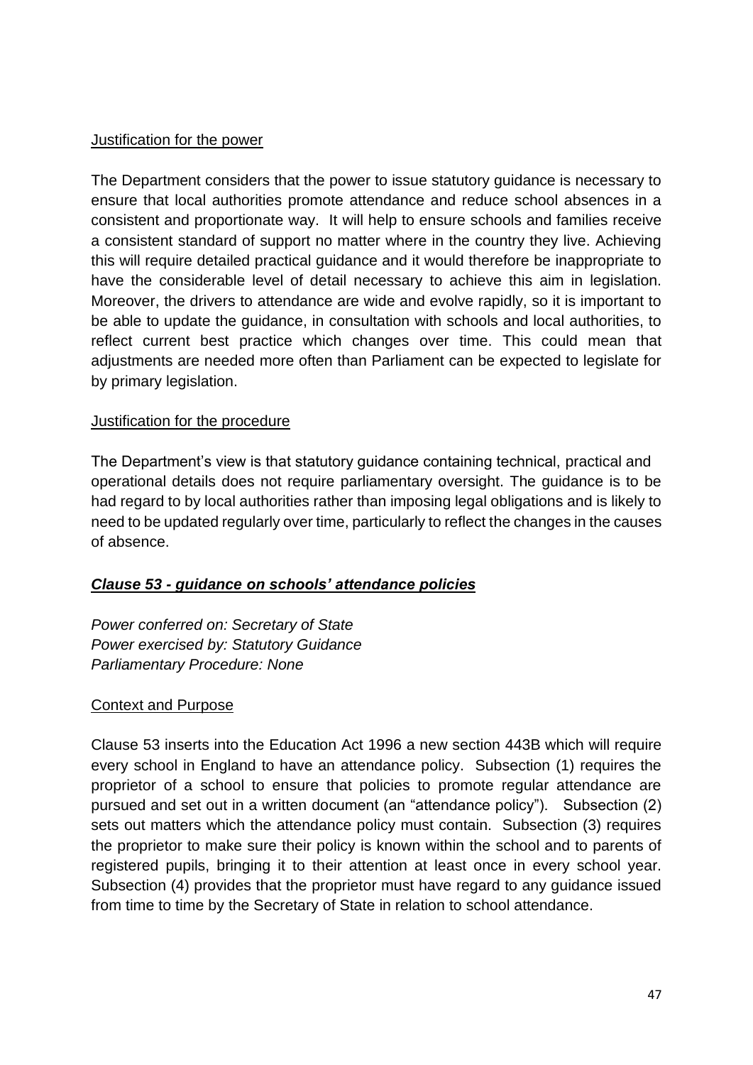Justification for the power

The Department considers that the power to issue statutory guidance is necessary to ensure that local authorities promote attendance and reduce school absences in a consistent and proportionate way. It will help to ensure schools and families receive a consistent standard of support no matter where in the country they live. Achieving this will require detailed practical guidance and it would therefore be inappropriate to have the considerable level of detail necessary to achieve this aim in legislation. Moreover, the drivers to attendance are wide and evolve rapidly, so it is important to be able to update the guidance, in consultation with schools and local authorities, to reflect current best practice which changes over time. This could mean that adjustments are needed more often than Parliament can be expected to legislate for by primary legislation.

Justification for the procedure

The Department's view is that statutory guidance containing technical, practical and operational details does not require parliamentary oversight. The guidance is to be had regard to by local authorities rather than imposing legal obligations and is likely to need to be updated regularly over time, particularly to reflect the changes in the causes of absence.

### ***Clause 53 - guidance on schools' attendance policies***

*Power conferred on: Secretary of State*
*Power exercised by: Statutory Guidance*
*Parliamentary Procedure: None*

Context and Purpose

Clause 53 inserts into the Education Act 1996 a new section 443B which will require every school in England to have an attendance policy. Subsection (1) requires the proprietor of a school to ensure that policies to promote regular attendance are pursued and set out in a written document (an "attendance policy"). Subsection (2) sets out matters which the attendance policy must contain. Subsection (3) requires the proprietor to make sure their policy is known within the school and to parents of registered pupils, bringing it to their attention at least once in every school year. Subsection (4) provides that the proprietor must have regard to any guidance issued from time to time by the Secretary of State in relation to school attendance.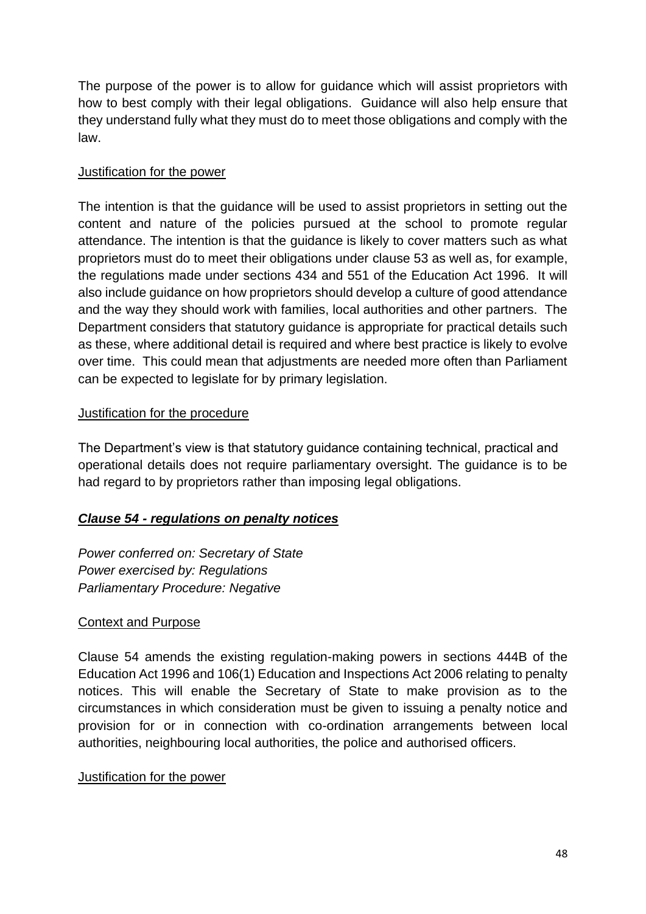The purpose of the power is to allow for guidance which will assist proprietors with how to best comply with their legal obligations. Guidance will also help ensure that they understand fully what they must do to meet those obligations and comply with the law.

Justification for the power

The intention is that the guidance will be used to assist proprietors in setting out the content and nature of the policies pursued at the school to promote regular attendance. The intention is that the guidance is likely to cover matters such as what proprietors must do to meet their obligations under clause 53 as well as, for example, the regulations made under sections 434 and 551 of the Education Act 1996. It will also include guidance on how proprietors should develop a culture of good attendance and the way they should work with families, local authorities and other partners. The Department considers that statutory guidance is appropriate for practical details such as these, where additional detail is required and where best practice is likely to evolve over time. This could mean that adjustments are needed more often than Parliament can be expected to legislate for by primary legislation.

Justification for the procedure

The Department's view is that statutory guidance containing technical, practical and operational details does not require parliamentary oversight. The guidance is to be had regard to by proprietors rather than imposing legal obligations.

### ***Clause 54 - regulations on penalty notices***

*Power conferred on: Secretary of State*
*Power exercised by: Regulations*
*Parliamentary Procedure: Negative*

Context and Purpose

Clause 54 amends the existing regulation-making powers in sections 444B of the Education Act 1996 and 106(1) Education and Inspections Act 2006 relating to penalty notices. This will enable the Secretary of State to make provision as to the circumstances in which consideration must be given to issuing a penalty notice and provision for or in connection with co-ordination arrangements between local authorities, neighbouring local authorities, the police and authorised officers.

Justification for the power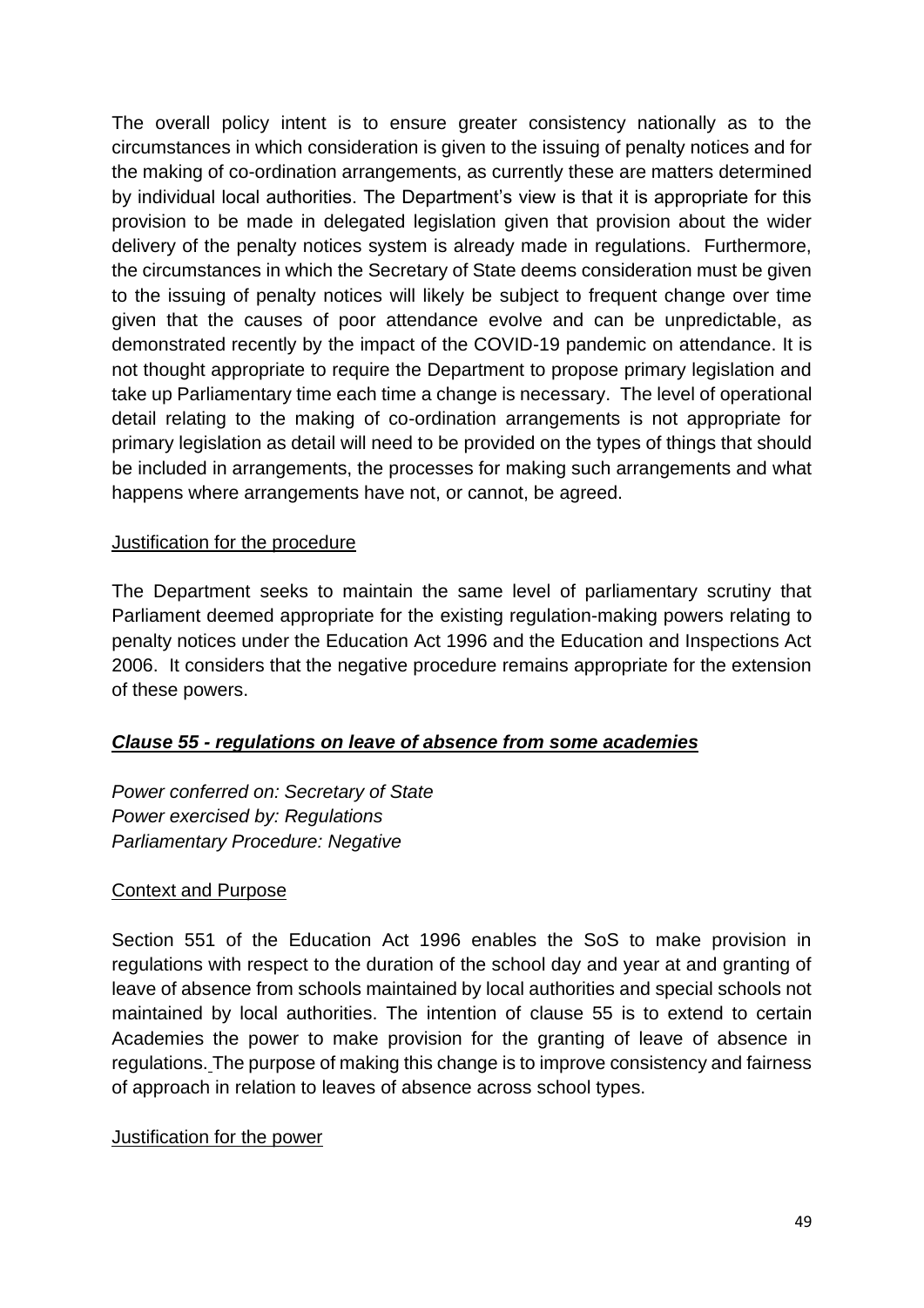The overall policy intent is to ensure greater consistency nationally as to the circumstances in which consideration is given to the issuing of penalty notices and for the making of co-ordination arrangements, as currently these are matters determined by individual local authorities. The Department's view is that it is appropriate for this provision to be made in delegated legislation given that provision about the wider delivery of the penalty notices system is already made in regulations. Furthermore, the circumstances in which the Secretary of State deems consideration must be given to the issuing of penalty notices will likely be subject to frequent change over time given that the causes of poor attendance evolve and can be unpredictable, as demonstrated recently by the impact of the COVID-19 pandemic on attendance. It is not thought appropriate to require the Department to propose primary legislation and take up Parliamentary time each time a change is necessary. The level of operational detail relating to the making of co-ordination arrangements is not appropriate for primary legislation as detail will need to be provided on the types of things that should be included in arrangements, the processes for making such arrangements and what happens where arrangements have not, or cannot, be agreed.

Justification for the procedure

The Department seeks to maintain the same level of parliamentary scrutiny that Parliament deemed appropriate for the existing regulation-making powers relating to penalty notices under the Education Act 1996 and the Education and Inspections Act 2006. It considers that the negative procedure remains appropriate for the extension of these powers.

### ***Clause 55 - regulations on leave of absence from some academies***

*Power conferred on: Secretary of State*
*Power exercised by: Regulations*
*Parliamentary Procedure: Negative*

Context and Purpose

Section 551 of the Education Act 1996 enables the SoS to make provision in regulations with respect to the duration of the school day and year at and granting of leave of absence from schools maintained by local authorities and special schools not maintained by local authorities. The intention of clause 55 is to extend to certain Academies the power to make provision for the granting of leave of absence in regulations. The purpose of making this change is to improve consistency and fairness of approach in relation to leaves of absence across school types.

Justification for the power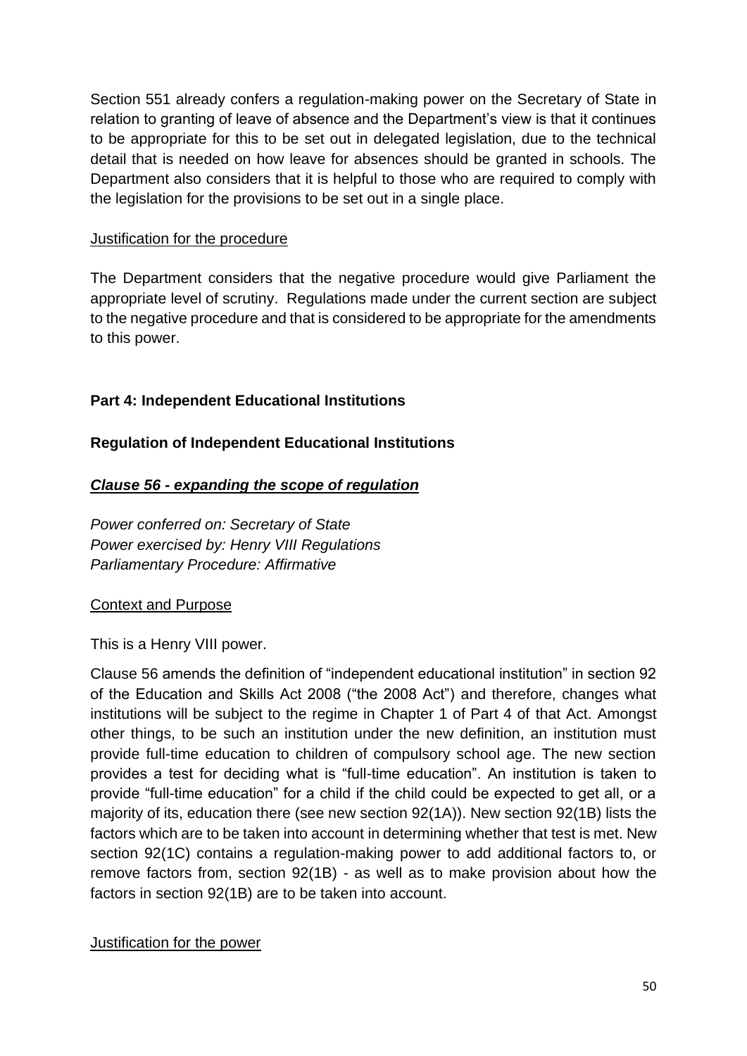Section 551 already confers a regulation-making power on the Secretary of State in relation to granting of leave of absence and the Department's view is that it continues to be appropriate for this to be set out in delegated legislation, due to the technical detail that is needed on how leave for absences should be granted in schools. The Department also considers that it is helpful to those who are required to comply with the legislation for the provisions to be set out in a single place.

<u>Justification for the procedure</u>

The Department considers that the negative procedure would give Parliament the appropriate level of scrutiny. Regulations made under the current section are subject to the negative procedure and that is considered to be appropriate for the amendments to this power.

**Part 4: Independent Educational Institutions**

**Regulation of Independent Educational Institutions**

***<u>Clause 56 - expanding the scope of regulation</u>***

*Power conferred on: Secretary of State*
*Power exercised by: Henry VIII Regulations*
*Parliamentary Procedure: Affirmative*

<u>Context and Purpose</u>

This is a Henry VIII power.

Clause 56 amends the definition of "independent educational institution" in section 92 of the Education and Skills Act 2008 ("the 2008 Act") and therefore, changes what institutions will be subject to the regime in Chapter 1 of Part 4 of that Act. Amongst other things, to be such an institution under the new definition, an institution must provide full-time education to children of compulsory school age. The new section provides a test for deciding what is "full-time education". An institution is taken to provide "full-time education" for a child if the child could be expected to get all, or a majority of its, education there (see new section 92(1A)). New section 92(1B) lists the factors which are to be taken into account in determining whether that test is met. New section 92(1C) contains a regulation-making power to add additional factors to, or remove factors from, section 92(1B) - as well as to make provision about how the factors in section 92(1B) are to be taken into account.

<u>Justification for the power</u>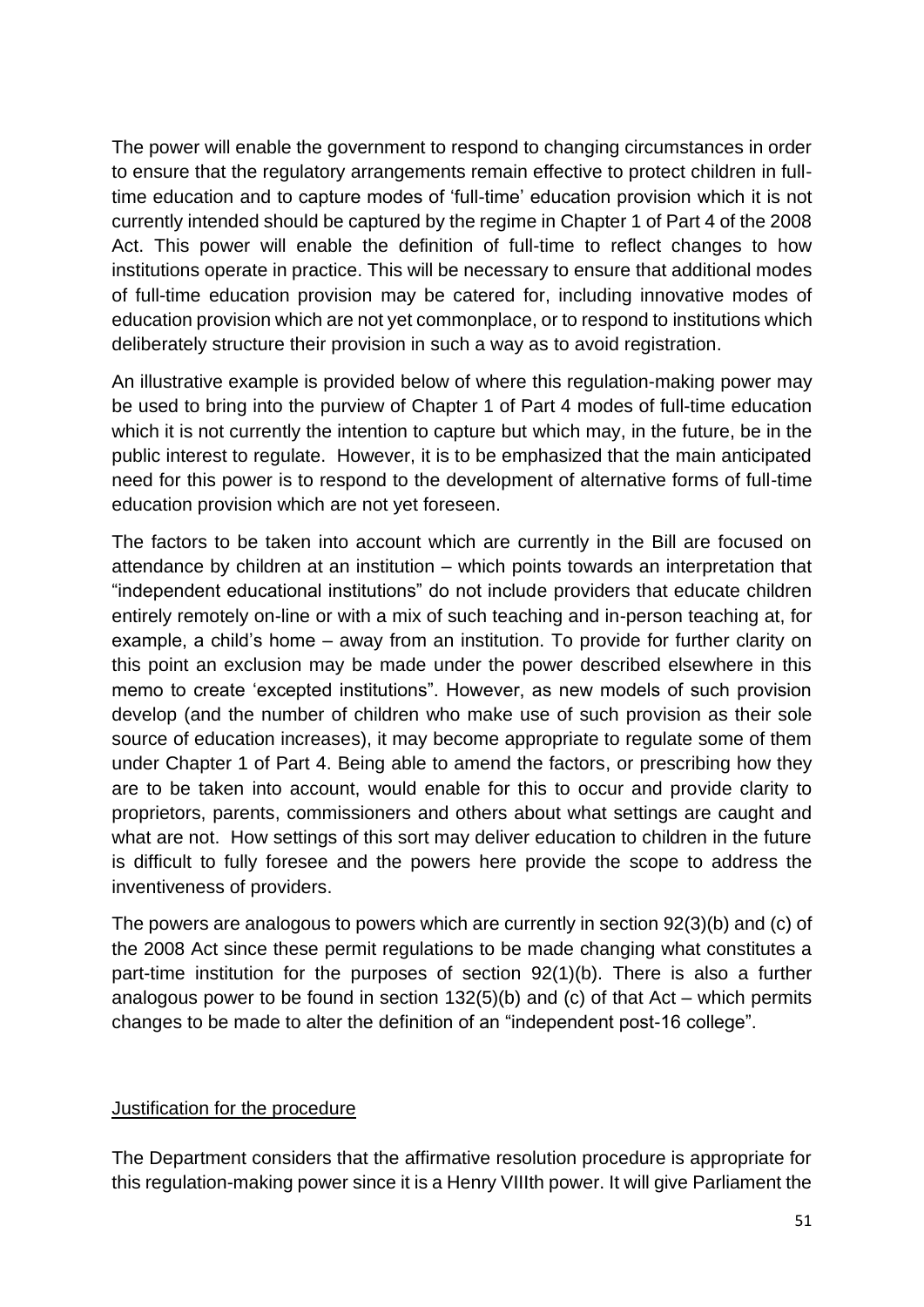The power will enable the government to respond to changing circumstances in order to ensure that the regulatory arrangements remain effective to protect children in full-time education and to capture modes of 'full-time' education provision which it is not currently intended should be captured by the regime in Chapter 1 of Part 4 of the 2008 Act. This power will enable the definition of full-time to reflect changes to how institutions operate in practice. This will be necessary to ensure that additional modes of full-time education provision may be catered for, including innovative modes of education provision which are not yet commonplace, or to respond to institutions which deliberately structure their provision in such a way as to avoid registration.

An illustrative example is provided below of where this regulation-making power may be used to bring into the purview of Chapter 1 of Part 4 modes of full-time education which it is not currently the intention to capture but which may, in the future, be in the public interest to regulate. However, it is to be emphasized that the main anticipated need for this power is to respond to the development of alternative forms of full-time education provision which are not yet foreseen.

The factors to be taken into account which are currently in the Bill are focused on attendance by children at an institution – which points towards an interpretation that "independent educational institutions" do not include providers that educate children entirely remotely on-line or with a mix of such teaching and in-person teaching at, for example, a child's home – away from an institution. To provide for further clarity on this point an exclusion may be made under the power described elsewhere in this memo to create 'excepted institutions". However, as new models of such provision develop (and the number of children who make use of such provision as their sole source of education increases), it may become appropriate to regulate some of them under Chapter 1 of Part 4. Being able to amend the factors, or prescribing how they are to be taken into account, would enable for this to occur and provide clarity to proprietors, parents, commissioners and others about what settings are caught and what are not. How settings of this sort may deliver education to children in the future is difficult to fully foresee and the powers here provide the scope to address the inventiveness of providers.

The powers are analogous to powers which are currently in section 92(3)(b) and (c) of the 2008 Act since these permit regulations to be made changing what constitutes a part-time institution for the purposes of section 92(1)(b). There is also a further analogous power to be found in section 132(5)(b) and (c) of that Act – which permits changes to be made to alter the definition of an "independent post-16 college".

Justification for the procedure

The Department considers that the affirmative resolution procedure is appropriate for this regulation-making power since it is a Henry VIIIth power. It will give Parliament the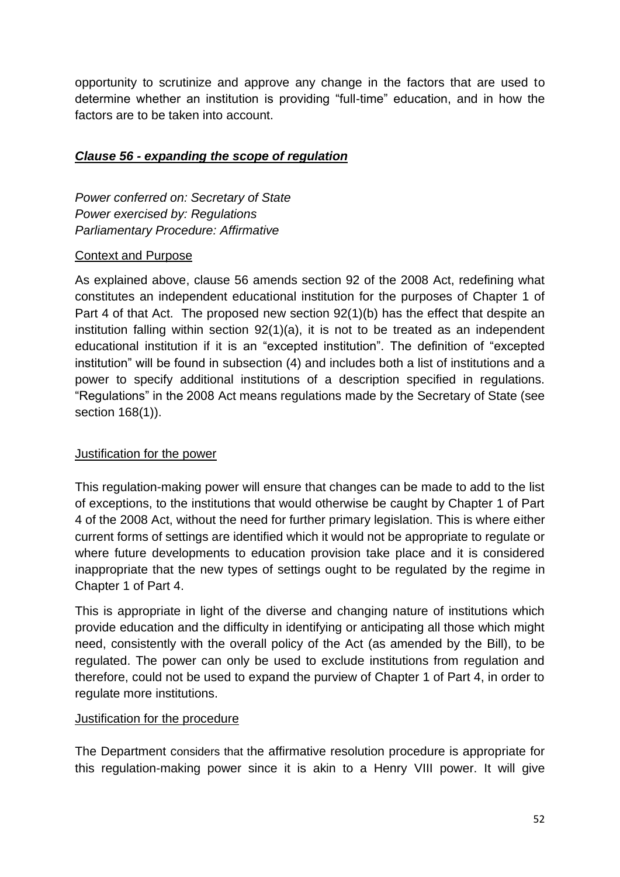opportunity to scrutinize and approve any change in the factors that are used to determine whether an institution is providing "full-time" education, and in how the factors are to be taken into account.

***Clause 56 - expanding the scope of regulation***

*Power conferred on: Secretary of State*
*Power exercised by: Regulations*
*Parliamentary Procedure: Affirmative*

Context and Purpose

As explained above, clause 56 amends section 92 of the 2008 Act, redefining what constitutes an independent educational institution for the purposes of Chapter 1 of Part 4 of that Act. The proposed new section 92(1)(b) has the effect that despite an institution falling within section 92(1)(a), it is not to be treated as an independent educational institution if it is an "excepted institution". The definition of "excepted institution" will be found in subsection (4) and includes both a list of institutions and a power to specify additional institutions of a description specified in regulations. "Regulations" in the 2008 Act means regulations made by the Secretary of State (see section 168(1)).

Justification for the power

This regulation-making power will ensure that changes can be made to add to the list of exceptions, to the institutions that would otherwise be caught by Chapter 1 of Part 4 of the 2008 Act, without the need for further primary legislation. This is where either current forms of settings are identified which it would not be appropriate to regulate or where future developments to education provision take place and it is considered inappropriate that the new types of settings ought to be regulated by the regime in Chapter 1 of Part 4.

This is appropriate in light of the diverse and changing nature of institutions which provide education and the difficulty in identifying or anticipating all those which might need, consistently with the overall policy of the Act (as amended by the Bill), to be regulated. The power can only be used to exclude institutions from regulation and therefore, could not be used to expand the purview of Chapter 1 of Part 4, in order to regulate more institutions.

Justification for the procedure

The Department considers that the affirmative resolution procedure is appropriate for this regulation-making power since it is akin to a Henry VIII power. It will give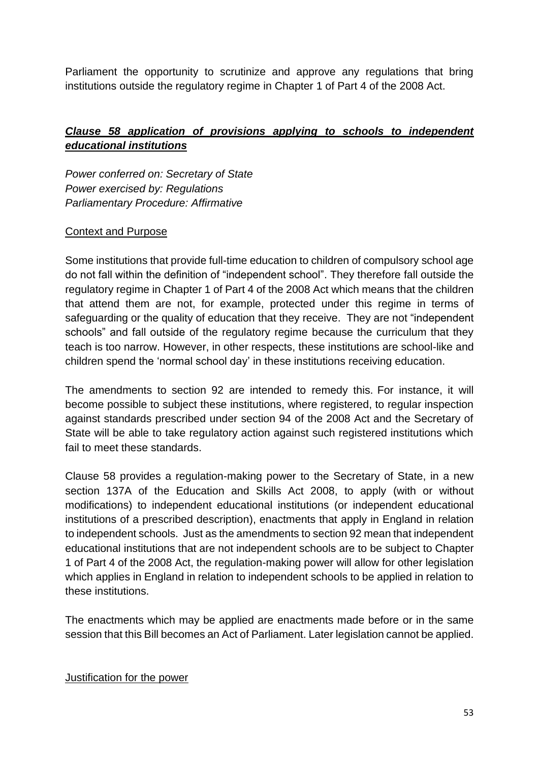Parliament the opportunity to scrutinize and approve any regulations that bring institutions outside the regulatory regime in Chapter 1 of Part 4 of the 2008 Act.

### ***Clause 58 application of provisions applying to schools to independent educational institutions***

*Power conferred on: Secretary of State*
*Power exercised by: Regulations*
*Parliamentary Procedure: Affirmative*

Context and Purpose

Some institutions that provide full-time education to children of compulsory school age do not fall within the definition of "independent school". They therefore fall outside the regulatory regime in Chapter 1 of Part 4 of the 2008 Act which means that the children that attend them are not, for example, protected under this regime in terms of safeguarding or the quality of education that they receive. They are not "independent schools" and fall outside of the regulatory regime because the curriculum that they teach is too narrow. However, in other respects, these institutions are school-like and children spend the 'normal school day' in these institutions receiving education.

The amendments to section 92 are intended to remedy this. For instance, it will become possible to subject these institutions, where registered, to regular inspection against standards prescribed under section 94 of the 2008 Act and the Secretary of State will be able to take regulatory action against such registered institutions which fail to meet these standards.

Clause 58 provides a regulation-making power to the Secretary of State, in a new section 137A of the Education and Skills Act 2008, to apply (with or without modifications) to independent educational institutions (or independent educational institutions of a prescribed description), enactments that apply in England in relation to independent schools. Just as the amendments to section 92 mean that independent educational institutions that are not independent schools are to be subject to Chapter 1 of Part 4 of the 2008 Act, the regulation-making power will allow for other legislation which applies in England in relation to independent schools to be applied in relation to these institutions.

The enactments which may be applied are enactments made before or in the same session that this Bill becomes an Act of Parliament. Later legislation cannot be applied.

Justification for the power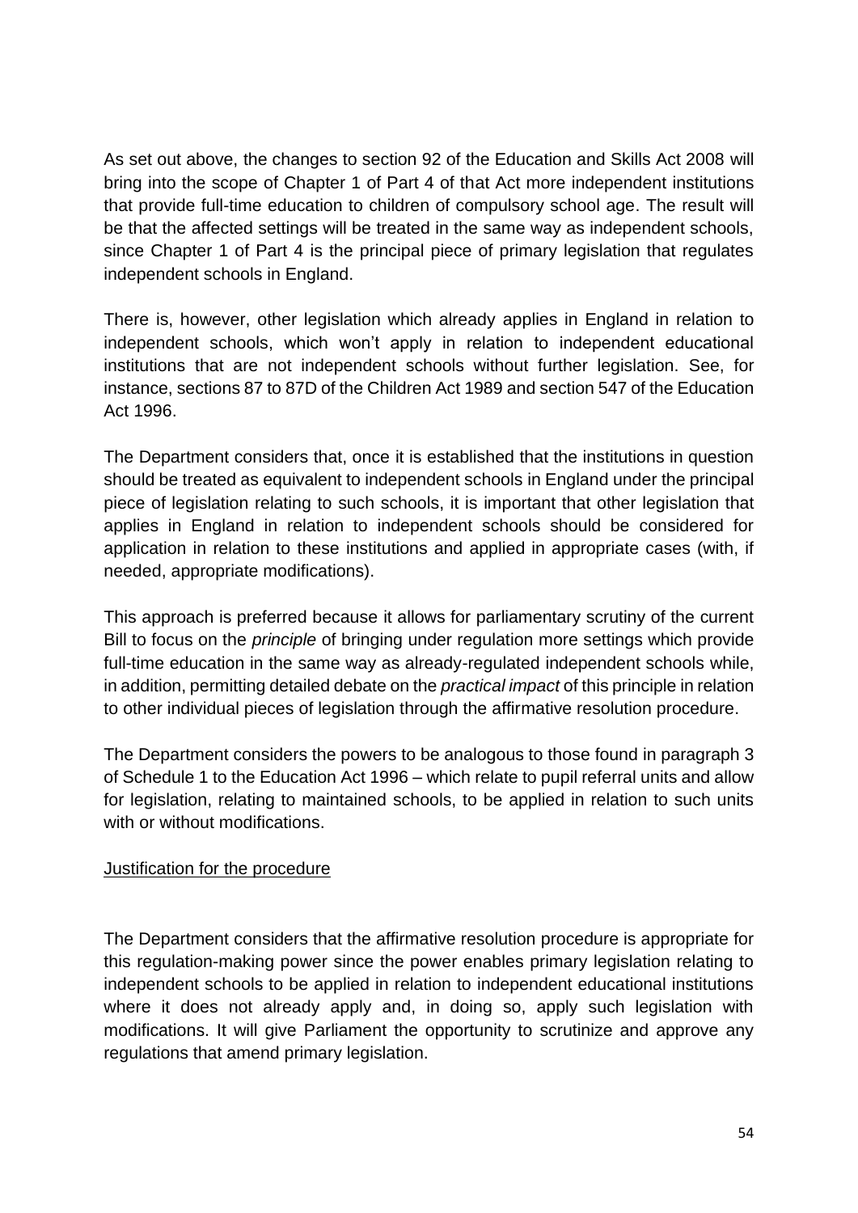As set out above, the changes to section 92 of the Education and Skills Act 2008 will bring into the scope of Chapter 1 of Part 4 of that Act more independent institutions that provide full-time education to children of compulsory school age. The result will be that the affected settings will be treated in the same way as independent schools, since Chapter 1 of Part 4 is the principal piece of primary legislation that regulates independent schools in England.

There is, however, other legislation which already applies in England in relation to independent schools, which won't apply in relation to independent educational institutions that are not independent schools without further legislation. See, for instance, sections 87 to 87D of the Children Act 1989 and section 547 of the Education Act 1996.

The Department considers that, once it is established that the institutions in question should be treated as equivalent to independent schools in England under the principal piece of legislation relating to such schools, it is important that other legislation that applies in England in relation to independent schools should be considered for application in relation to these institutions and applied in appropriate cases (with, if needed, appropriate modifications).

This approach is preferred because it allows for parliamentary scrutiny of the current Bill to focus on the *principle* of bringing under regulation more settings which provide full-time education in the same way as already-regulated independent schools while, in addition, permitting detailed debate on the *practical impact* of this principle in relation to other individual pieces of legislation through the affirmative resolution procedure.

The Department considers the powers to be analogous to those found in paragraph 3 of Schedule 1 to the Education Act 1996 – which relate to pupil referral units and allow for legislation, relating to maintained schools, to be applied in relation to such units with or without modifications.

<u>Justification for the procedure</u>

The Department considers that the affirmative resolution procedure is appropriate for this regulation-making power since the power enables primary legislation relating to independent schools to be applied in relation to independent educational institutions where it does not already apply and, in doing so, apply such legislation with modifications. It will give Parliament the opportunity to scrutinize and approve any regulations that amend primary legislation.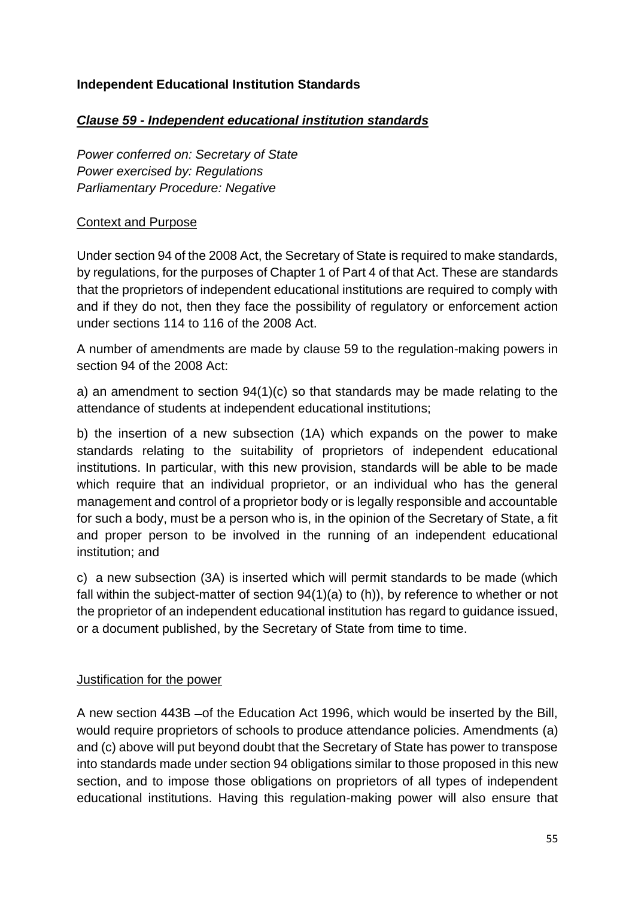**Independent Educational Institution Standards**

***Clause 59 - Independent educational institution standards***

*Power conferred on: Secretary of State*
*Power exercised by: Regulations*
*Parliamentary Procedure: Negative*

Context and Purpose

Under section 94 of the 2008 Act, the Secretary of State is required to make standards, by regulations, for the purposes of Chapter 1 of Part 4 of that Act. These are standards that the proprietors of independent educational institutions are required to comply with and if they do not, then they face the possibility of regulatory or enforcement action under sections 114 to 116 of the 2008 Act.

A number of amendments are made by clause 59 to the regulation-making powers in section 94 of the 2008 Act:

a) an amendment to section 94(1)(c) so that standards may be made relating to the attendance of students at independent educational institutions;

b) the insertion of a new subsection (1A) which expands on the power to make standards relating to the suitability of proprietors of independent educational institutions. In particular, with this new provision, standards will be able to be made which require that an individual proprietor, or an individual who has the general management and control of a proprietor body or is legally responsible and accountable for such a body, must be a person who is, in the opinion of the Secretary of State, a fit and proper person to be involved in the running of an independent educational institution; and

c) a new subsection (3A) is inserted which will permit standards to be made (which fall within the subject-matter of section 94(1)(a) to (h)), by reference to whether or not the proprietor of an independent educational institution has regard to guidance issued, or a document published, by the Secretary of State from time to time.

Justification for the power

A new section 443B –of the Education Act 1996, which would be inserted by the Bill, would require proprietors of schools to produce attendance policies. Amendments (a) and (c) above will put beyond doubt that the Secretary of State has power to transpose into standards made under section 94 obligations similar to those proposed in this new section, and to impose those obligations on proprietors of all types of independent educational institutions. Having this regulation-making power will also ensure that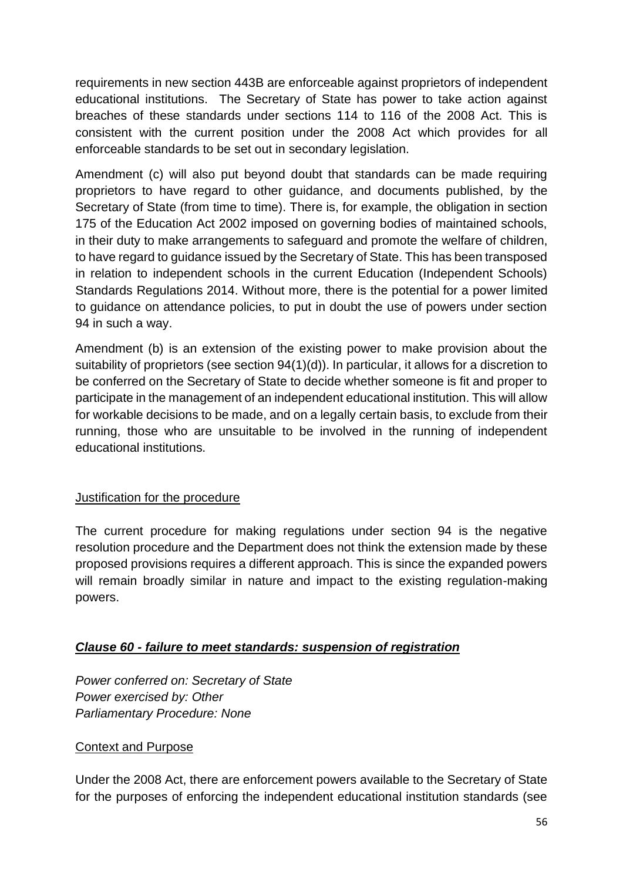requirements in new section 443B are enforceable against proprietors of independent educational institutions. The Secretary of State has power to take action against breaches of these standards under sections 114 to 116 of the 2008 Act. This is consistent with the current position under the 2008 Act which provides for all enforceable standards to be set out in secondary legislation.

Amendment (c) will also put beyond doubt that standards can be made requiring proprietors to have regard to other guidance, and documents published, by the Secretary of State (from time to time). There is, for example, the obligation in section 175 of the Education Act 2002 imposed on governing bodies of maintained schools, in their duty to make arrangements to safeguard and promote the welfare of children, to have regard to guidance issued by the Secretary of State. This has been transposed in relation to independent schools in the current Education (Independent Schools) Standards Regulations 2014. Without more, there is the potential for a power limited to guidance on attendance policies, to put in doubt the use of powers under section 94 in such a way.

Amendment (b) is an extension of the existing power to make provision about the suitability of proprietors (see section 94(1)(d)). In particular, it allows for a discretion to be conferred on the Secretary of State to decide whether someone is fit and proper to participate in the management of an independent educational institution. This will allow for workable decisions to be made, and on a legally certain basis, to exclude from their running, those who are unsuitable to be involved in the running of independent educational institutions.

Justification for the procedure

The current procedure for making regulations under section 94 is the negative resolution procedure and the Department does not think the extension made by these proposed provisions requires a different approach. This is since the expanded powers will remain broadly similar in nature and impact to the existing regulation-making powers.

### ***Clause 60 - failure to meet standards: suspension of registration***

*Power conferred on: Secretary of State*
*Power exercised by: Other*
*Parliamentary Procedure: None*

Context and Purpose

Under the 2008 Act, there are enforcement powers available to the Secretary of State for the purposes of enforcing the independent educational institution standards (see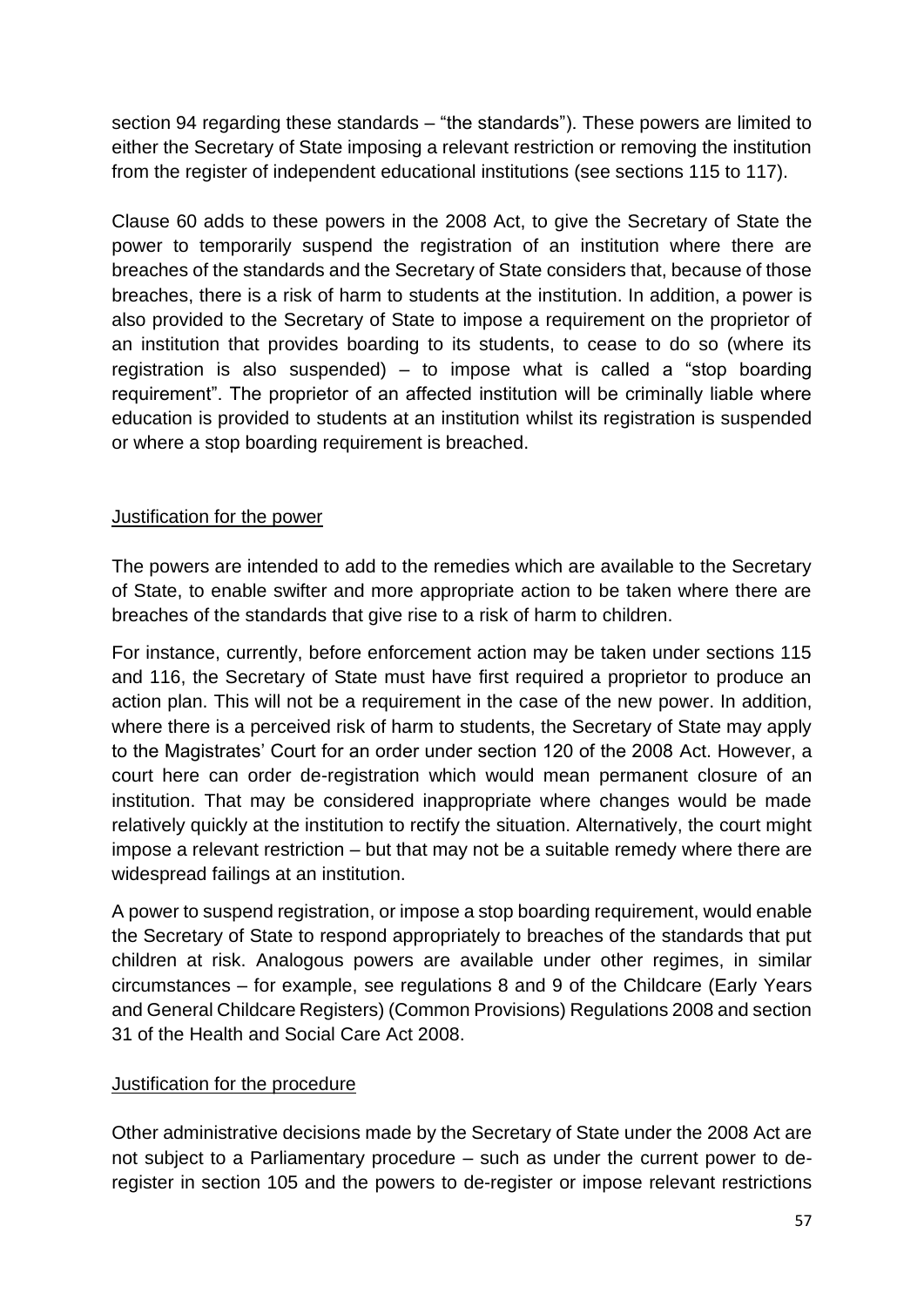section 94 regarding these standards – "the standards"). These powers are limited to either the Secretary of State imposing a relevant restriction or removing the institution from the register of independent educational institutions (see sections 115 to 117).

Clause 60 adds to these powers in the 2008 Act, to give the Secretary of State the power to temporarily suspend the registration of an institution where there are breaches of the standards and the Secretary of State considers that, because of those breaches, there is a risk of harm to students at the institution. In addition, a power is also provided to the Secretary of State to impose a requirement on the proprietor of an institution that provides boarding to its students, to cease to do so (where its registration is also suspended) – to impose what is called a "stop boarding requirement". The proprietor of an affected institution will be criminally liable where education is provided to students at an institution whilst its registration is suspended or where a stop boarding requirement is breached.

Justification for the power

The powers are intended to add to the remedies which are available to the Secretary of State, to enable swifter and more appropriate action to be taken where there are breaches of the standards that give rise to a risk of harm to children.

For instance, currently, before enforcement action may be taken under sections 115 and 116, the Secretary of State must have first required a proprietor to produce an action plan. This will not be a requirement in the case of the new power. In addition, where there is a perceived risk of harm to students, the Secretary of State may apply to the Magistrates' Court for an order under section 120 of the 2008 Act. However, a court here can order de-registration which would mean permanent closure of an institution. That may be considered inappropriate where changes would be made relatively quickly at the institution to rectify the situation. Alternatively, the court might impose a relevant restriction – but that may not be a suitable remedy where there are widespread failings at an institution.

A power to suspend registration, or impose a stop boarding requirement, would enable the Secretary of State to respond appropriately to breaches of the standards that put children at risk. Analogous powers are available under other regimes, in similar circumstances – for example, see regulations 8 and 9 of the Childcare (Early Years and General Childcare Registers) (Common Provisions) Regulations 2008 and section 31 of the Health and Social Care Act 2008.

Justification for the procedure

Other administrative decisions made by the Secretary of State under the 2008 Act are not subject to a Parliamentary procedure – such as under the current power to de-register in section 105 and the powers to de-register or impose relevant restrictions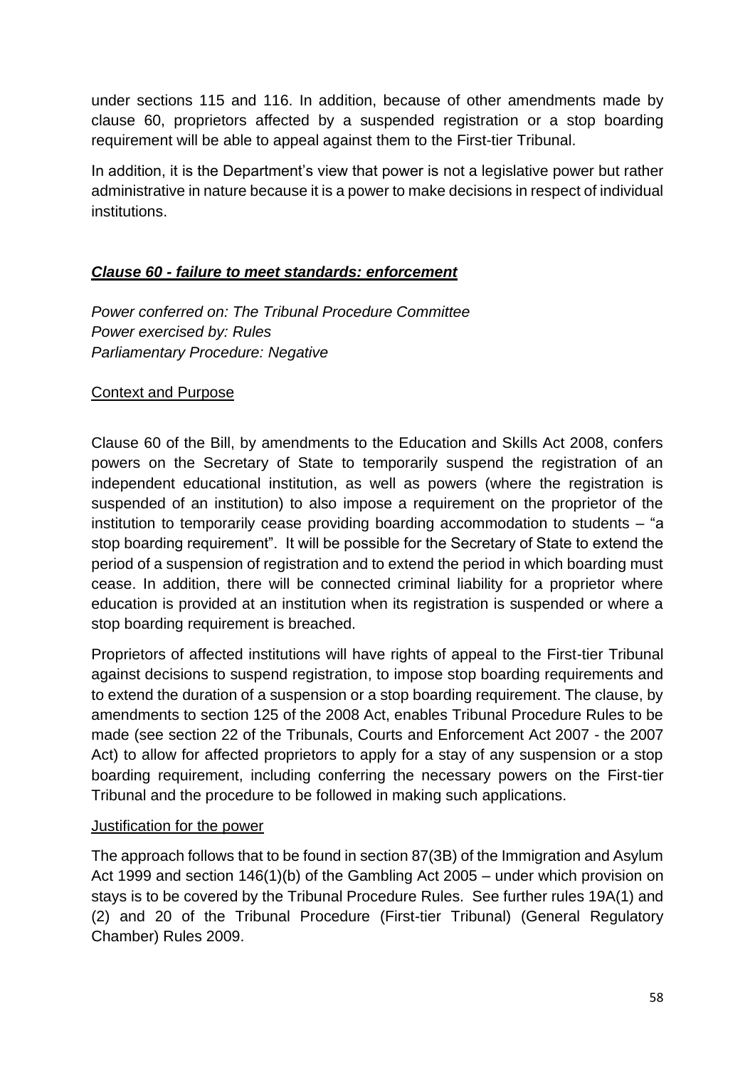under sections 115 and 116. In addition, because of other amendments made by clause 60, proprietors affected by a suspended registration or a stop boarding requirement will be able to appeal against them to the First-tier Tribunal.

In addition, it is the Department's view that power is not a legislative power but rather administrative in nature because it is a power to make decisions in respect of individual institutions.

### ***Clause 60 - failure to meet standards: enforcement***

*Power conferred on: The Tribunal Procedure Committee*
*Power exercised by: Rules*
*Parliamentary Procedure: Negative*

Context and Purpose

Clause 60 of the Bill, by amendments to the Education and Skills Act 2008, confers powers on the Secretary of State to temporarily suspend the registration of an independent educational institution, as well as powers (where the registration is suspended of an institution) to also impose a requirement on the proprietor of the institution to temporarily cease providing boarding accommodation to students – "a stop boarding requirement". It will be possible for the Secretary of State to extend the period of a suspension of registration and to extend the period in which boarding must cease. In addition, there will be connected criminal liability for a proprietor where education is provided at an institution when its registration is suspended or where a stop boarding requirement is breached.

Proprietors of affected institutions will have rights of appeal to the First-tier Tribunal against decisions to suspend registration, to impose stop boarding requirements and to extend the duration of a suspension or a stop boarding requirement. The clause, by amendments to section 125 of the 2008 Act, enables Tribunal Procedure Rules to be made (see section 22 of the Tribunals, Courts and Enforcement Act 2007 - the 2007 Act) to allow for affected proprietors to apply for a stay of any suspension or a stop boarding requirement, including conferring the necessary powers on the First-tier Tribunal and the procedure to be followed in making such applications.

Justification for the power

The approach follows that to be found in section 87(3B) of the Immigration and Asylum Act 1999 and section 146(1)(b) of the Gambling Act 2005 – under which provision on stays is to be covered by the Tribunal Procedure Rules. See further rules 19A(1) and (2) and 20 of the Tribunal Procedure (First-tier Tribunal) (General Regulatory Chamber) Rules 2009.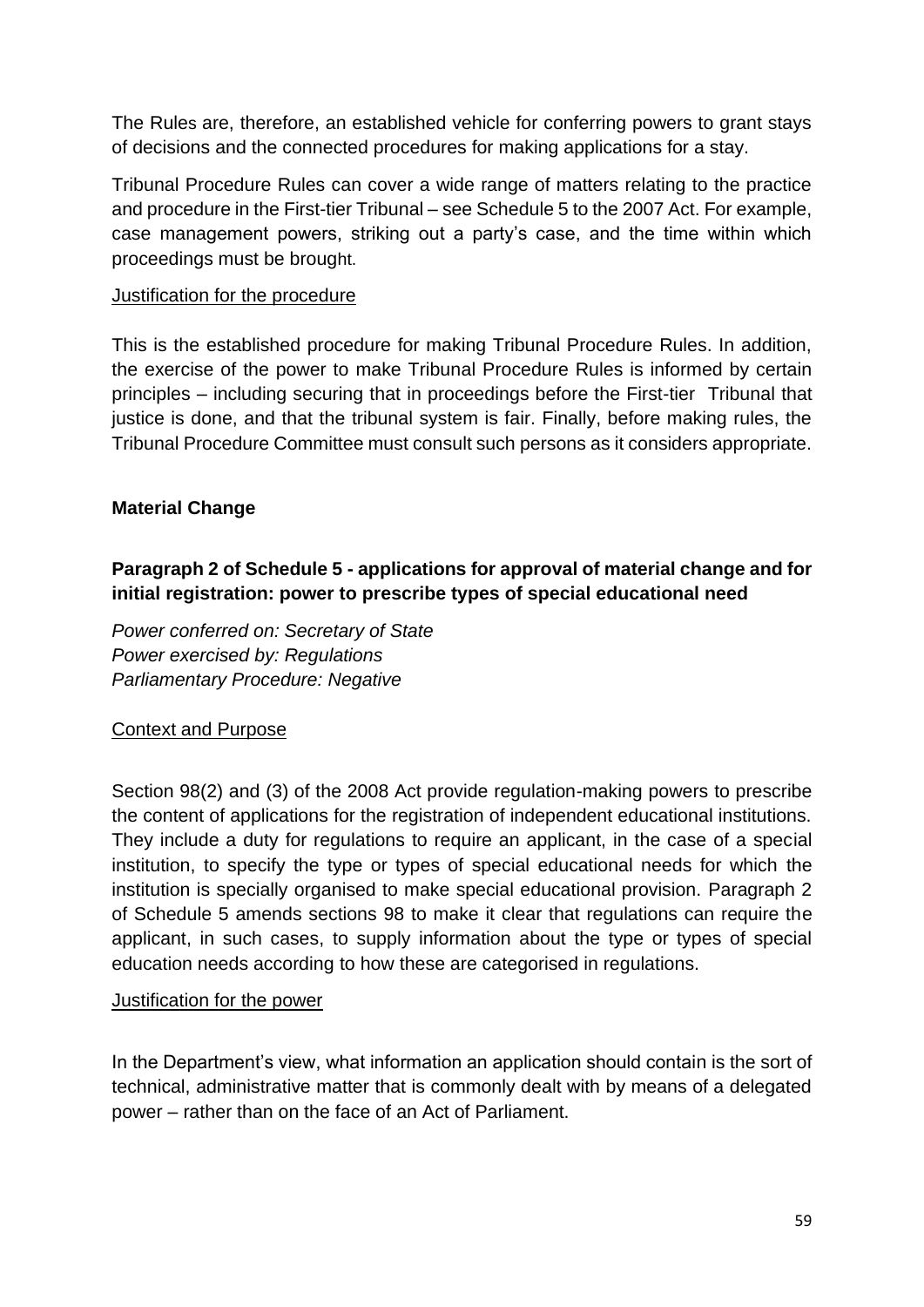The Rules are, therefore, an established vehicle for conferring powers to grant stays of decisions and the connected procedures for making applications for a stay.

Tribunal Procedure Rules can cover a wide range of matters relating to the practice and procedure in the First-tier Tribunal – see Schedule 5 to the 2007 Act. For example, case management powers, striking out a party's case, and the time within which proceedings must be brought.

Justification for the procedure

This is the established procedure for making Tribunal Procedure Rules. In addition, the exercise of the power to make Tribunal Procedure Rules is informed by certain principles – including securing that in proceedings before the First-tier Tribunal that justice is done, and that the tribunal system is fair. Finally, before making rules, the Tribunal Procedure Committee must consult such persons as it considers appropriate.

**Material Change**

**Paragraph 2 of Schedule 5 - applications for approval of material change and for initial registration: power to prescribe types of special educational need**

*Power conferred on: Secretary of State*
*Power exercised by: Regulations*
*Parliamentary Procedure: Negative*

Context and Purpose

Section 98(2) and (3) of the 2008 Act provide regulation-making powers to prescribe the content of applications for the registration of independent educational institutions. They include a duty for regulations to require an applicant, in the case of a special institution, to specify the type or types of special educational needs for which the institution is specially organised to make special educational provision. Paragraph 2 of Schedule 5 amends sections 98 to make it clear that regulations can require the applicant, in such cases, to supply information about the type or types of special education needs according to how these are categorised in regulations.

Justification for the power

In the Department's view, what information an application should contain is the sort of technical, administrative matter that is commonly dealt with by means of a delegated power – rather than on the face of an Act of Parliament.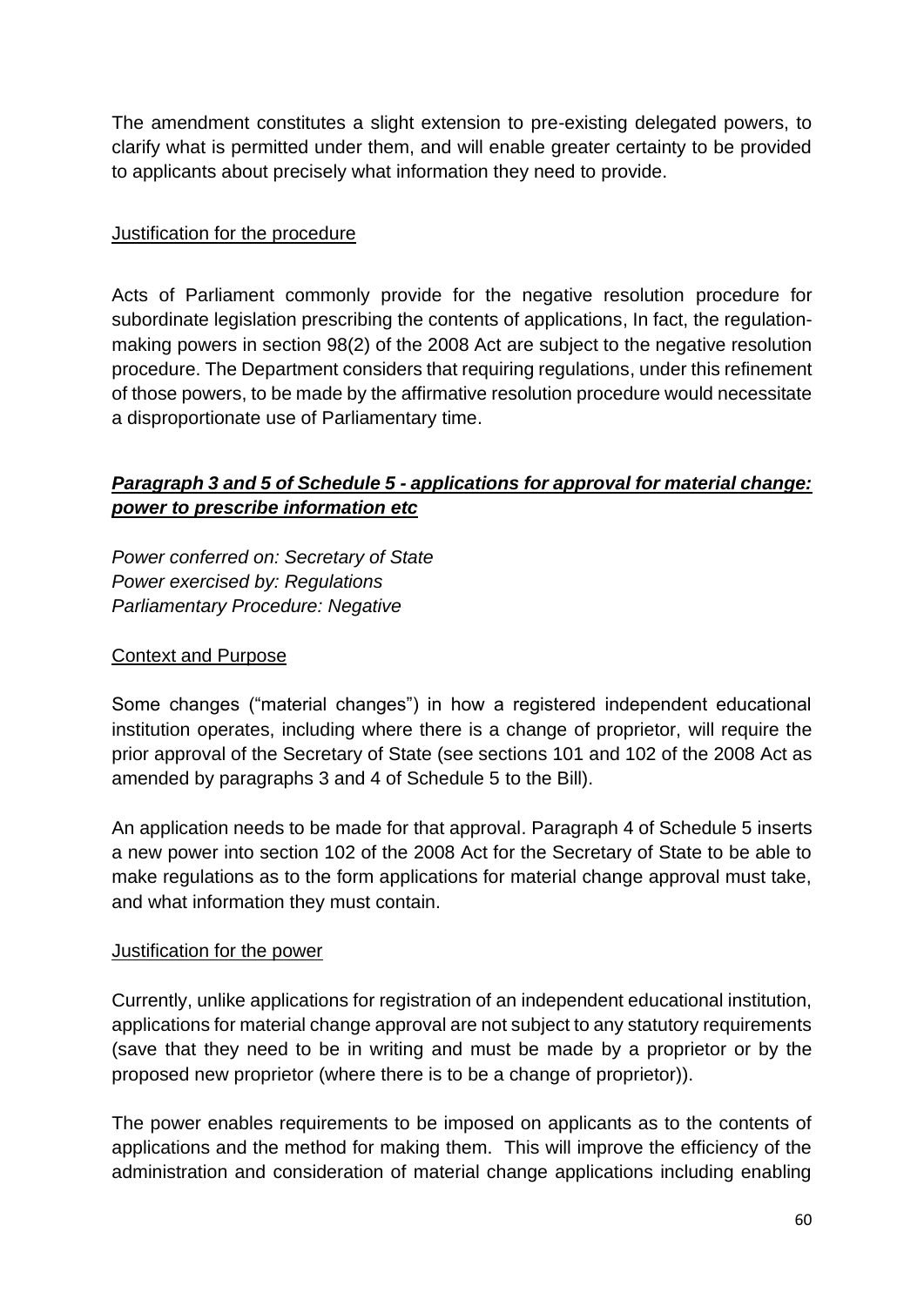The amendment constitutes a slight extension to pre-existing delegated powers, to clarify what is permitted under them, and will enable greater certainty to be provided to applicants about precisely what information they need to provide.

Justification for the procedure

Acts of Parliament commonly provide for the negative resolution procedure for subordinate legislation prescribing the contents of applications, In fact, the regulation-making powers in section 98(2) of the 2008 Act are subject to the negative resolution procedure. The Department considers that requiring regulations, under this refinement of those powers, to be made by the affirmative resolution procedure would necessitate a disproportionate use of Parliamentary time.

### ***Paragraph 3 and 5 of Schedule 5 - applications for approval for material change: power to prescribe information etc***

*Power conferred on: Secretary of State*
*Power exercised by: Regulations*
*Parliamentary Procedure: Negative*

Context and Purpose

Some changes ("material changes") in how a registered independent educational institution operates, including where there is a change of proprietor, will require the prior approval of the Secretary of State (see sections 101 and 102 of the 2008 Act as amended by paragraphs 3 and 4 of Schedule 5 to the Bill).

An application needs to be made for that approval. Paragraph 4 of Schedule 5 inserts a new power into section 102 of the 2008 Act for the Secretary of State to be able to make regulations as to the form applications for material change approval must take, and what information they must contain.

Justification for the power

Currently, unlike applications for registration of an independent educational institution, applications for material change approval are not subject to any statutory requirements (save that they need to be in writing and must be made by a proprietor or by the proposed new proprietor (where there is to be a change of proprietor)).

The power enables requirements to be imposed on applicants as to the contents of applications and the method for making them. This will improve the efficiency of the administration and consideration of material change applications including enabling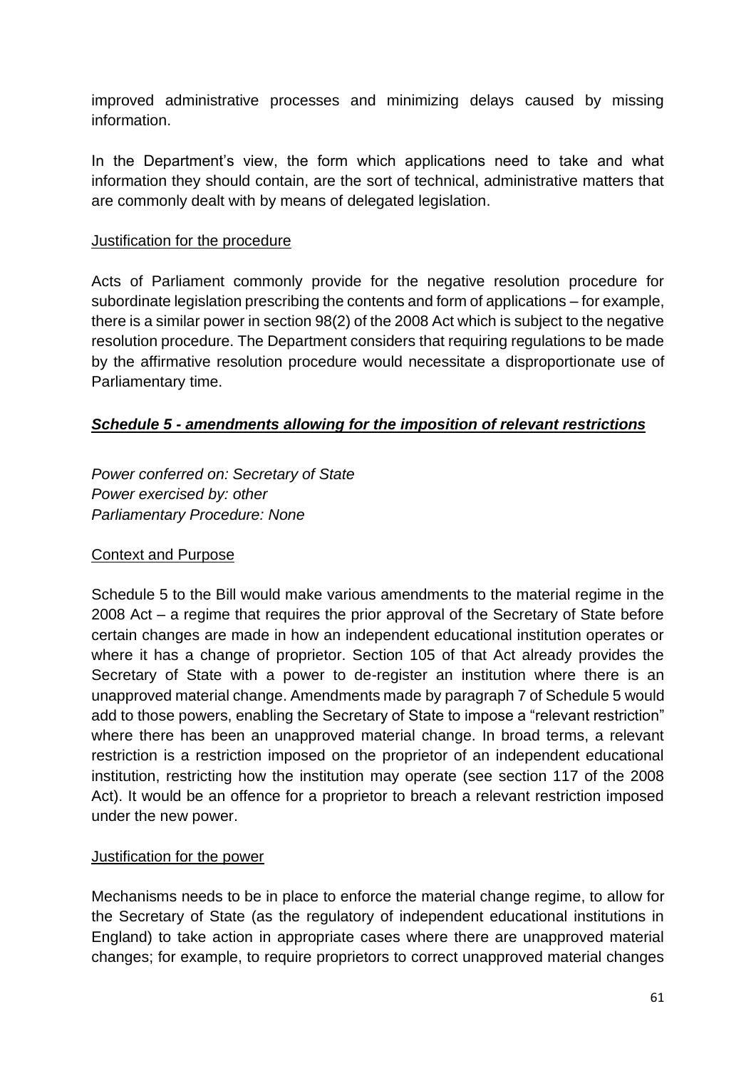improved administrative processes and minimizing delays caused by missing information.

In the Department's view, the form which applications need to take and what information they should contain, are the sort of technical, administrative matters that are commonly dealt with by means of delegated legislation.

Justification for the procedure

Acts of Parliament commonly provide for the negative resolution procedure for subordinate legislation prescribing the contents and form of applications – for example, there is a similar power in section 98(2) of the 2008 Act which is subject to the negative resolution procedure. The Department considers that requiring regulations to be made by the affirmative resolution procedure would necessitate a disproportionate use of Parliamentary time.

### ***Schedule 5 - amendments allowing for the imposition of relevant restrictions***

*Power conferred on: Secretary of State*
*Power exercised by: other*
*Parliamentary Procedure: None*

Context and Purpose

Schedule 5 to the Bill would make various amendments to the material regime in the 2008 Act – a regime that requires the prior approval of the Secretary of State before certain changes are made in how an independent educational institution operates or where it has a change of proprietor. Section 105 of that Act already provides the Secretary of State with a power to de-register an institution where there is an unapproved material change. Amendments made by paragraph 7 of Schedule 5 would add to those powers, enabling the Secretary of State to impose a "relevant restriction" where there has been an unapproved material change. In broad terms, a relevant restriction is a restriction imposed on the proprietor of an independent educational institution, restricting how the institution may operate (see section 117 of the 2008 Act). It would be an offence for a proprietor to breach a relevant restriction imposed under the new power.

Justification for the power

Mechanisms needs to be in place to enforce the material change regime, to allow for the Secretary of State (as the regulatory of independent educational institutions in England) to take action in appropriate cases where there are unapproved material changes; for example, to require proprietors to correct unapproved material changes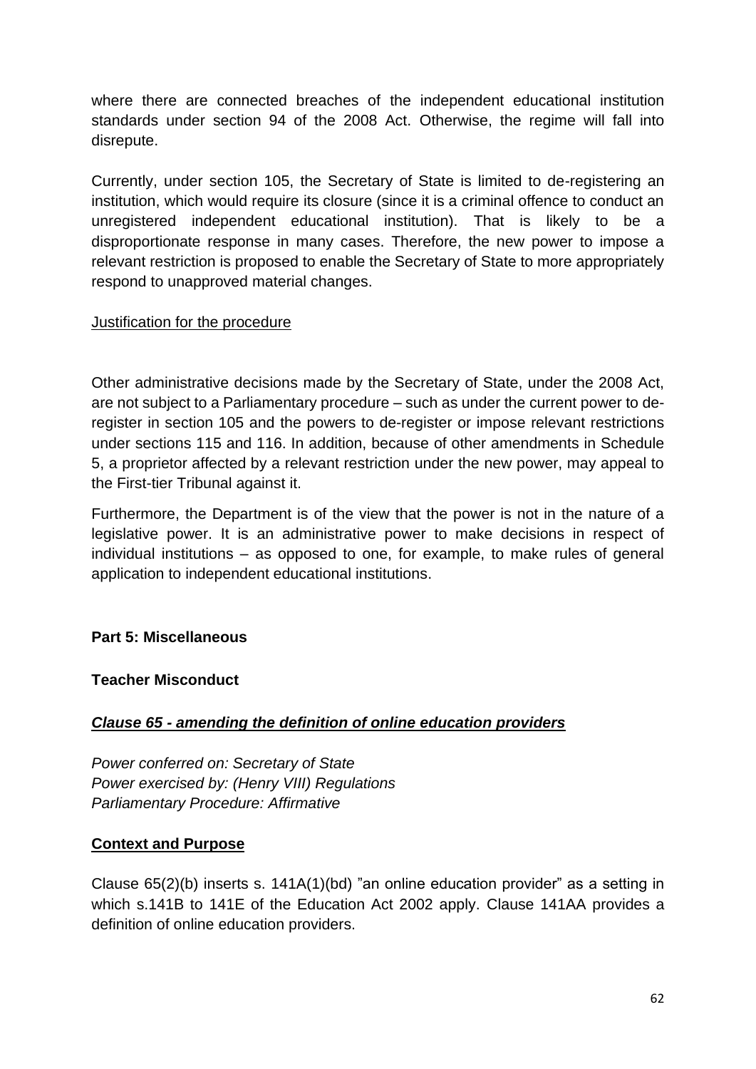where there are connected breaches of the independent educational institution standards under section 94 of the 2008 Act. Otherwise, the regime will fall into disrepute.

Currently, under section 105, the Secretary of State is limited to de-registering an institution, which would require its closure (since it is a criminal offence to conduct an unregistered independent educational institution). That is likely to be a disproportionate response in many cases. Therefore, the new power to impose a relevant restriction is proposed to enable the Secretary of State to more appropriately respond to unapproved material changes.

Justification for the procedure

Other administrative decisions made by the Secretary of State, under the 2008 Act, are not subject to a Parliamentary procedure – such as under the current power to de-register in section 105 and the powers to de-register or impose relevant restrictions under sections 115 and 116. In addition, because of other amendments in Schedule 5, a proprietor affected by a relevant restriction under the new power, may appeal to the First-tier Tribunal against it.

Furthermore, the Department is of the view that the power is not in the nature of a legislative power. It is an administrative power to make decisions in respect of individual institutions – as opposed to one, for example, to make rules of general application to independent educational institutions.

**Part 5: Miscellaneous**

**Teacher Misconduct**

***Clause 65 - amending the definition of online education providers***

*Power conferred on: Secretary of State*
*Power exercised by: (Henry VIII) Regulations*
*Parliamentary Procedure: Affirmative*

**Context and Purpose**

Clause 65(2)(b) inserts s. 141A(1)(bd) "an online education provider" as a setting in which s.141B to 141E of the Education Act 2002 apply. Clause 141AA provides a definition of online education providers.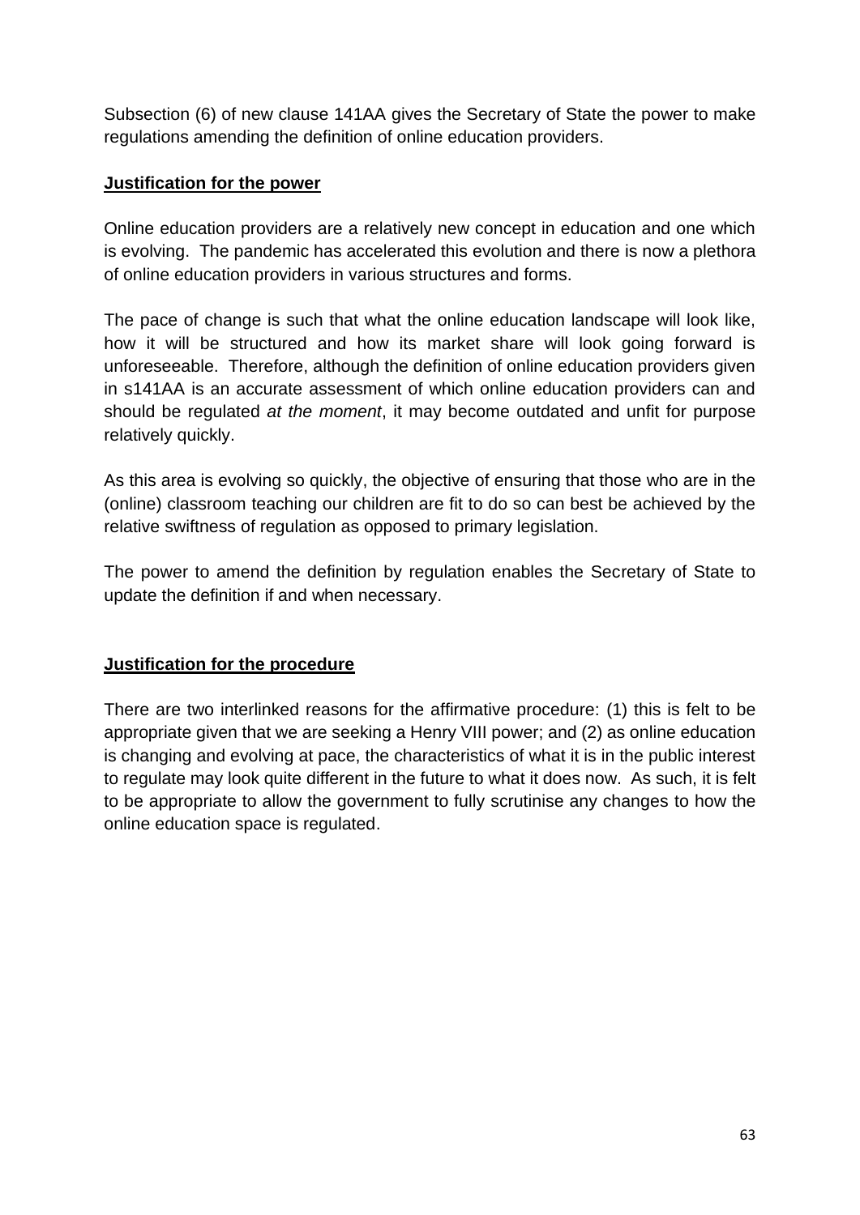Subsection (6) of new clause 141AA gives the Secretary of State the power to make regulations amending the definition of online education providers.

**Justification for the power**

Online education providers are a relatively new concept in education and one which is evolving. The pandemic has accelerated this evolution and there is now a plethora of online education providers in various structures and forms.

The pace of change is such that what the online education landscape will look like, how it will be structured and how its market share will look going forward is unforeseeable. Therefore, although the definition of online education providers given in s141AA is an accurate assessment of which online education providers can and should be regulated *at the moment*, it may become outdated and unfit for purpose relatively quickly.

As this area is evolving so quickly, the objective of ensuring that those who are in the (online) classroom teaching our children are fit to do so can best be achieved by the relative swiftness of regulation as opposed to primary legislation.

The power to amend the definition by regulation enables the Secretary of State to update the definition if and when necessary.

**Justification for the procedure**

There are two interlinked reasons for the affirmative procedure: (1) this is felt to be appropriate given that we are seeking a Henry VIII power; and (2) as online education is changing and evolving at pace, the characteristics of what it is in the public interest to regulate may look quite different in the future to what it does now. As such, it is felt to be appropriate to allow the government to fully scrutinise any changes to how the online education space is regulated.